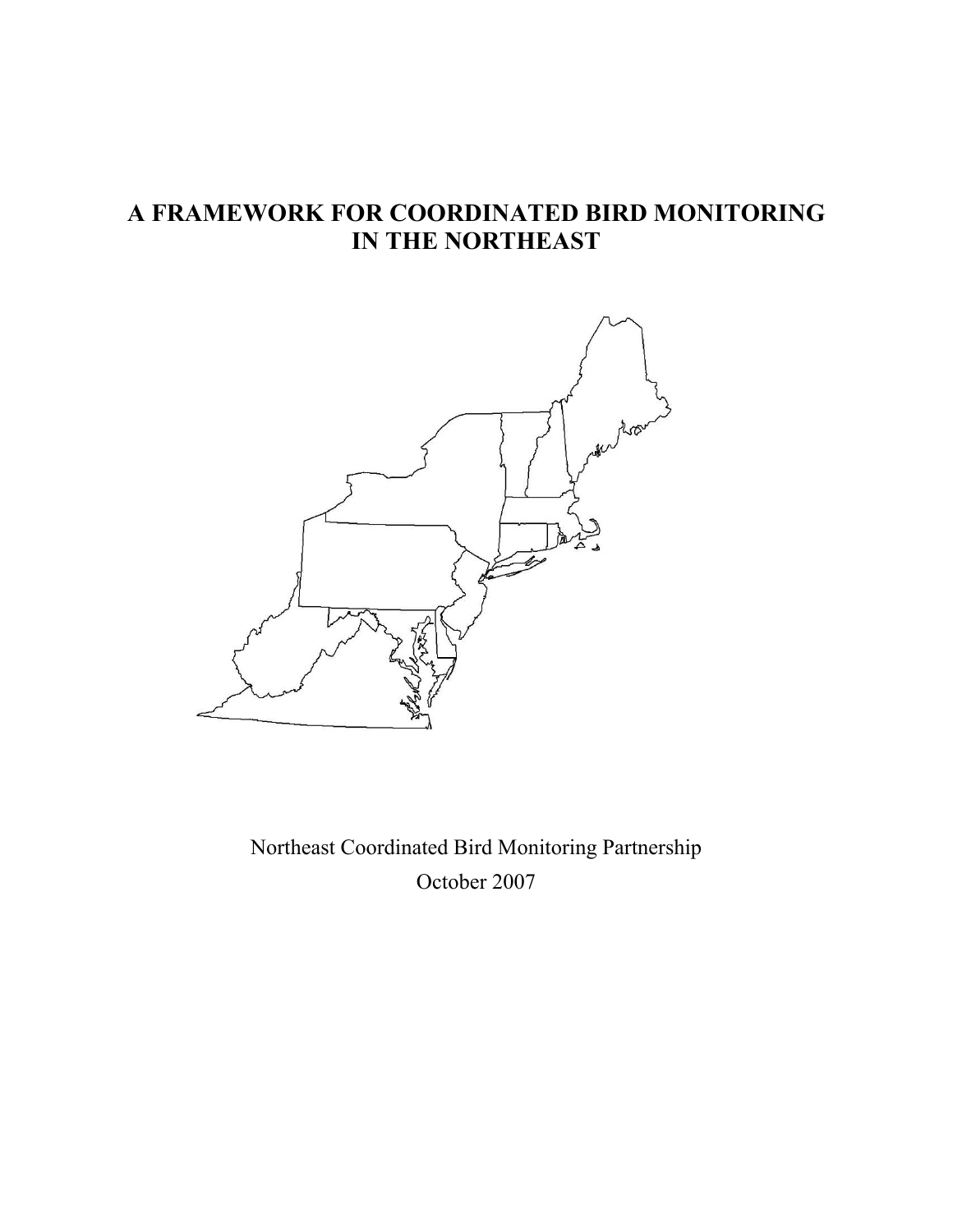# A FRAMEWORK FOR COORDINATED BIRD MONITORING IN THE NORTHEAST

Northeast Coordinated Bird Monitoring Partnership

October 2007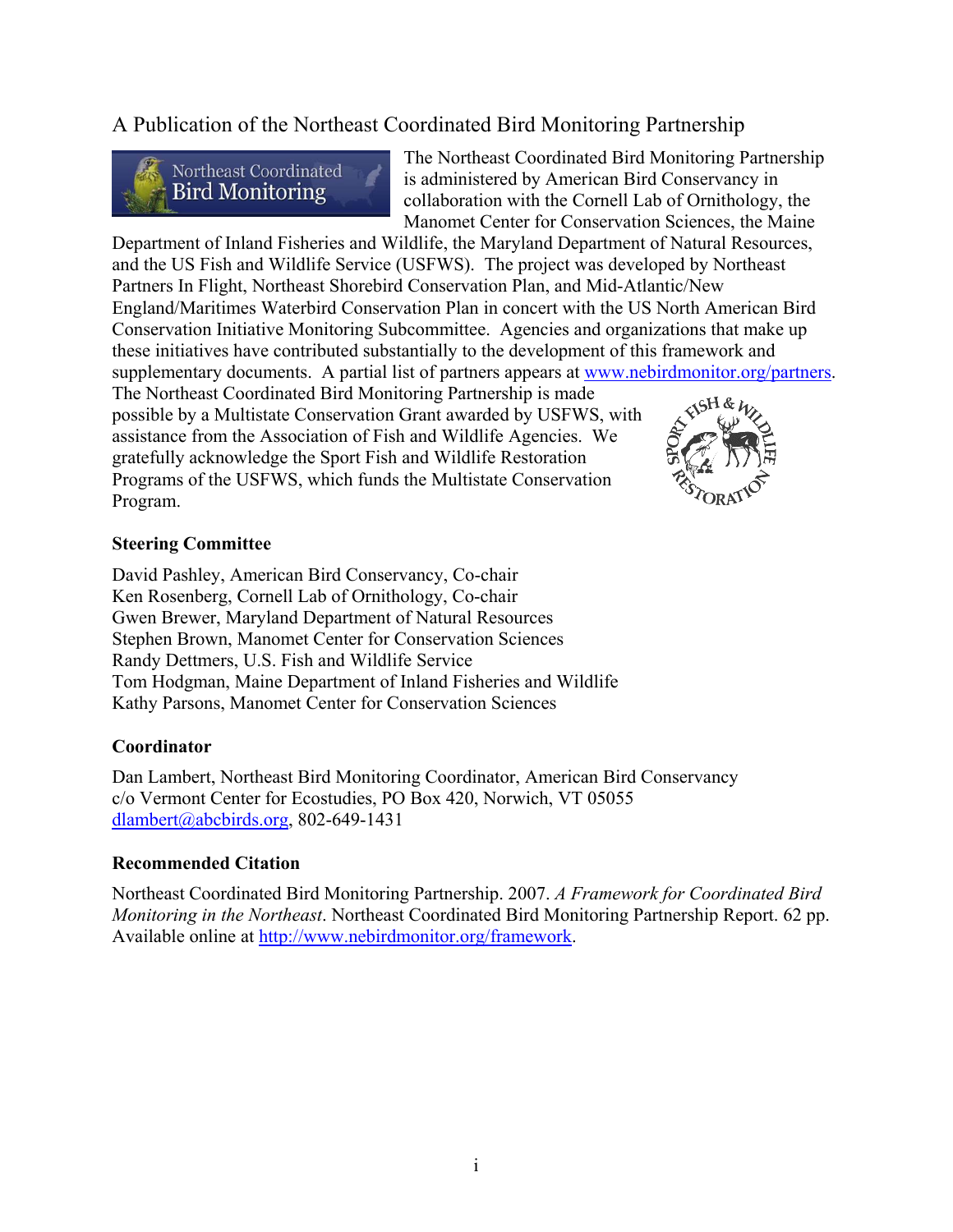A Publication of the Northeast Coordinated Bird Monitoring Partnership

The Northeast Coordinated Bird Monitoring Partnership is administered by American Bird Conservancy in collaboration with the Cornell Lab of Ornithology, the Manomet Center for Conservation Sciences, the Maine Department of Inland Fisheries and Wildlife, the Maryland Department of Natural Resources, and the US Fish and Wildlife Service (USFWS). The project was developed by Northeast Partners In Flight, Northeast Shorebird Conservation Plan, and Mid-Atlantic/New England/Maritimes Waterbird Conservation Plan in concert with the US North American Bird Conservation Initiative Monitoring Subcommittee. Agencies and organizations that make up these initiatives have contributed substantially to the development of this framework and supplementary documents. A partial list of partners appears at www.nebirdmonitor.org/partners. The Northeast Coordinated Bird Monitoring Partnership is made possible by a Multistate Conservation Grant awarded by USFWS, with assistance from the Association of Fish and Wildlife Agencies. We gratefully acknowledge the Sport Fish and Wildlife Restoration Programs of the USFWS, which funds the Multistate Conservation Program.

**Steering Committee**

David Pashley, American Bird Conservancy, Co-chair
Ken Rosenberg, Cornell Lab of Ornithology, Co-chair
Gwen Brewer, Maryland Department of Natural Resources
Stephen Brown, Manomet Center for Conservation Sciences
Randy Dettmers, U.S. Fish and Wildlife Service
Tom Hodgman, Maine Department of Inland Fisheries and Wildlife
Kathy Parsons, Manomet Center for Conservation Sciences

**Coordinator**

Dan Lambert, Northeast Bird Monitoring Coordinator, American Bird Conservancy
c/o Vermont Center for Ecostudies, PO Box 420, Norwich, VT 05055
dlambert@abcbirds.org, 802-649-1431

**Recommended Citation**

Northeast Coordinated Bird Monitoring Partnership. 2007. *A Framework for Coordinated Bird Monitoring in the Northeast*. Northeast Coordinated Bird Monitoring Partnership Report. 62 pp. Available online at http://www.nebirdmonitor.org/framework.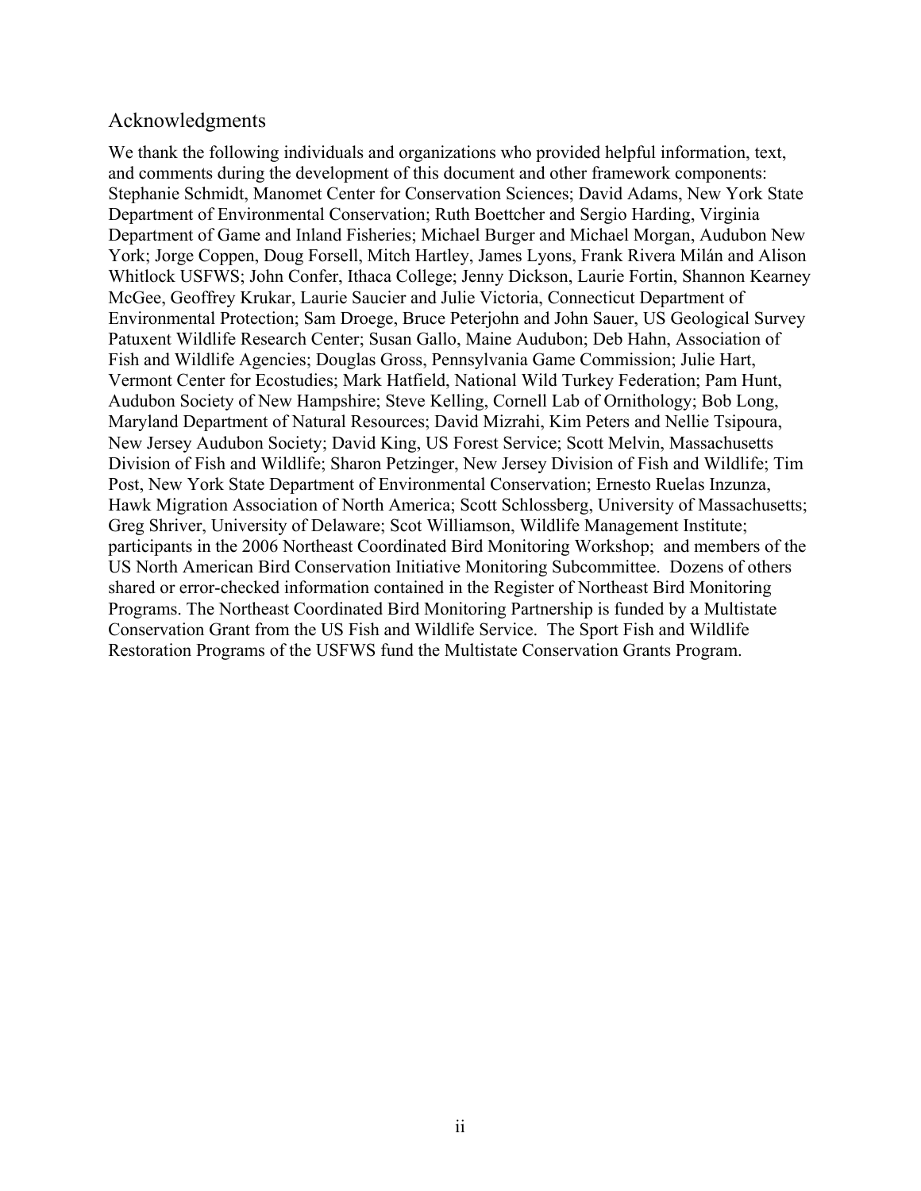## Acknowledgments

We thank the following individuals and organizations who provided helpful information, text, and comments during the development of this document and other framework components: Stephanie Schmidt, Manomet Center for Conservation Sciences; David Adams, New York State Department of Environmental Conservation; Ruth Boettcher and Sergio Harding, Virginia Department of Game and Inland Fisheries; Michael Burger and Michael Morgan, Audubon New York; Jorge Coppen, Doug Forsell, Mitch Hartley, James Lyons, Frank Rivera Milán and Alison Whitlock USFWS; John Confer, Ithaca College; Jenny Dickson, Laurie Fortin, Shannon Kearney McGee, Geoffrey Krukar, Laurie Saucier and Julie Victoria, Connecticut Department of Environmental Protection; Sam Droege, Bruce Peterjohn and John Sauer, US Geological Survey Patuxent Wildlife Research Center; Susan Gallo, Maine Audubon; Deb Hahn, Association of Fish and Wildlife Agencies; Douglas Gross, Pennsylvania Game Commission; Julie Hart, Vermont Center for Ecostudies; Mark Hatfield, National Wild Turkey Federation; Pam Hunt, Audubon Society of New Hampshire; Steve Kelling, Cornell Lab of Ornithology; Bob Long, Maryland Department of Natural Resources; David Mizrahi, Kim Peters and Nellie Tsipoura, New Jersey Audubon Society; David King, US Forest Service; Scott Melvin, Massachusetts Division of Fish and Wildlife; Sharon Petzinger, New Jersey Division of Fish and Wildlife; Tim Post, New York State Department of Environmental Conservation; Ernesto Ruelas Inzunza, Hawk Migration Association of North America; Scott Schlossberg, University of Massachusetts; Greg Shriver, University of Delaware; Scot Williamson, Wildlife Management Institute; participants in the 2006 Northeast Coordinated Bird Monitoring Workshop; and members of the US North American Bird Conservation Initiative Monitoring Subcommittee. Dozens of others shared or error-checked information contained in the Register of Northeast Bird Monitoring Programs. The Northeast Coordinated Bird Monitoring Partnership is funded by a Multistate Conservation Grant from the US Fish and Wildlife Service. The Sport Fish and Wildlife Restoration Programs of the USFWS fund the Multistate Conservation Grants Program.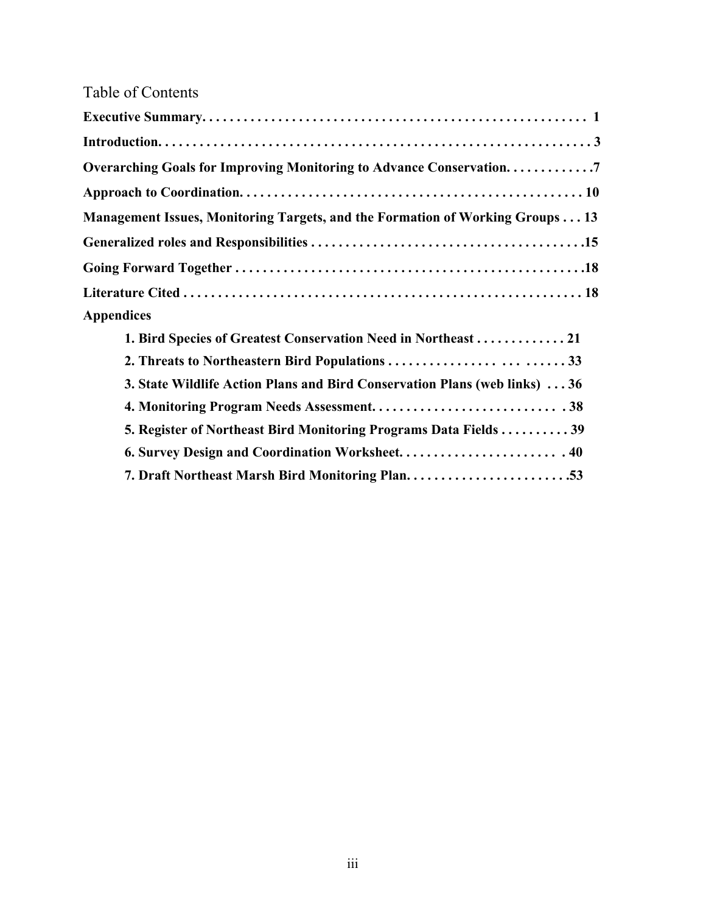# Table of Contents

**Executive Summary. . . . . . . . . . . . . . . . . . . . . . . . . . . . . . . . . . . . . . . . . . . . . . . . . . . . . . . . 1**

**Introduction. . . . . . . . . . . . . . . . . . . . . . . . . . . . . . . . . . . . . . . . . . . . . . . . . . . . . . . . . . . . . . . 3**

**Overarching Goals for Improving Monitoring to Advance Conservation. . . . . . . . . . . . .7**

**Approach to Coordination. . . . . . . . . . . . . . . . . . . . . . . . . . . . . . . . . . . . . . . . . . . . . . . . . 10**

**Management Issues, Monitoring Targets, and the Formation of Working Groups . . . 13**

**Generalized roles and Responsibilities . . . . . . . . . . . . . . . . . . . . . . . . . . . . . . . . . . . . . . .15**

**Going Forward Together . . . . . . . . . . . . . . . . . . . . . . . . . . . . . . . . . . . . . . . . . . . . . . . . . .18**

**Literature Cited . . . . . . . . . . . . . . . . . . . . . . . . . . . . . . . . . . . . . . . . . . . . . . . . . . . . . . . . . 18**

**Appendices**

- **1. Bird Species of Greatest Conservation Need in Northeast . . . . . . . . . . . . . 21**
- **2. Threats to Northeastern Bird Populations . . . . . . . . . . . . . . . . . . . . . . . . 33**
- **3. State Wildlife Action Plans and Bird Conservation Plans (web links) . . . 36**
- **4. Monitoring Program Needs Assessment. . . . . . . . . . . . . . . . . . . . . . . . . . . 38**
- **5. Register of Northeast Bird Monitoring Programs Data Fields . . . . . . . . . . 39**
- **6. Survey Design and Coordination Worksheet. . . . . . . . . . . . . . . . . . . . . . . 40**
- **7. Draft Northeast Marsh Bird Monitoring Plan. . . . . . . . . . . . . . . . . . . . . . .53**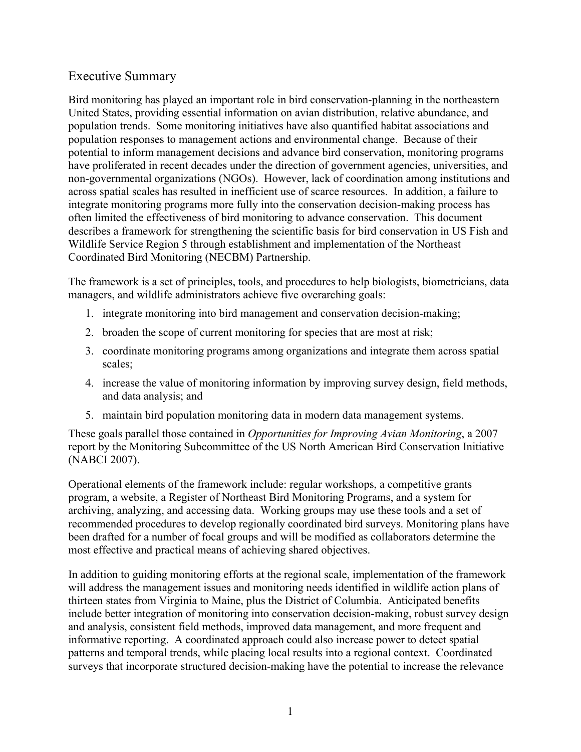## Executive Summary

Bird monitoring has played an important role in bird conservation-planning in the northeastern United States, providing essential information on avian distribution, relative abundance, and population trends. Some monitoring initiatives have also quantified habitat associations and population responses to management actions and environmental change. Because of their potential to inform management decisions and advance bird conservation, monitoring programs have proliferated in recent decades under the direction of government agencies, universities, and non-governmental organizations (NGOs). However, lack of coordination among institutions and across spatial scales has resulted in inefficient use of scarce resources. In addition, a failure to integrate monitoring programs more fully into the conservation decision-making process has often limited the effectiveness of bird monitoring to advance conservation. This document describes a framework for strengthening the scientific basis for bird conservation in US Fish and Wildlife Service Region 5 through establishment and implementation of the Northeast Coordinated Bird Monitoring (NECBM) Partnership.

The framework is a set of principles, tools, and procedures to help biologists, biometricians, data managers, and wildlife administrators achieve five overarching goals:

1. integrate monitoring into bird management and conservation decision-making;
2. broaden the scope of current monitoring for species that are most at risk;
3. coordinate monitoring programs among organizations and integrate them across spatial scales;
4. increase the value of monitoring information by improving survey design, field methods, and data analysis; and
5. maintain bird population monitoring data in modern data management systems.

These goals parallel those contained in *Opportunities for Improving Avian Monitoring*, a 2007 report by the Monitoring Subcommittee of the US North American Bird Conservation Initiative (NABCI 2007).

Operational elements of the framework include: regular workshops, a competitive grants program, a website, a Register of Northeast Bird Monitoring Programs, and a system for archiving, analyzing, and accessing data. Working groups may use these tools and a set of recommended procedures to develop regionally coordinated bird surveys. Monitoring plans have been drafted for a number of focal groups and will be modified as collaborators determine the most effective and practical means of achieving shared objectives.

In addition to guiding monitoring efforts at the regional scale, implementation of the framework will address the management issues and monitoring needs identified in wildlife action plans of thirteen states from Virginia to Maine, plus the District of Columbia. Anticipated benefits include better integration of monitoring into conservation decision-making, robust survey design and analysis, consistent field methods, improved data management, and more frequent and informative reporting. A coordinated approach could also increase power to detect spatial patterns and temporal trends, while placing local results into a regional context. Coordinated surveys that incorporate structured decision-making have the potential to increase the relevance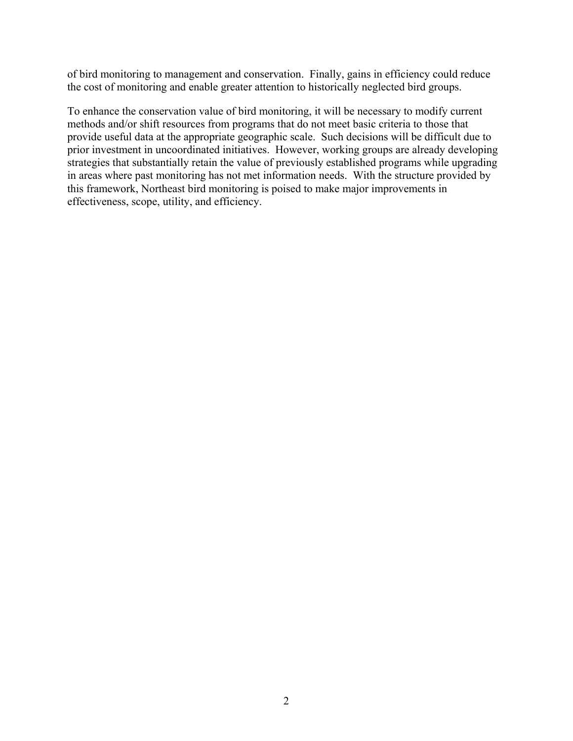of bird monitoring to management and conservation. Finally, gains in efficiency could reduce the cost of monitoring and enable greater attention to historically neglected bird groups.

To enhance the conservation value of bird monitoring, it will be necessary to modify current methods and/or shift resources from programs that do not meet basic criteria to those that provide useful data at the appropriate geographic scale. Such decisions will be difficult due to prior investment in uncoordinated initiatives. However, working groups are already developing strategies that substantially retain the value of previously established programs while upgrading in areas where past monitoring has not met information needs. With the structure provided by this framework, Northeast bird monitoring is poised to make major improvements in effectiveness, scope, utility, and efficiency.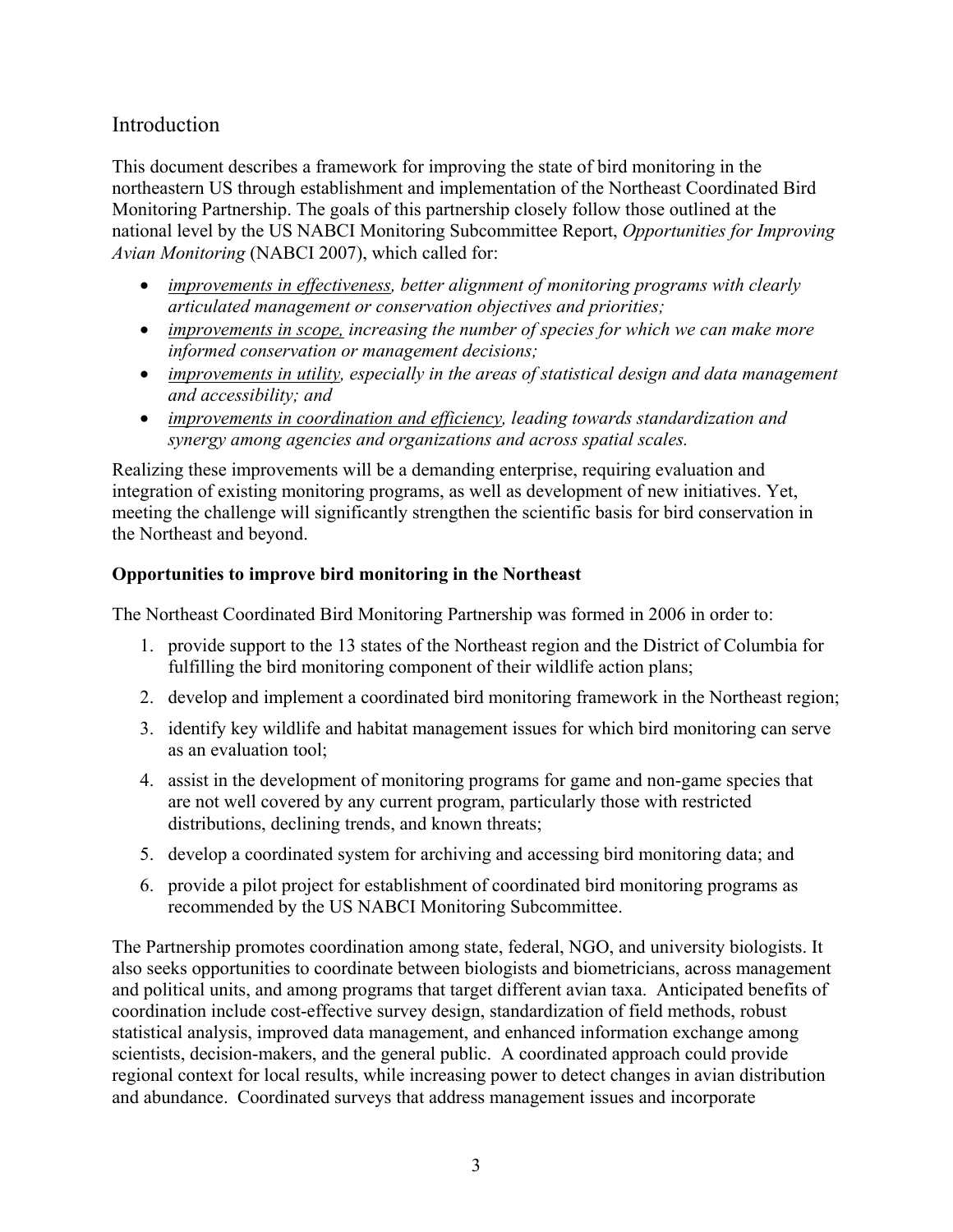## Introduction

This document describes a framework for improving the state of bird monitoring in the northeastern US through establishment and implementation of the Northeast Coordinated Bird Monitoring Partnership. The goals of this partnership closely follow those outlined at the national level by the US NABCI Monitoring Subcommittee Report, *Opportunities for Improving Avian Monitoring* (NABCI 2007), which called for:

- *<u>improvements in effectiveness</u>, better alignment of monitoring programs with clearly articulated management or conservation objectives and priorities;*
- *<u>improvements in scope,</u> increasing the number of species for which we can make more informed conservation or management decisions;*
- *<u>improvements in utility</u>, especially in the areas of statistical design and data management and accessibility; and*
- *<u>improvements in coordination and efficiency</u>, leading towards standardization and synergy among agencies and organizations and across spatial scales.*

Realizing these improvements will be a demanding enterprise, requiring evaluation and integration of existing monitoring programs, as well as development of new initiatives. Yet, meeting the challenge will significantly strengthen the scientific basis for bird conservation in the Northeast and beyond.

**Opportunities to improve bird monitoring in the Northeast**

The Northeast Coordinated Bird Monitoring Partnership was formed in 2006 in order to:

1. provide support to the 13 states of the Northeast region and the District of Columbia for fulfilling the bird monitoring component of their wildlife action plans;
2. develop and implement a coordinated bird monitoring framework in the Northeast region;
3. identify key wildlife and habitat management issues for which bird monitoring can serve as an evaluation tool;
4. assist in the development of monitoring programs for game and non-game species that are not well covered by any current program, particularly those with restricted distributions, declining trends, and known threats;
5. develop a coordinated system for archiving and accessing bird monitoring data; and
6. provide a pilot project for establishment of coordinated bird monitoring programs as recommended by the US NABCI Monitoring Subcommittee.

The Partnership promotes coordination among state, federal, NGO, and university biologists. It also seeks opportunities to coordinate between biologists and biometricians, across management and political units, and among programs that target different avian taxa. Anticipated benefits of coordination include cost-effective survey design, standardization of field methods, robust statistical analysis, improved data management, and enhanced information exchange among scientists, decision-makers, and the general public. A coordinated approach could provide regional context for local results, while increasing power to detect changes in avian distribution and abundance. Coordinated surveys that address management issues and incorporate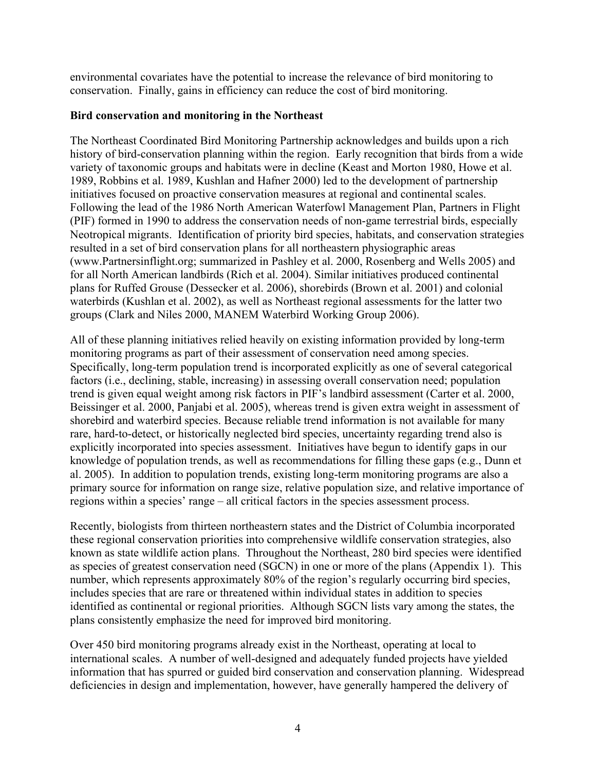environmental covariates have the potential to increase the relevance of bird monitoring to conservation. Finally, gains in efficiency can reduce the cost of bird monitoring.

**Bird conservation and monitoring in the Northeast**

The Northeast Coordinated Bird Monitoring Partnership acknowledges and builds upon a rich history of bird-conservation planning within the region. Early recognition that birds from a wide variety of taxonomic groups and habitats were in decline (Keast and Morton 1980, Howe et al. 1989, Robbins et al. 1989, Kushlan and Hafner 2000) led to the development of partnership initiatives focused on proactive conservation measures at regional and continental scales. Following the lead of the 1986 North American Waterfowl Management Plan, Partners in Flight (PIF) formed in 1990 to address the conservation needs of non-game terrestrial birds, especially Neotropical migrants. Identification of priority bird species, habitats, and conservation strategies resulted in a set of bird conservation plans for all northeastern physiographic areas (www.Partnersinflight.org; summarized in Pashley et al. 2000, Rosenberg and Wells 2005) and for all North American landbirds (Rich et al. 2004). Similar initiatives produced continental plans for Ruffed Grouse (Dessecker et al. 2006), shorebirds (Brown et al. 2001) and colonial waterbirds (Kushlan et al. 2002), as well as Northeast regional assessments for the latter two groups (Clark and Niles 2000, MANEM Waterbird Working Group 2006).

All of these planning initiatives relied heavily on existing information provided by long-term monitoring programs as part of their assessment of conservation need among species. Specifically, long-term population trend is incorporated explicitly as one of several categorical factors (i.e., declining, stable, increasing) in assessing overall conservation need; population trend is given equal weight among risk factors in PIF's landbird assessment (Carter et al. 2000, Beissinger et al. 2000, Panjabi et al. 2005), whereas trend is given extra weight in assessment of shorebird and waterbird species. Because reliable trend information is not available for many rare, hard-to-detect, or historically neglected bird species, uncertainty regarding trend also is explicitly incorporated into species assessment. Initiatives have begun to identify gaps in our knowledge of population trends, as well as recommendations for filling these gaps (e.g., Dunn et al. 2005). In addition to population trends, existing long-term monitoring programs are also a primary source for information on range size, relative population size, and relative importance of regions within a species' range – all critical factors in the species assessment process.

Recently, biologists from thirteen northeastern states and the District of Columbia incorporated these regional conservation priorities into comprehensive wildlife conservation strategies, also known as state wildlife action plans. Throughout the Northeast, 280 bird species were identified as species of greatest conservation need (SGCN) in one or more of the plans (Appendix 1). This number, which represents approximately 80% of the region's regularly occurring bird species, includes species that are rare or threatened within individual states in addition to species identified as continental or regional priorities. Although SGCN lists vary among the states, the plans consistently emphasize the need for improved bird monitoring.

Over 450 bird monitoring programs already exist in the Northeast, operating at local to international scales. A number of well-designed and adequately funded projects have yielded information that has spurred or guided bird conservation and conservation planning. Widespread deficiencies in design and implementation, however, have generally hampered the delivery of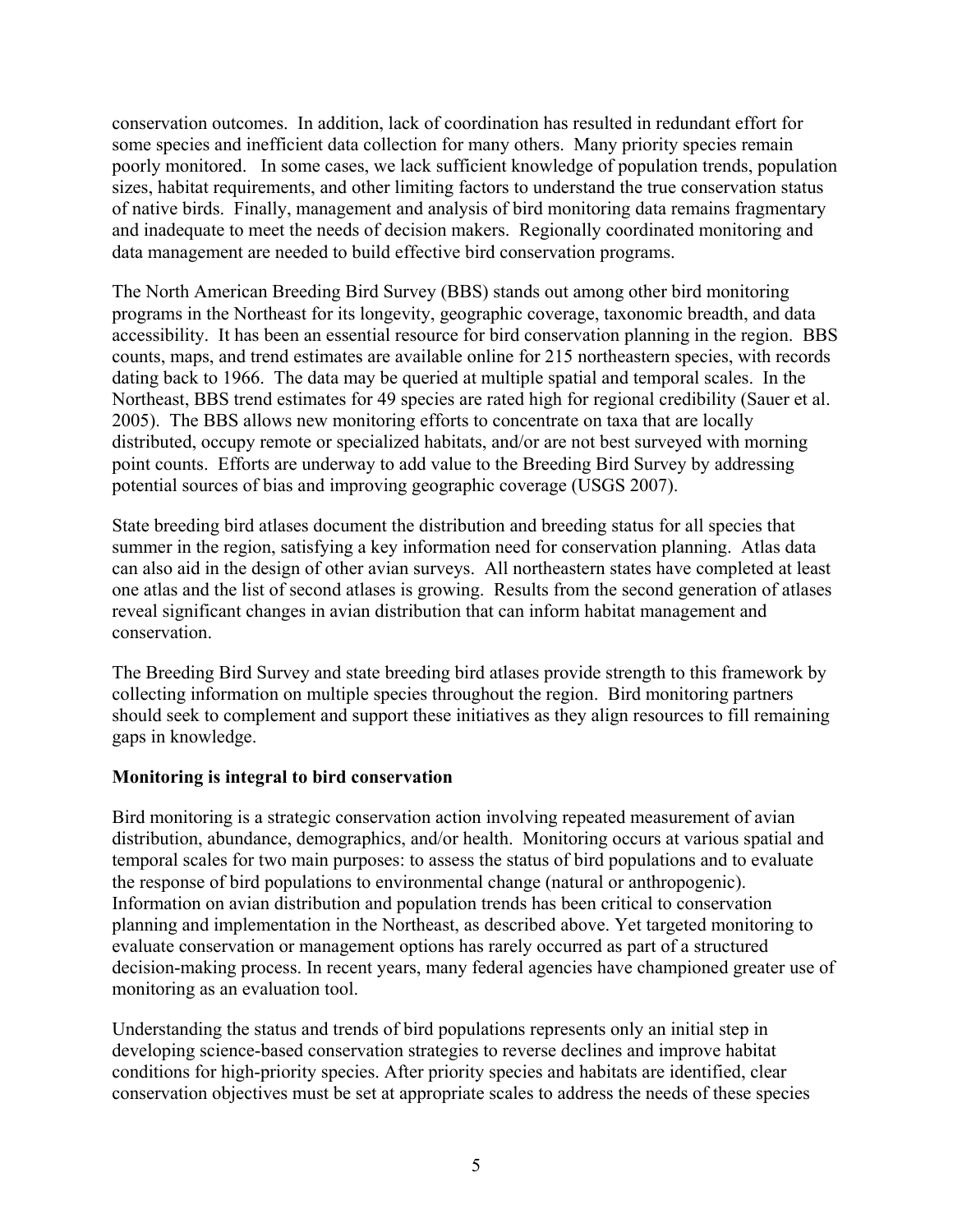conservation outcomes. In addition, lack of coordination has resulted in redundant effort for some species and inefficient data collection for many others. Many priority species remain poorly monitored. In some cases, we lack sufficient knowledge of population trends, population sizes, habitat requirements, and other limiting factors to understand the true conservation status of native birds. Finally, management and analysis of bird monitoring data remains fragmentary and inadequate to meet the needs of decision makers. Regionally coordinated monitoring and data management are needed to build effective bird conservation programs.

The North American Breeding Bird Survey (BBS) stands out among other bird monitoring programs in the Northeast for its longevity, geographic coverage, taxonomic breadth, and data accessibility. It has been an essential resource for bird conservation planning in the region. BBS counts, maps, and trend estimates are available online for 215 northeastern species, with records dating back to 1966. The data may be queried at multiple spatial and temporal scales. In the Northeast, BBS trend estimates for 49 species are rated high for regional credibility (Sauer et al. 2005). The BBS allows new monitoring efforts to concentrate on taxa that are locally distributed, occupy remote or specialized habitats, and/or are not best surveyed with morning point counts. Efforts are underway to add value to the Breeding Bird Survey by addressing potential sources of bias and improving geographic coverage (USGS 2007).

State breeding bird atlases document the distribution and breeding status for all species that summer in the region, satisfying a key information need for conservation planning. Atlas data can also aid in the design of other avian surveys. All northeastern states have completed at least one atlas and the list of second atlases is growing. Results from the second generation of atlases reveal significant changes in avian distribution that can inform habitat management and conservation.

The Breeding Bird Survey and state breeding bird atlases provide strength to this framework by collecting information on multiple species throughout the region. Bird monitoring partners should seek to complement and support these initiatives as they align resources to fill remaining gaps in knowledge.

**Monitoring is integral to bird conservation**

Bird monitoring is a strategic conservation action involving repeated measurement of avian distribution, abundance, demographics, and/or health. Monitoring occurs at various spatial and temporal scales for two main purposes: to assess the status of bird populations and to evaluate the response of bird populations to environmental change (natural or anthropogenic). Information on avian distribution and population trends has been critical to conservation planning and implementation in the Northeast, as described above. Yet targeted monitoring to evaluate conservation or management options has rarely occurred as part of a structured decision-making process. In recent years, many federal agencies have championed greater use of monitoring as an evaluation tool.

Understanding the status and trends of bird populations represents only an initial step in developing science-based conservation strategies to reverse declines and improve habitat conditions for high-priority species. After priority species and habitats are identified, clear conservation objectives must be set at appropriate scales to address the needs of these species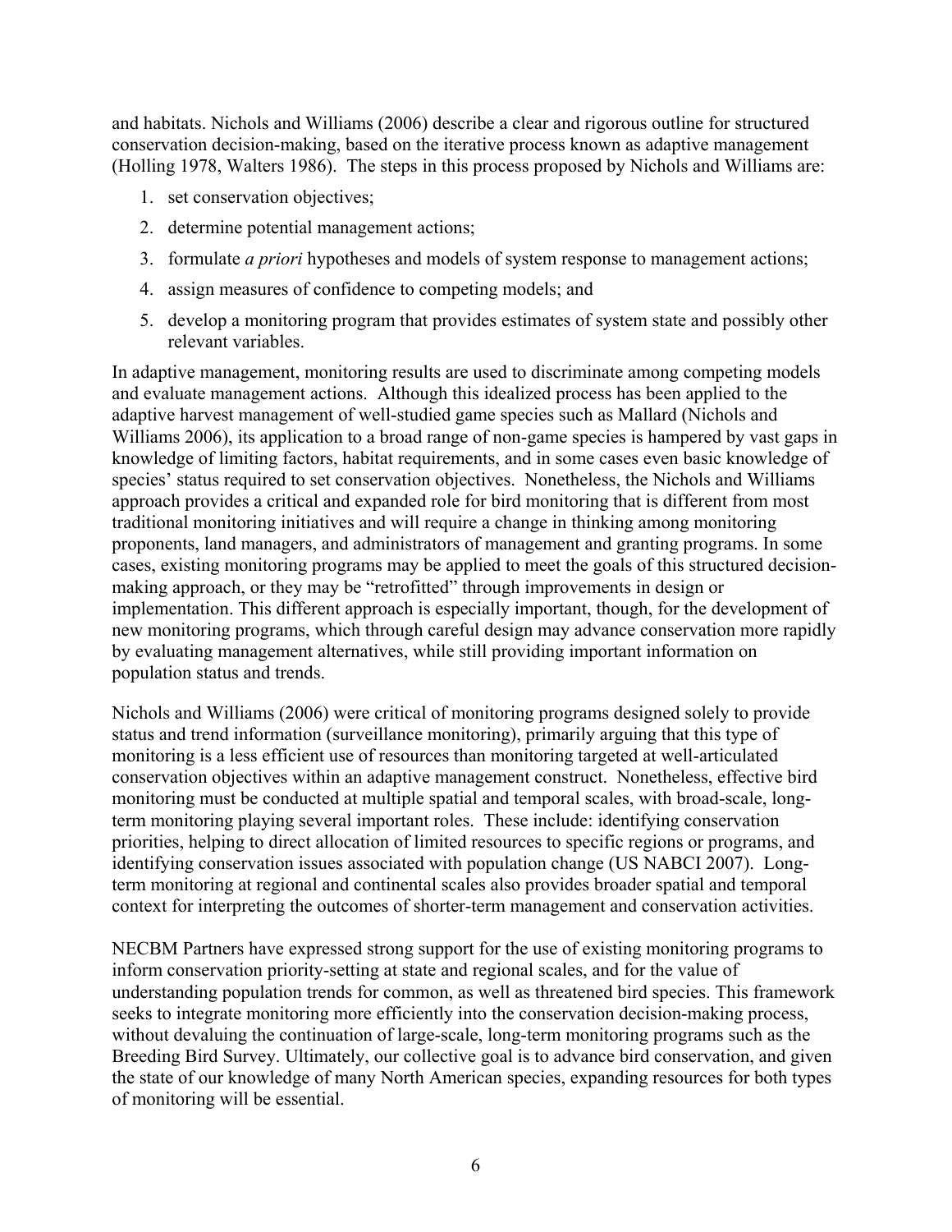and habitats. Nichols and Williams (2006) describe a clear and rigorous outline for structured conservation decision-making, based on the iterative process known as adaptive management (Holling 1978, Walters 1986). The steps in this process proposed by Nichols and Williams are:

1. set conservation objectives;
2. determine potential management actions;
3. formulate *a priori* hypotheses and models of system response to management actions;
4. assign measures of confidence to competing models; and
5. develop a monitoring program that provides estimates of system state and possibly other relevant variables.

In adaptive management, monitoring results are used to discriminate among competing models and evaluate management actions. Although this idealized process has been applied to the adaptive harvest management of well-studied game species such as Mallard (Nichols and Williams 2006), its application to a broad range of non-game species is hampered by vast gaps in knowledge of limiting factors, habitat requirements, and in some cases even basic knowledge of species' status required to set conservation objectives. Nonetheless, the Nichols and Williams approach provides a critical and expanded role for bird monitoring that is different from most traditional monitoring initiatives and will require a change in thinking among monitoring proponents, land managers, and administrators of management and granting programs. In some cases, existing monitoring programs may be applied to meet the goals of this structured decision-making approach, or they may be "retrofitted" through improvements in design or implementation. This different approach is especially important, though, for the development of new monitoring programs, which through careful design may advance conservation more rapidly by evaluating management alternatives, while still providing important information on population status and trends.

Nichols and Williams (2006) were critical of monitoring programs designed solely to provide status and trend information (surveillance monitoring), primarily arguing that this type of monitoring is a less efficient use of resources than monitoring targeted at well-articulated conservation objectives within an adaptive management construct. Nonetheless, effective bird monitoring must be conducted at multiple spatial and temporal scales, with broad-scale, long-term monitoring playing several important roles. These include: identifying conservation priorities, helping to direct allocation of limited resources to specific regions or programs, and identifying conservation issues associated with population change (US NABCI 2007). Long-term monitoring at regional and continental scales also provides broader spatial and temporal context for interpreting the outcomes of shorter-term management and conservation activities.

NECBM Partners have expressed strong support for the use of existing monitoring programs to inform conservation priority-setting at state and regional scales, and for the value of understanding population trends for common, as well as threatened bird species. This framework seeks to integrate monitoring more efficiently into the conservation decision-making process, without devaluing the continuation of large-scale, long-term monitoring programs such as the Breeding Bird Survey. Ultimately, our collective goal is to advance bird conservation, and given the state of our knowledge of many North American species, expanding resources for both types of monitoring will be essential.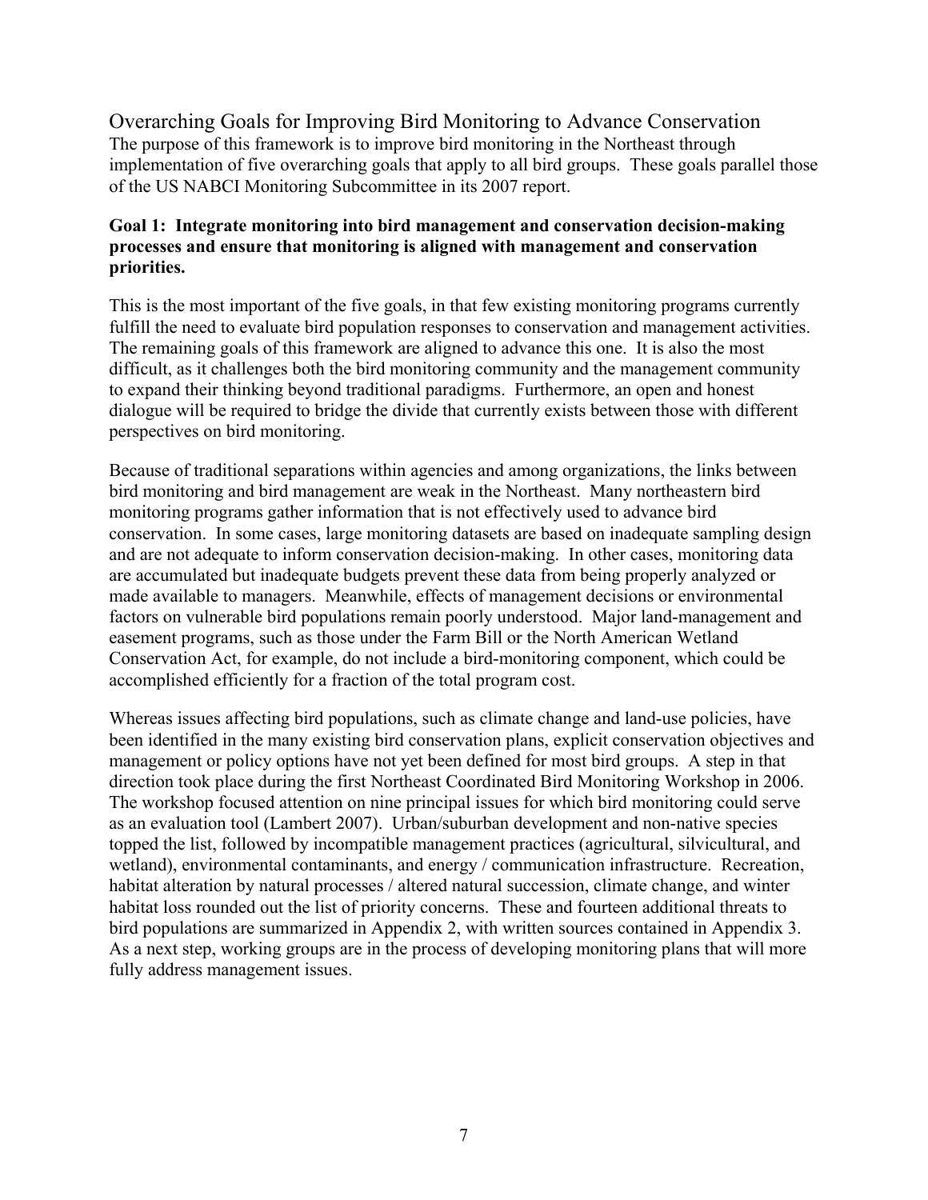## Overarching Goals for Improving Bird Monitoring to Advance Conservation

The purpose of this framework is to improve bird monitoring in the Northeast through implementation of five overarching goals that apply to all bird groups. These goals parallel those of the US NABCI Monitoring Subcommittee in its 2007 report.

**Goal 1: Integrate monitoring into bird management and conservation decision-making processes and ensure that monitoring is aligned with management and conservation priorities.**

This is the most important of the five goals, in that few existing monitoring programs currently fulfill the need to evaluate bird population responses to conservation and management activities. The remaining goals of this framework are aligned to advance this one. It is also the most difficult, as it challenges both the bird monitoring community and the management community to expand their thinking beyond traditional paradigms. Furthermore, an open and honest dialogue will be required to bridge the divide that currently exists between those with different perspectives on bird monitoring.

Because of traditional separations within agencies and among organizations, the links between bird monitoring and bird management are weak in the Northeast. Many northeastern bird monitoring programs gather information that is not effectively used to advance bird conservation. In some cases, large monitoring datasets are based on inadequate sampling design and are not adequate to inform conservation decision-making. In other cases, monitoring data are accumulated but inadequate budgets prevent these data from being properly analyzed or made available to managers. Meanwhile, effects of management decisions or environmental factors on vulnerable bird populations remain poorly understood. Major land-management and easement programs, such as those under the Farm Bill or the North American Wetland Conservation Act, for example, do not include a bird-monitoring component, which could be accomplished efficiently for a fraction of the total program cost.

Whereas issues affecting bird populations, such as climate change and land-use policies, have been identified in the many existing bird conservation plans, explicit conservation objectives and management or policy options have not yet been defined for most bird groups. A step in that direction took place during the first Northeast Coordinated Bird Monitoring Workshop in 2006. The workshop focused attention on nine principal issues for which bird monitoring could serve as an evaluation tool (Lambert 2007). Urban/suburban development and non-native species topped the list, followed by incompatible management practices (agricultural, silvicultural, and wetland), environmental contaminants, and energy / communication infrastructure. Recreation, habitat alteration by natural processes / altered natural succession, climate change, and winter habitat loss rounded out the list of priority concerns. These and fourteen additional threats to bird populations are summarized in Appendix 2, with written sources contained in Appendix 3. As a next step, working groups are in the process of developing monitoring plans that will more fully address management issues.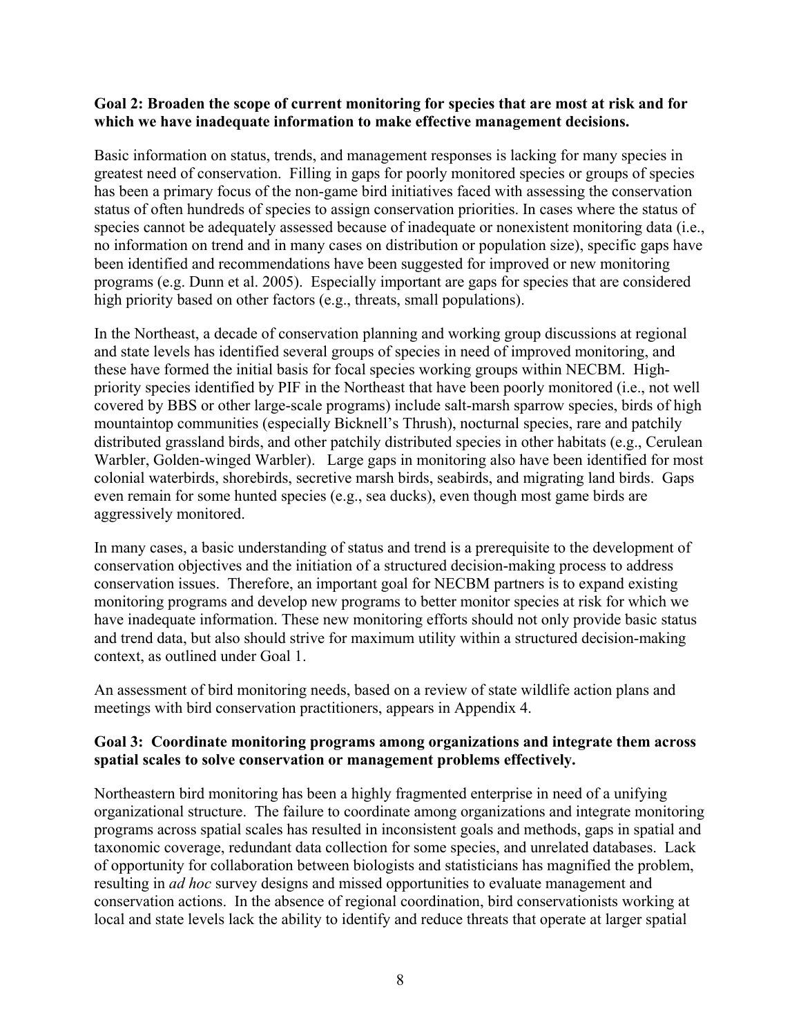**Goal 2: Broaden the scope of current monitoring for species that are most at risk and for which we have inadequate information to make effective management decisions.**

Basic information on status, trends, and management responses is lacking for many species in greatest need of conservation. Filling in gaps for poorly monitored species or groups of species has been a primary focus of the non-game bird initiatives faced with assessing the conservation status of often hundreds of species to assign conservation priorities. In cases where the status of species cannot be adequately assessed because of inadequate or nonexistent monitoring data (i.e., no information on trend and in many cases on distribution or population size), specific gaps have been identified and recommendations have been suggested for improved or new monitoring programs (e.g. Dunn et al. 2005). Especially important are gaps for species that are considered high priority based on other factors (e.g., threats, small populations).

In the Northeast, a decade of conservation planning and working group discussions at regional and state levels has identified several groups of species in need of improved monitoring, and these have formed the initial basis for focal species working groups within NECBM. High-priority species identified by PIF in the Northeast that have been poorly monitored (i.e., not well covered by BBS or other large-scale programs) include salt-marsh sparrow species, birds of high mountaintop communities (especially Bicknell's Thrush), nocturnal species, rare and patchily distributed grassland birds, and other patchily distributed species in other habitats (e.g., Cerulean Warbler, Golden-winged Warbler). Large gaps in monitoring also have been identified for most colonial waterbirds, shorebirds, secretive marsh birds, seabirds, and migrating land birds. Gaps even remain for some hunted species (e.g., sea ducks), even though most game birds are aggressively monitored.

In many cases, a basic understanding of status and trend is a prerequisite to the development of conservation objectives and the initiation of a structured decision-making process to address conservation issues. Therefore, an important goal for NECBM partners is to expand existing monitoring programs and develop new programs to better monitor species at risk for which we have inadequate information. These new monitoring efforts should not only provide basic status and trend data, but also should strive for maximum utility within a structured decision-making context, as outlined under Goal 1.

An assessment of bird monitoring needs, based on a review of state wildlife action plans and meetings with bird conservation practitioners, appears in Appendix 4.

**Goal 3: Coordinate monitoring programs among organizations and integrate them across spatial scales to solve conservation or management problems effectively.**

Northeastern bird monitoring has been a highly fragmented enterprise in need of a unifying organizational structure. The failure to coordinate among organizations and integrate monitoring programs across spatial scales has resulted in inconsistent goals and methods, gaps in spatial and taxonomic coverage, redundant data collection for some species, and unrelated databases. Lack of opportunity for collaboration between biologists and statisticians has magnified the problem, resulting in *ad hoc* survey designs and missed opportunities to evaluate management and conservation actions. In the absence of regional coordination, bird conservationists working at local and state levels lack the ability to identify and reduce threats that operate at larger spatial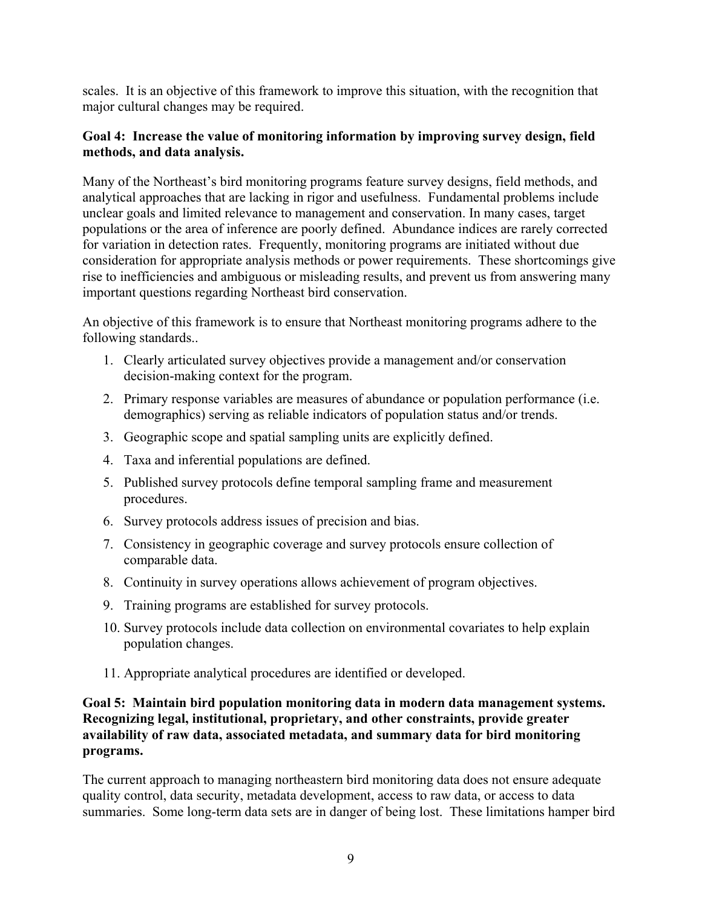scales. It is an objective of this framework to improve this situation, with the recognition that major cultural changes may be required.

**Goal 4: Increase the value of monitoring information by improving survey design, field methods, and data analysis.**

Many of the Northeast's bird monitoring programs feature survey designs, field methods, and analytical approaches that are lacking in rigor and usefulness. Fundamental problems include unclear goals and limited relevance to management and conservation. In many cases, target populations or the area of inference are poorly defined. Abundance indices are rarely corrected for variation in detection rates. Frequently, monitoring programs are initiated without due consideration for appropriate analysis methods or power requirements. These shortcomings give rise to inefficiencies and ambiguous or misleading results, and prevent us from answering many important questions regarding Northeast bird conservation.

An objective of this framework is to ensure that Northeast monitoring programs adhere to the following standards..

1. Clearly articulated survey objectives provide a management and/or conservation decision-making context for the program.
2. Primary response variables are measures of abundance or population performance (i.e. demographics) serving as reliable indicators of population status and/or trends.
3. Geographic scope and spatial sampling units are explicitly defined.
4. Taxa and inferential populations are defined.
5. Published survey protocols define temporal sampling frame and measurement procedures.
6. Survey protocols address issues of precision and bias.
7. Consistency in geographic coverage and survey protocols ensure collection of comparable data.
8. Continuity in survey operations allows achievement of program objectives.
9. Training programs are established for survey protocols.
10. Survey protocols include data collection on environmental covariates to help explain population changes.
11. Appropriate analytical procedures are identified or developed.

**Goal 5: Maintain bird population monitoring data in modern data management systems. Recognizing legal, institutional, proprietary, and other constraints, provide greater availability of raw data, associated metadata, and summary data for bird monitoring programs.**

The current approach to managing northeastern bird monitoring data does not ensure adequate quality control, data security, metadata development, access to raw data, or access to data summaries. Some long-term data sets are in danger of being lost. These limitations hamper bird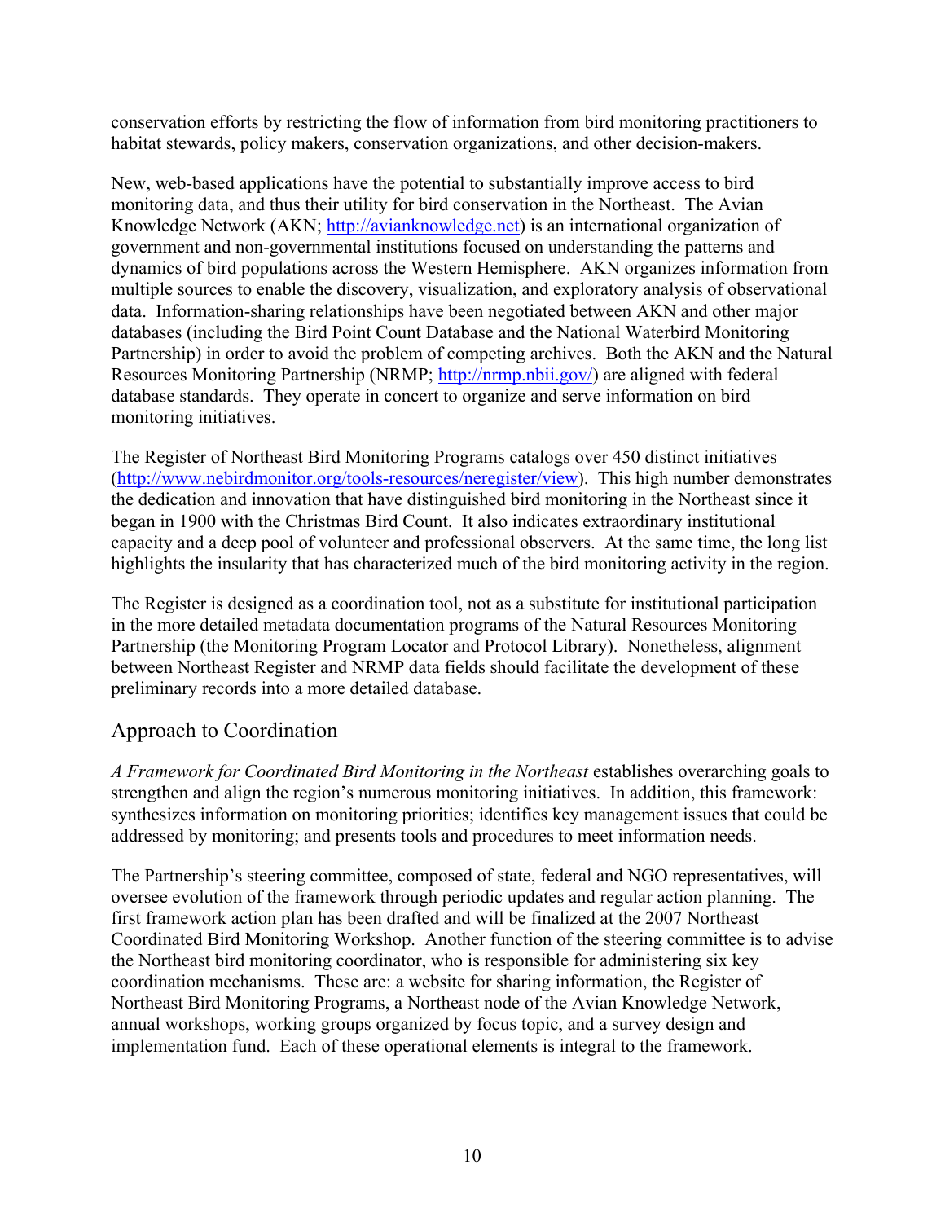conservation efforts by restricting the flow of information from bird monitoring practitioners to habitat stewards, policy makers, conservation organizations, and other decision-makers.

New, web-based applications have the potential to substantially improve access to bird monitoring data, and thus their utility for bird conservation in the Northeast. The Avian Knowledge Network (AKN; http://avianknowledge.net) is an international organization of government and non-governmental institutions focused on understanding the patterns and dynamics of bird populations across the Western Hemisphere. AKN organizes information from multiple sources to enable the discovery, visualization, and exploratory analysis of observational data. Information-sharing relationships have been negotiated between AKN and other major databases (including the Bird Point Count Database and the National Waterbird Monitoring Partnership) in order to avoid the problem of competing archives. Both the AKN and the Natural Resources Monitoring Partnership (NRMP; http://nrmp.nbii.gov/) are aligned with federal database standards. They operate in concert to organize and serve information on bird monitoring initiatives.

The Register of Northeast Bird Monitoring Programs catalogs over 450 distinct initiatives (http://www.nebirdmonitor.org/tools-resources/neregister/view). This high number demonstrates the dedication and innovation that have distinguished bird monitoring in the Northeast since it began in 1900 with the Christmas Bird Count. It also indicates extraordinary institutional capacity and a deep pool of volunteer and professional observers. At the same time, the long list highlights the insularity that has characterized much of the bird monitoring activity in the region.

The Register is designed as a coordination tool, not as a substitute for institutional participation in the more detailed metadata documentation programs of the Natural Resources Monitoring Partnership (the Monitoring Program Locator and Protocol Library). Nonetheless, alignment between Northeast Register and NRMP data fields should facilitate the development of these preliminary records into a more detailed database.

## Approach to Coordination

*A Framework for Coordinated Bird Monitoring in the Northeast* establishes overarching goals to strengthen and align the region's numerous monitoring initiatives. In addition, this framework: synthesizes information on monitoring priorities; identifies key management issues that could be addressed by monitoring; and presents tools and procedures to meet information needs.

The Partnership's steering committee, composed of state, federal and NGO representatives, will oversee evolution of the framework through periodic updates and regular action planning. The first framework action plan has been drafted and will be finalized at the 2007 Northeast Coordinated Bird Monitoring Workshop. Another function of the steering committee is to advise the Northeast bird monitoring coordinator, who is responsible for administering six key coordination mechanisms. These are: a website for sharing information, the Register of Northeast Bird Monitoring Programs, a Northeast node of the Avian Knowledge Network, annual workshops, working groups organized by focus topic, and a survey design and implementation fund. Each of these operational elements is integral to the framework.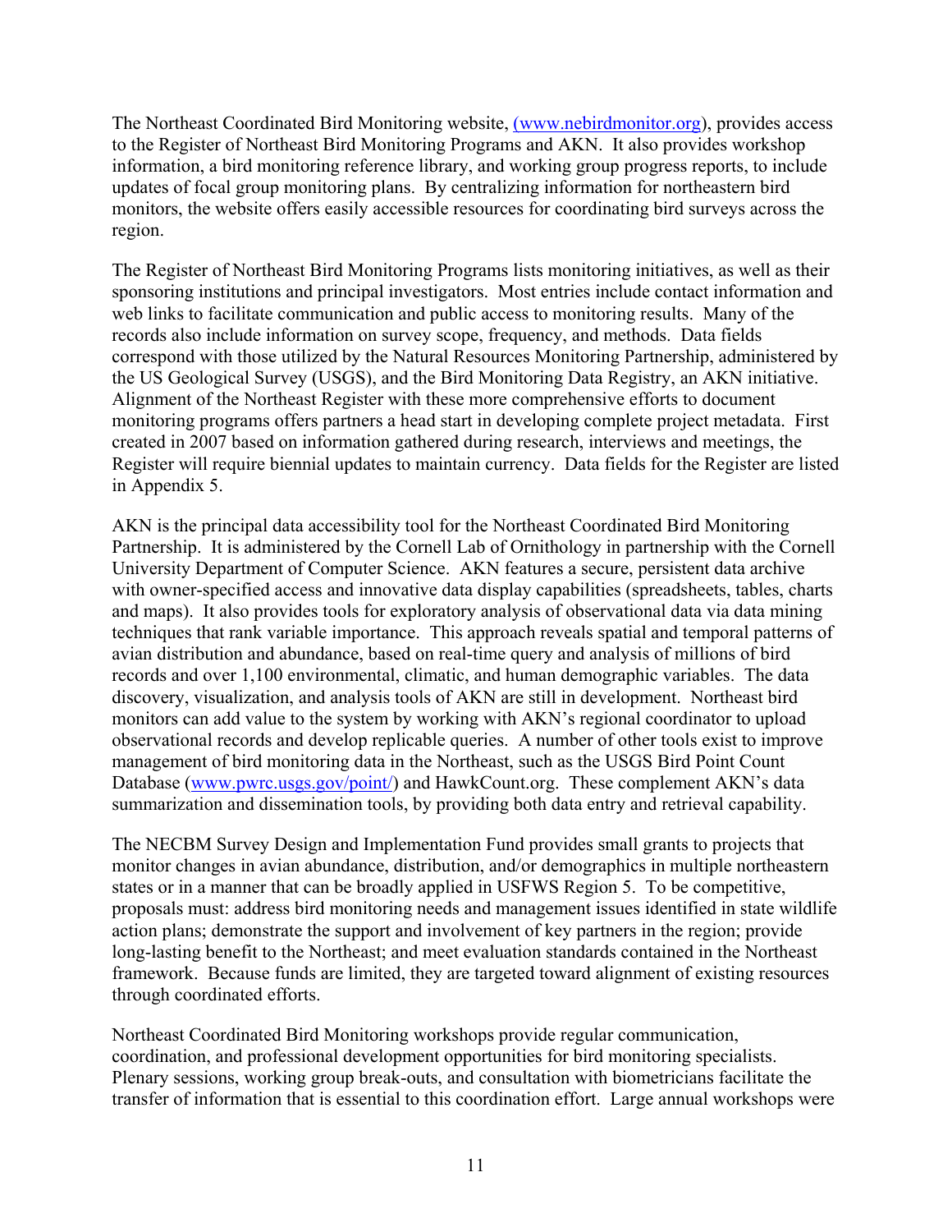The Northeast Coordinated Bird Monitoring website, (www.nebirdmonitor.org), provides access to the Register of Northeast Bird Monitoring Programs and AKN. It also provides workshop information, a bird monitoring reference library, and working group progress reports, to include updates of focal group monitoring plans. By centralizing information for northeastern bird monitors, the website offers easily accessible resources for coordinating bird surveys across the region.

The Register of Northeast Bird Monitoring Programs lists monitoring initiatives, as well as their sponsoring institutions and principal investigators. Most entries include contact information and web links to facilitate communication and public access to monitoring results. Many of the records also include information on survey scope, frequency, and methods. Data fields correspond with those utilized by the Natural Resources Monitoring Partnership, administered by the US Geological Survey (USGS), and the Bird Monitoring Data Registry, an AKN initiative. Alignment of the Northeast Register with these more comprehensive efforts to document monitoring programs offers partners a head start in developing complete project metadata. First created in 2007 based on information gathered during research, interviews and meetings, the Register will require biennial updates to maintain currency. Data fields for the Register are listed in Appendix 5.

AKN is the principal data accessibility tool for the Northeast Coordinated Bird Monitoring Partnership. It is administered by the Cornell Lab of Ornithology in partnership with the Cornell University Department of Computer Science. AKN features a secure, persistent data archive with owner-specified access and innovative data display capabilities (spreadsheets, tables, charts and maps). It also provides tools for exploratory analysis of observational data via data mining techniques that rank variable importance. This approach reveals spatial and temporal patterns of avian distribution and abundance, based on real-time query and analysis of millions of bird records and over 1,100 environmental, climatic, and human demographic variables. The data discovery, visualization, and analysis tools of AKN are still in development. Northeast bird monitors can add value to the system by working with AKN's regional coordinator to upload observational records and develop replicable queries. A number of other tools exist to improve management of bird monitoring data in the Northeast, such as the USGS Bird Point Count Database (www.pwrc.usgs.gov/point/) and HawkCount.org. These complement AKN's data summarization and dissemination tools, by providing both data entry and retrieval capability.

The NECBM Survey Design and Implementation Fund provides small grants to projects that monitor changes in avian abundance, distribution, and/or demographics in multiple northeastern states or in a manner that can be broadly applied in USFWS Region 5. To be competitive, proposals must: address bird monitoring needs and management issues identified in state wildlife action plans; demonstrate the support and involvement of key partners in the region; provide long-lasting benefit to the Northeast; and meet evaluation standards contained in the Northeast framework. Because funds are limited, they are targeted toward alignment of existing resources through coordinated efforts.

Northeast Coordinated Bird Monitoring workshops provide regular communication, coordination, and professional development opportunities for bird monitoring specialists. Plenary sessions, working group break-outs, and consultation with biometricians facilitate the transfer of information that is essential to this coordination effort. Large annual workshops were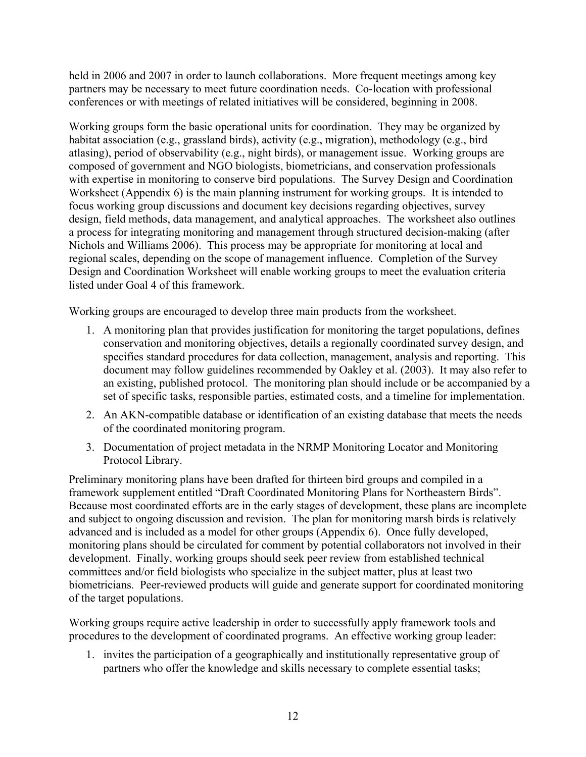held in 2006 and 2007 in order to launch collaborations. More frequent meetings among key partners may be necessary to meet future coordination needs. Co-location with professional conferences or with meetings of related initiatives will be considered, beginning in 2008.

Working groups form the basic operational units for coordination. They may be organized by habitat association (e.g., grassland birds), activity (e.g., migration), methodology (e.g., bird atlasing), period of observability (e.g., night birds), or management issue. Working groups are composed of government and NGO biologists, biometricians, and conservation professionals with expertise in monitoring to conserve bird populations. The Survey Design and Coordination Worksheet (Appendix 6) is the main planning instrument for working groups. It is intended to focus working group discussions and document key decisions regarding objectives, survey design, field methods, data management, and analytical approaches. The worksheet also outlines a process for integrating monitoring and management through structured decision-making (after Nichols and Williams 2006). This process may be appropriate for monitoring at local and regional scales, depending on the scope of management influence. Completion of the Survey Design and Coordination Worksheet will enable working groups to meet the evaluation criteria listed under Goal 4 of this framework.

Working groups are encouraged to develop three main products from the worksheet.

1. A monitoring plan that provides justification for monitoring the target populations, defines conservation and monitoring objectives, details a regionally coordinated survey design, and specifies standard procedures for data collection, management, analysis and reporting. This document may follow guidelines recommended by Oakley et al. (2003). It may also refer to an existing, published protocol. The monitoring plan should include or be accompanied by a set of specific tasks, responsible parties, estimated costs, and a timeline for implementation.
2. An AKN-compatible database or identification of an existing database that meets the needs of the coordinated monitoring program.
3. Documentation of project metadata in the NRMP Monitoring Locator and Monitoring Protocol Library.

Preliminary monitoring plans have been drafted for thirteen bird groups and compiled in a framework supplement entitled "Draft Coordinated Monitoring Plans for Northeastern Birds". Because most coordinated efforts are in the early stages of development, these plans are incomplete and subject to ongoing discussion and revision. The plan for monitoring marsh birds is relatively advanced and is included as a model for other groups (Appendix 6). Once fully developed, monitoring plans should be circulated for comment by potential collaborators not involved in their development. Finally, working groups should seek peer review from established technical committees and/or field biologists who specialize in the subject matter, plus at least two biometricians. Peer-reviewed products will guide and generate support for coordinated monitoring of the target populations.

Working groups require active leadership in order to successfully apply framework tools and procedures to the development of coordinated programs. An effective working group leader:

1. invites the participation of a geographically and institutionally representative group of partners who offer the knowledge and skills necessary to complete essential tasks;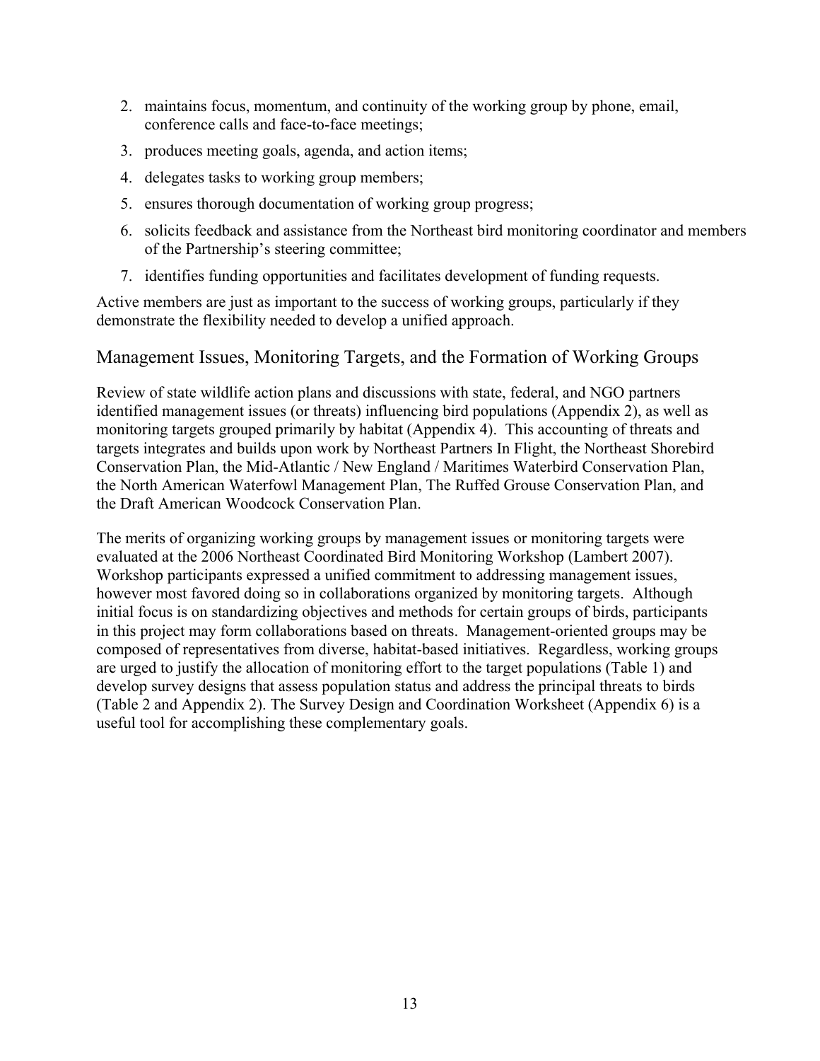2. maintains focus, momentum, and continuity of the working group by phone, email, conference calls and face-to-face meetings;
3. produces meeting goals, agenda, and action items;
4. delegates tasks to working group members;
5. ensures thorough documentation of working group progress;
6. solicits feedback and assistance from the Northeast bird monitoring coordinator and members of the Partnership's steering committee;
7. identifies funding opportunities and facilitates development of funding requests.

Active members are just as important to the success of working groups, particularly if they demonstrate the flexibility needed to develop a unified approach.

## Management Issues, Monitoring Targets, and the Formation of Working Groups

Review of state wildlife action plans and discussions with state, federal, and NGO partners identified management issues (or threats) influencing bird populations (Appendix 2), as well as monitoring targets grouped primarily by habitat (Appendix 4). This accounting of threats and targets integrates and builds upon work by Northeast Partners In Flight, the Northeast Shorebird Conservation Plan, the Mid-Atlantic / New England / Maritimes Waterbird Conservation Plan, the North American Waterfowl Management Plan, The Ruffed Grouse Conservation Plan, and the Draft American Woodcock Conservation Plan.

The merits of organizing working groups by management issues or monitoring targets were evaluated at the 2006 Northeast Coordinated Bird Monitoring Workshop (Lambert 2007). Workshop participants expressed a unified commitment to addressing management issues, however most favored doing so in collaborations organized by monitoring targets. Although initial focus is on standardizing objectives and methods for certain groups of birds, participants in this project may form collaborations based on threats. Management-oriented groups may be composed of representatives from diverse, habitat-based initiatives. Regardless, working groups are urged to justify the allocation of monitoring effort to the target populations (Table 1) and develop survey designs that assess population status and address the principal threats to birds (Table 2 and Appendix 2). The Survey Design and Coordination Worksheet (Appendix 6) is a useful tool for accomplishing these complementary goals.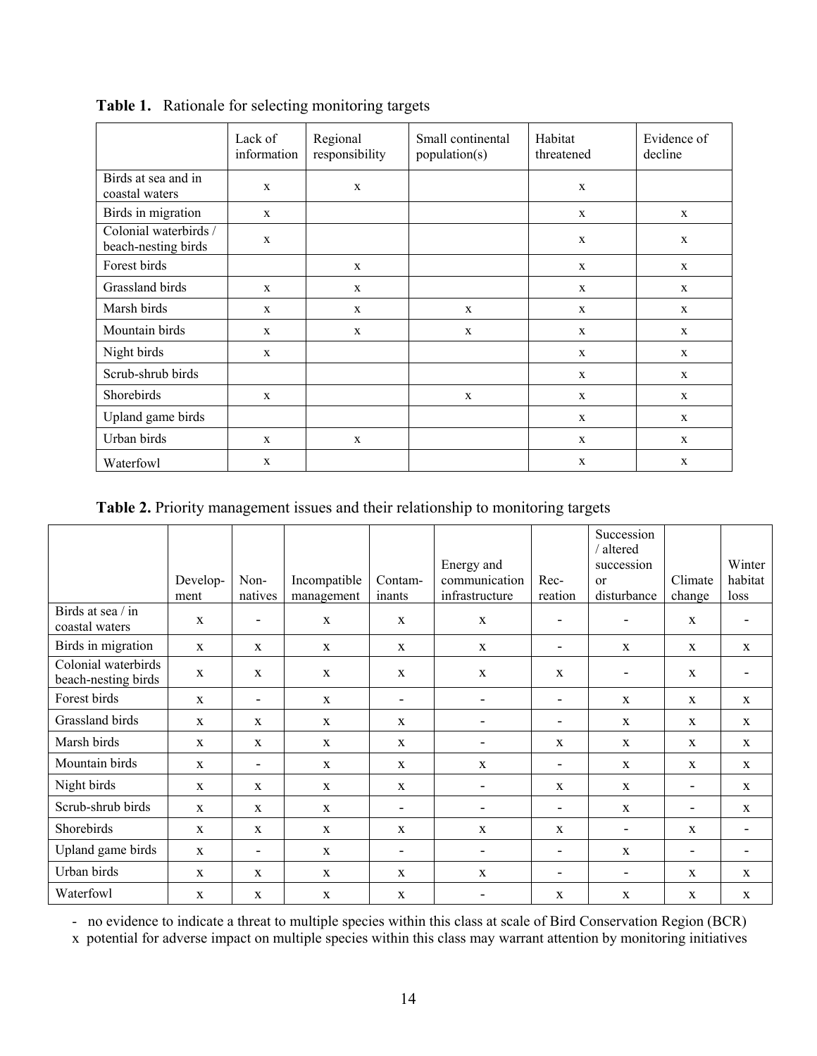**Table 1.** Rationale for selecting monitoring targets

| | Lack of information | Regional responsibility | Small continental population(s) | Habitat threatened | Evidence of decline |
|---|---|---|---|---|---|
| Birds at sea and in coastal waters | x | x | | x | |
| Birds in migration | x | | | x | x |
| Colonial waterbirds / beach-nesting birds | x | | | x | x |
| Forest birds | | x | | x | x |
| Grassland birds | x | x | | x | x |
| Marsh birds | x | x | x | x | x |
| Mountain birds | x | x | x | x | x |
| Night birds | x | | | x | x |
| Scrub-shrub birds | | | | x | x |
| Shorebirds | x | | x | x | x |
| Upland game birds | | | | x | x |
| Urban birds | x | x | | x | x |
| Waterfowl | x | | | x | x |

**Table 2.** Priority management issues and their relationship to monitoring targets

| | Develop-ment | Non-natives | Incompatible management | Contam-inants | Energy and communication infrastructure | Rec-reation | Succession / altered succession or disturbance | Climate change | Winter habitat loss |
|---|---|---|---|---|---|---|---|---|---|
| Birds at sea / in coastal waters | x | - | x | x | x | - | - | x | - |
| Birds in migration | x | x | x | x | x | - | x | x | x |
| Colonial waterbirds beach-nesting birds | x | x | x | x | x | x | - | x | - |
| Forest birds | x | - | x | - | - | - | x | x | x |
| Grassland birds | x | x | x | x | - | - | x | x | x |
| Marsh birds | x | x | x | x | - | x | x | x | x |
| Mountain birds | x | - | x | x | x | - | x | x | x |
| Night birds | x | x | x | x | - | x | x | - | x |
| Scrub-shrub birds | x | x | x | - | - | - | x | - | x |
| Shorebirds | x | x | x | x | x | x | - | x | - |
| Upland game birds | x | - | x | - | - | - | x | - | - |
| Urban birds | x | x | x | x | x | - | - | x | x |
| Waterfowl | x | x | x | x | - | x | x | x | x |

- no evidence to indicate a threat to multiple species within this class at scale of Bird Conservation Region (BCR)

x potential for adverse impact on multiple species within this class may warrant attention by monitoring initiatives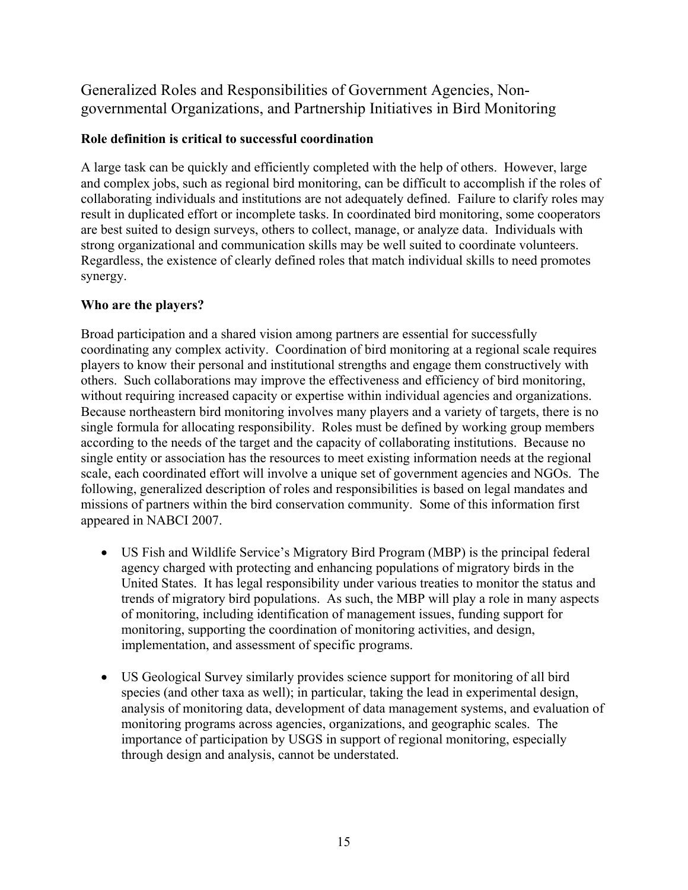## Generalized Roles and Responsibilities of Government Agencies, Non-governmental Organizations, and Partnership Initiatives in Bird Monitoring

### Role definition is critical to successful coordination

A large task can be quickly and efficiently completed with the help of others. However, large and complex jobs, such as regional bird monitoring, can be difficult to accomplish if the roles of collaborating individuals and institutions are not adequately defined. Failure to clarify roles may result in duplicated effort or incomplete tasks. In coordinated bird monitoring, some cooperators are best suited to design surveys, others to collect, manage, or analyze data. Individuals with strong organizational and communication skills may be well suited to coordinate volunteers. Regardless, the existence of clearly defined roles that match individual skills to need promotes synergy.

### Who are the players?

Broad participation and a shared vision among partners are essential for successfully coordinating any complex activity. Coordination of bird monitoring at a regional scale requires players to know their personal and institutional strengths and engage them constructively with others. Such collaborations may improve the effectiveness and efficiency of bird monitoring, without requiring increased capacity or expertise within individual agencies and organizations. Because northeastern bird monitoring involves many players and a variety of targets, there is no single formula for allocating responsibility. Roles must be defined by working group members according to the needs of the target and the capacity of collaborating institutions. Because no single entity or association has the resources to meet existing information needs at the regional scale, each coordinated effort will involve a unique set of government agencies and NGOs. The following, generalized description of roles and responsibilities is based on legal mandates and missions of partners within the bird conservation community. Some of this information first appeared in NABCI 2007.

- US Fish and Wildlife Service's Migratory Bird Program (MBP) is the principal federal agency charged with protecting and enhancing populations of migratory birds in the United States. It has legal responsibility under various treaties to monitor the status and trends of migratory bird populations. As such, the MBP will play a role in many aspects of monitoring, including identification of management issues, funding support for monitoring, supporting the coordination of monitoring activities, and design, implementation, and assessment of specific programs.

- US Geological Survey similarly provides science support for monitoring of all bird species (and other taxa as well); in particular, taking the lead in experimental design, analysis of monitoring data, development of data management systems, and evaluation of monitoring programs across agencies, organizations, and geographic scales. The importance of participation by USGS in support of regional monitoring, especially through design and analysis, cannot be understated.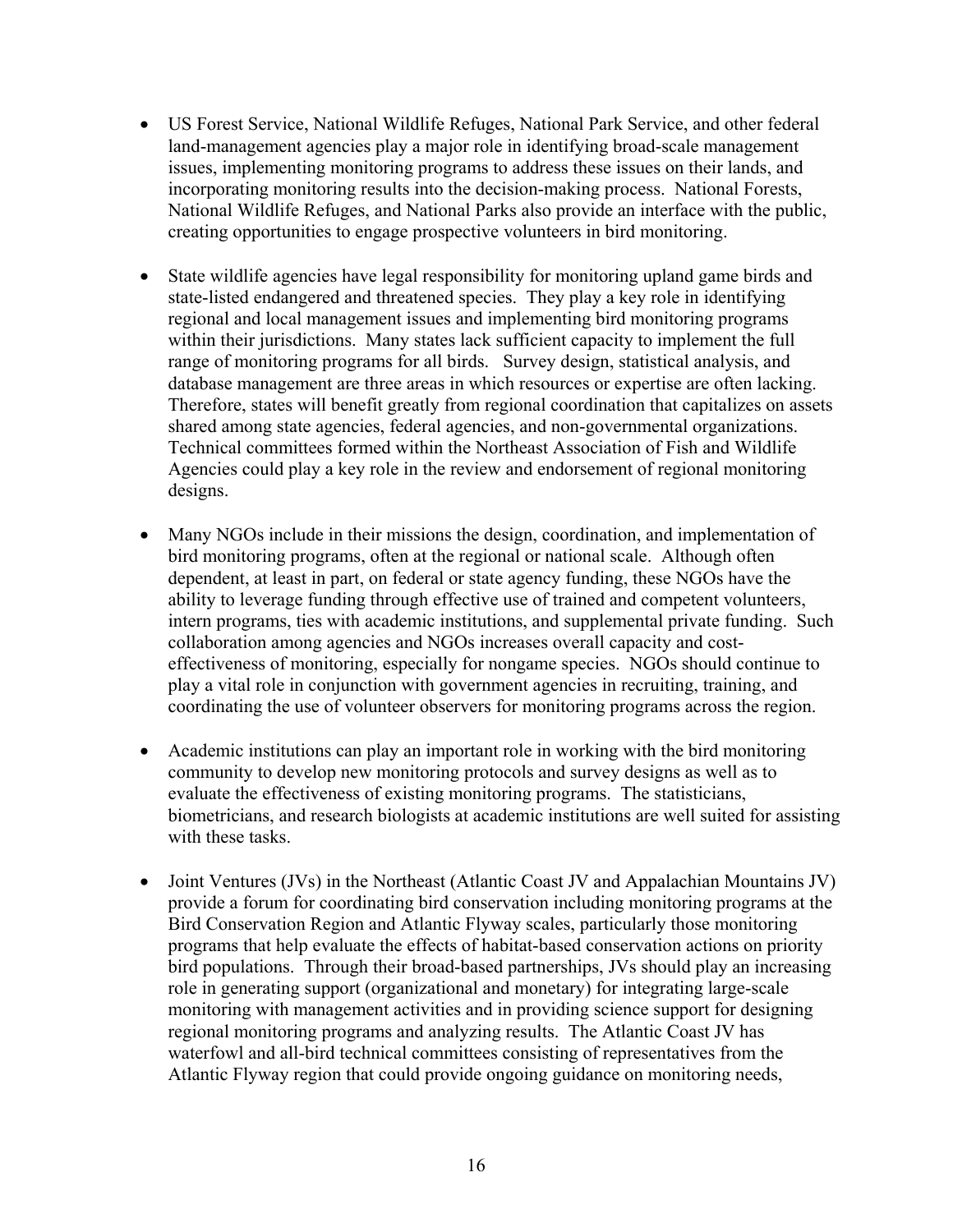- US Forest Service, National Wildlife Refuges, National Park Service, and other federal land-management agencies play a major role in identifying broad-scale management issues, implementing monitoring programs to address these issues on their lands, and incorporating monitoring results into the decision-making process. National Forests, National Wildlife Refuges, and National Parks also provide an interface with the public, creating opportunities to engage prospective volunteers in bird monitoring.

- State wildlife agencies have legal responsibility for monitoring upland game birds and state-listed endangered and threatened species. They play a key role in identifying regional and local management issues and implementing bird monitoring programs within their jurisdictions. Many states lack sufficient capacity to implement the full range of monitoring programs for all birds. Survey design, statistical analysis, and database management are three areas in which resources or expertise are often lacking. Therefore, states will benefit greatly from regional coordination that capitalizes on assets shared among state agencies, federal agencies, and non-governmental organizations. Technical committees formed within the Northeast Association of Fish and Wildlife Agencies could play a key role in the review and endorsement of regional monitoring designs.

- Many NGOs include in their missions the design, coordination, and implementation of bird monitoring programs, often at the regional or national scale. Although often dependent, at least in part, on federal or state agency funding, these NGOs have the ability to leverage funding through effective use of trained and competent volunteers, intern programs, ties with academic institutions, and supplemental private funding. Such collaboration among agencies and NGOs increases overall capacity and cost-effectiveness of monitoring, especially for nongame species. NGOs should continue to play a vital role in conjunction with government agencies in recruiting, training, and coordinating the use of volunteer observers for monitoring programs across the region.

- Academic institutions can play an important role in working with the bird monitoring community to develop new monitoring protocols and survey designs as well as to evaluate the effectiveness of existing monitoring programs. The statisticians, biometricians, and research biologists at academic institutions are well suited for assisting with these tasks.

- Joint Ventures (JVs) in the Northeast (Atlantic Coast JV and Appalachian Mountains JV) provide a forum for coordinating bird conservation including monitoring programs at the Bird Conservation Region and Atlantic Flyway scales, particularly those monitoring programs that help evaluate the effects of habitat-based conservation actions on priority bird populations. Through their broad-based partnerships, JVs should play an increasing role in generating support (organizational and monetary) for integrating large-scale monitoring with management activities and in providing science support for designing regional monitoring programs and analyzing results. The Atlantic Coast JV has waterfowl and all-bird technical committees consisting of representatives from the Atlantic Flyway region that could provide ongoing guidance on monitoring needs,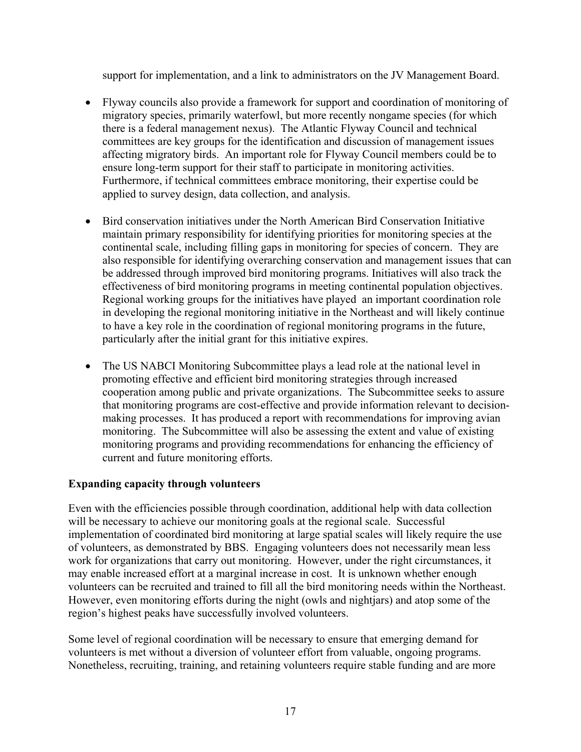support for implementation, and a link to administrators on the JV Management Board.

- Flyway councils also provide a framework for support and coordination of monitoring of migratory species, primarily waterfowl, but more recently nongame species (for which there is a federal management nexus). The Atlantic Flyway Council and technical committees are key groups for the identification and discussion of management issues affecting migratory birds. An important role for Flyway Council members could be to ensure long-term support for their staff to participate in monitoring activities. Furthermore, if technical committees embrace monitoring, their expertise could be applied to survey design, data collection, and analysis.

- Bird conservation initiatives under the North American Bird Conservation Initiative maintain primary responsibility for identifying priorities for monitoring species at the continental scale, including filling gaps in monitoring for species of concern. They are also responsible for identifying overarching conservation and management issues that can be addressed through improved bird monitoring programs. Initiatives will also track the effectiveness of bird monitoring programs in meeting continental population objectives. Regional working groups for the initiatives have played an important coordination role in developing the regional monitoring initiative in the Northeast and will likely continue to have a key role in the coordination of regional monitoring programs in the future, particularly after the initial grant for this initiative expires.

- The US NABCI Monitoring Subcommittee plays a lead role at the national level in promoting effective and efficient bird monitoring strategies through increased cooperation among public and private organizations. The Subcommittee seeks to assure that monitoring programs are cost-effective and provide information relevant to decision-making processes. It has produced a report with recommendations for improving avian monitoring. The Subcommittee will also be assessing the extent and value of existing monitoring programs and providing recommendations for enhancing the efficiency of current and future monitoring efforts.

**Expanding capacity through volunteers**

Even with the efficiencies possible through coordination, additional help with data collection will be necessary to achieve our monitoring goals at the regional scale. Successful implementation of coordinated bird monitoring at large spatial scales will likely require the use of volunteers, as demonstrated by BBS. Engaging volunteers does not necessarily mean less work for organizations that carry out monitoring. However, under the right circumstances, it may enable increased effort at a marginal increase in cost. It is unknown whether enough volunteers can be recruited and trained to fill all the bird monitoring needs within the Northeast. However, even monitoring efforts during the night (owls and nightjars) and atop some of the region's highest peaks have successfully involved volunteers.

Some level of regional coordination will be necessary to ensure that emerging demand for volunteers is met without a diversion of volunteer effort from valuable, ongoing programs. Nonetheless, recruiting, training, and retaining volunteers require stable funding and are more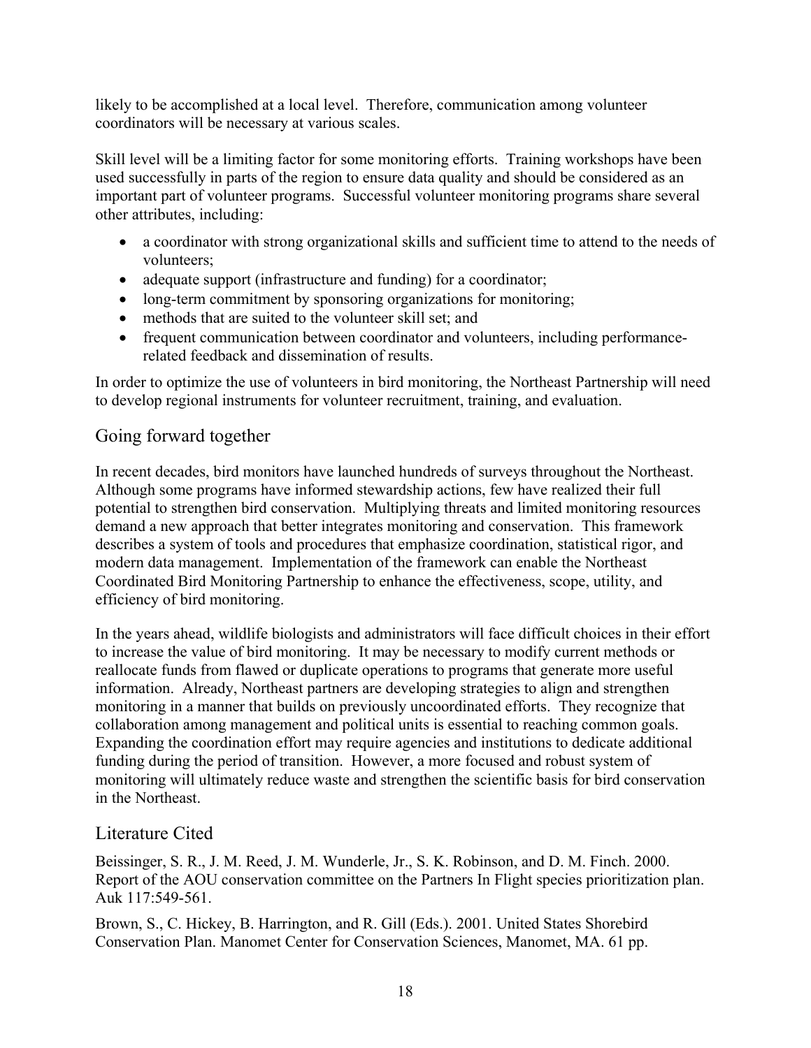likely to be accomplished at a local level. Therefore, communication among volunteer coordinators will be necessary at various scales.

Skill level will be a limiting factor for some monitoring efforts. Training workshops have been used successfully in parts of the region to ensure data quality and should be considered as an important part of volunteer programs. Successful volunteer monitoring programs share several other attributes, including:

- a coordinator with strong organizational skills and sufficient time to attend to the needs of volunteers;
- adequate support (infrastructure and funding) for a coordinator;
- long-term commitment by sponsoring organizations for monitoring;
- methods that are suited to the volunteer skill set; and
- frequent communication between coordinator and volunteers, including performance-related feedback and dissemination of results.

In order to optimize the use of volunteers in bird monitoring, the Northeast Partnership will need to develop regional instruments for volunteer recruitment, training, and evaluation.

## Going forward together

In recent decades, bird monitors have launched hundreds of surveys throughout the Northeast. Although some programs have informed stewardship actions, few have realized their full potential to strengthen bird conservation. Multiplying threats and limited monitoring resources demand a new approach that better integrates monitoring and conservation. This framework describes a system of tools and procedures that emphasize coordination, statistical rigor, and modern data management. Implementation of the framework can enable the Northeast Coordinated Bird Monitoring Partnership to enhance the effectiveness, scope, utility, and efficiency of bird monitoring.

In the years ahead, wildlife biologists and administrators will face difficult choices in their effort to increase the value of bird monitoring. It may be necessary to modify current methods or reallocate funds from flawed or duplicate operations to programs that generate more useful information. Already, Northeast partners are developing strategies to align and strengthen monitoring in a manner that builds on previously uncoordinated efforts. They recognize that collaboration among management and political units is essential to reaching common goals. Expanding the coordination effort may require agencies and institutions to dedicate additional funding during the period of transition. However, a more focused and robust system of monitoring will ultimately reduce waste and strengthen the scientific basis for bird conservation in the Northeast.

## Literature Cited

Beissinger, S. R., J. M. Reed, J. M. Wunderle, Jr., S. K. Robinson, and D. M. Finch. 2000. Report of the AOU conservation committee on the Partners In Flight species prioritization plan. Auk 117:549-561.

Brown, S., C. Hickey, B. Harrington, and R. Gill (Eds.). 2001. United States Shorebird Conservation Plan. Manomet Center for Conservation Sciences, Manomet, MA. 61 pp.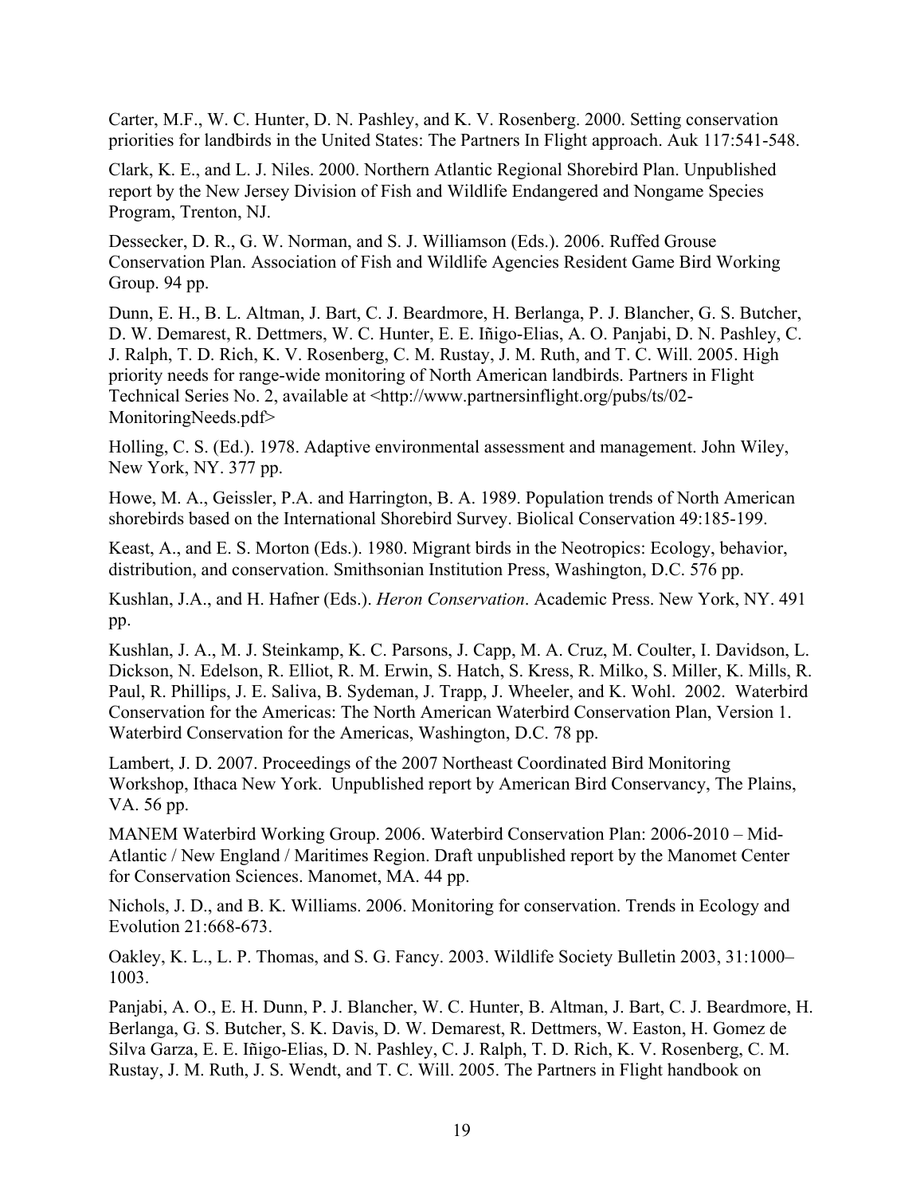Carter, M.F., W. C. Hunter, D. N. Pashley, and K. V. Rosenberg. 2000. Setting conservation priorities for landbirds in the United States: The Partners In Flight approach. Auk 117:541-548.

Clark, K. E., and L. J. Niles. 2000. Northern Atlantic Regional Shorebird Plan. Unpublished report by the New Jersey Division of Fish and Wildlife Endangered and Nongame Species Program, Trenton, NJ.

Dessecker, D. R., G. W. Norman, and S. J. Williamson (Eds.). 2006. Ruffed Grouse Conservation Plan. Association of Fish and Wildlife Agencies Resident Game Bird Working Group. 94 pp.

Dunn, E. H., B. L. Altman, J. Bart, C. J. Beardmore, H. Berlanga, P. J. Blancher, G. S. Butcher, D. W. Demarest, R. Dettmers, W. C. Hunter, E. E. Iñigo-Elias, A. O. Panjabi, D. N. Pashley, C. J. Ralph, T. D. Rich, K. V. Rosenberg, C. M. Rustay, J. M. Ruth, and T. C. Will. 2005. High priority needs for range-wide monitoring of North American landbirds. Partners in Flight Technical Series No. 2, available at <http://www.partnersinflight.org/pubs/ts/02-MonitoringNeeds.pdf>

Holling, C. S. (Ed.). 1978. Adaptive environmental assessment and management. John Wiley, New York, NY. 377 pp.

Howe, M. A., Geissler, P.A. and Harrington, B. A. 1989. Population trends of North American shorebirds based on the International Shorebird Survey. Biolical Conservation 49:185-199.

Keast, A., and E. S. Morton (Eds.). 1980. Migrant birds in the Neotropics: Ecology, behavior, distribution, and conservation. Smithsonian Institution Press, Washington, D.C. 576 pp.

Kushlan, J.A., and H. Hafner (Eds.). *Heron Conservation*. Academic Press. New York, NY. 491 pp.

Kushlan, J. A., M. J. Steinkamp, K. C. Parsons, J. Capp, M. A. Cruz, M. Coulter, I. Davidson, L. Dickson, N. Edelson, R. Elliot, R. M. Erwin, S. Hatch, S. Kress, R. Milko, S. Miller, K. Mills, R. Paul, R. Phillips, J. E. Saliva, B. Sydeman, J. Trapp, J. Wheeler, and K. Wohl. 2002. Waterbird Conservation for the Americas: The North American Waterbird Conservation Plan, Version 1. Waterbird Conservation for the Americas, Washington, D.C. 78 pp.

Lambert, J. D. 2007. Proceedings of the 2007 Northeast Coordinated Bird Monitoring Workshop, Ithaca New York. Unpublished report by American Bird Conservancy, The Plains, VA. 56 pp.

MANEM Waterbird Working Group. 2006. Waterbird Conservation Plan: 2006-2010 – Mid-Atlantic / New England / Maritimes Region. Draft unpublished report by the Manomet Center for Conservation Sciences. Manomet, MA. 44 pp.

Nichols, J. D., and B. K. Williams. 2006. Monitoring for conservation. Trends in Ecology and Evolution 21:668-673.

Oakley, K. L., L. P. Thomas, and S. G. Fancy. 2003. Wildlife Society Bulletin 2003, 31:1000–1003.

Panjabi, A. O., E. H. Dunn, P. J. Blancher, W. C. Hunter, B. Altman, J. Bart, C. J. Beardmore, H. Berlanga, G. S. Butcher, S. K. Davis, D. W. Demarest, R. Dettmers, W. Easton, H. Gomez de Silva Garza, E. E. Iñigo-Elias, D. N. Pashley, C. J. Ralph, T. D. Rich, K. V. Rosenberg, C. M. Rustay, J. M. Ruth, J. S. Wendt, and T. C. Will. 2005. The Partners in Flight handbook on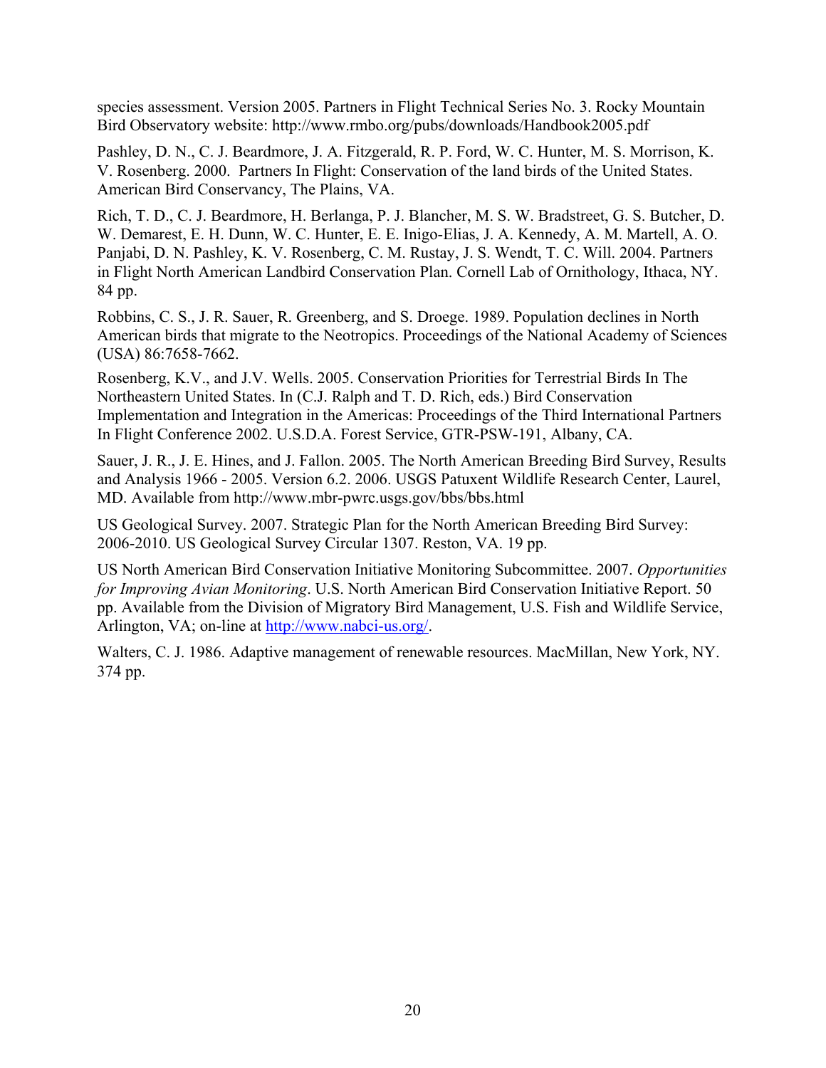species assessment. Version 2005. Partners in Flight Technical Series No. 3. Rocky Mountain Bird Observatory website: http://www.rmbo.org/pubs/downloads/Handbook2005.pdf

Pashley, D. N., C. J. Beardmore, J. A. Fitzgerald, R. P. Ford, W. C. Hunter, M. S. Morrison, K. V. Rosenberg. 2000. Partners In Flight: Conservation of the land birds of the United States. American Bird Conservancy, The Plains, VA.

Rich, T. D., C. J. Beardmore, H. Berlanga, P. J. Blancher, M. S. W. Bradstreet, G. S. Butcher, D. W. Demarest, E. H. Dunn, W. C. Hunter, E. E. Inigo-Elias, J. A. Kennedy, A. M. Martell, A. O. Panjabi, D. N. Pashley, K. V. Rosenberg, C. M. Rustay, J. S. Wendt, T. C. Will. 2004. Partners in Flight North American Landbird Conservation Plan. Cornell Lab of Ornithology, Ithaca, NY. 84 pp.

Robbins, C. S., J. R. Sauer, R. Greenberg, and S. Droege. 1989. Population declines in North American birds that migrate to the Neotropics. Proceedings of the National Academy of Sciences (USA) 86:7658-7662.

Rosenberg, K.V., and J.V. Wells. 2005. Conservation Priorities for Terrestrial Birds In The Northeastern United States. In (C.J. Ralph and T. D. Rich, eds.) Bird Conservation Implementation and Integration in the Americas: Proceedings of the Third International Partners In Flight Conference 2002. U.S.D.A. Forest Service, GTR-PSW-191, Albany, CA.

Sauer, J. R., J. E. Hines, and J. Fallon. 2005. The North American Breeding Bird Survey, Results and Analysis 1966 - 2005. Version 6.2. 2006. USGS Patuxent Wildlife Research Center, Laurel, MD. Available from http://www.mbr-pwrc.usgs.gov/bbs/bbs.html

US Geological Survey. 2007. Strategic Plan for the North American Breeding Bird Survey: 2006-2010. US Geological Survey Circular 1307. Reston, VA. 19 pp.

US North American Bird Conservation Initiative Monitoring Subcommittee. 2007. *Opportunities for Improving Avian Monitoring*. U.S. North American Bird Conservation Initiative Report. 50 pp. Available from the Division of Migratory Bird Management, U.S. Fish and Wildlife Service, Arlington, VA; on-line at http://www.nabci-us.org/.

Walters, C. J. 1986. Adaptive management of renewable resources. MacMillan, New York, NY. 374 pp.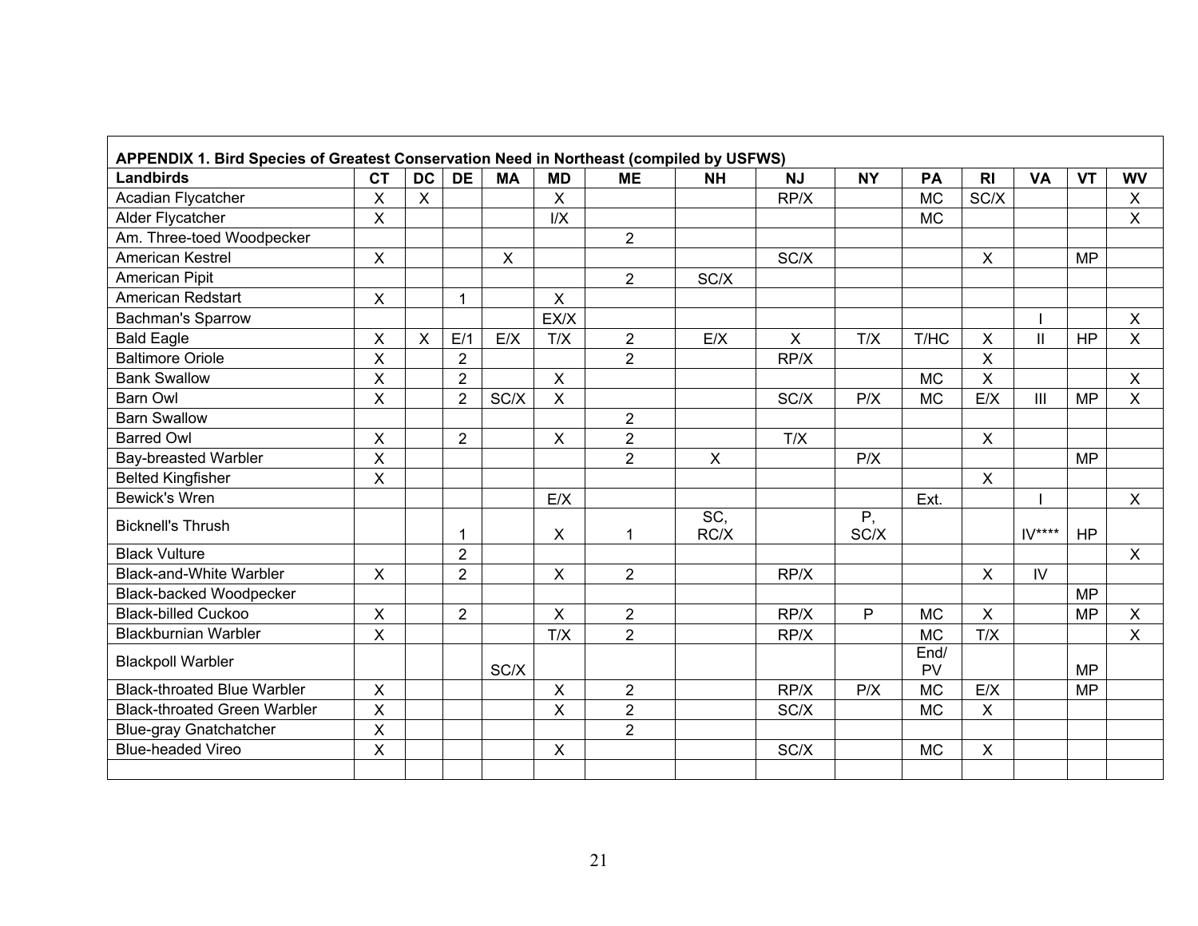| APPENDIX 1. Bird Species of Greatest Conservation Need in Northeast (compiled by USFWS) | | | | | | | | | | | | | | |
|---|---|---|---|---|---|---|---|---|---|---|---|---|---|---|
| **Landbirds** | **CT** | **DC** | **DE** | **MA** | **MD** | **ME** | **NH** | **NJ** | **NY** | **PA** | **RI** | **VA** | **VT** | **WV** |
| Acadian Flycatcher | X | X | | | X | | | RP/X | | MC | SC/X | | | X |
| Alder Flycatcher | X | | | | I/X | | | | | MC | | | | X |
| Am. Three-toed Woodpecker | | | | | | 2 | | | | | | | | |
| American Kestrel | X | | | X | | | | SC/X | | | X | | MP | |
| American Pipit | | | | | | 2 | SC/X | | | | | | | |
| American Redstart | X | | 1 | | X | | | | | | | | | |
| Bachman's Sparrow | | | | | EX/X | | | | | | | I | | X |
| Bald Eagle | X | X | E/1 | E/X | T/X | 2 | E/X | X | T/X | T/HC | X | II | HP | X |
| Baltimore Oriole | X | | 2 | | | 2 | | RP/X | | | X | | | |
| Bank Swallow | X | | 2 | | X | | | | | MC | X | | | X |
| Barn Owl | X | | 2 | SC/X | X | | | SC/X | P/X | MC | E/X | III | MP | X |
| Barn Swallow | | | | | | 2 | | | | | | | | |
| Barred Owl | X | | 2 | | X | 2 | | T/X | | | X | | | |
| Bay-breasted Warbler | X | | | | | 2 | X | | P/X | | | | MP | |
| Belted Kingfisher | X | | | | | | | | | | X | | | |
| Bewick's Wren | | | | | E/X | | | | | Ext. | | I | | X |
| Bicknell's Thrush | | | 1 | | X | 1 | SC, RC/X | | P, SC/X | | | IV**** | HP | |
| Black Vulture | | | 2 | | | | | | | | | | | X |
| Black-and-White Warbler | X | | 2 | | X | 2 | | RP/X | | | X | IV | | |
| Black-backed Woodpecker | | | | | | | | | | | | | MP | |
| Black-billed Cuckoo | X | | 2 | | X | 2 | | RP/X | P | MC | X | | MP | X |
| Blackburnian Warbler | X | | | | T/X | 2 | | RP/X | | MC | T/X | | | X |
| Blackpoll Warbler | | | | SC/X | | | | | | End/ PV | | | MP | |
| Black-throated Blue Warbler | X | | | | X | 2 | | RP/X | P/X | MC | E/X | | MP | |
| Black-throated Green Warbler | X | | | | X | 2 | | SC/X | | MC | X | | | |
| Blue-gray Gnatchatcher | X | | | | | 2 | | | | | | | | |
| Blue-headed Vireo | X | | | | X | | | SC/X | | MC | X | | | |
| | | | | | | | | | | | | | | |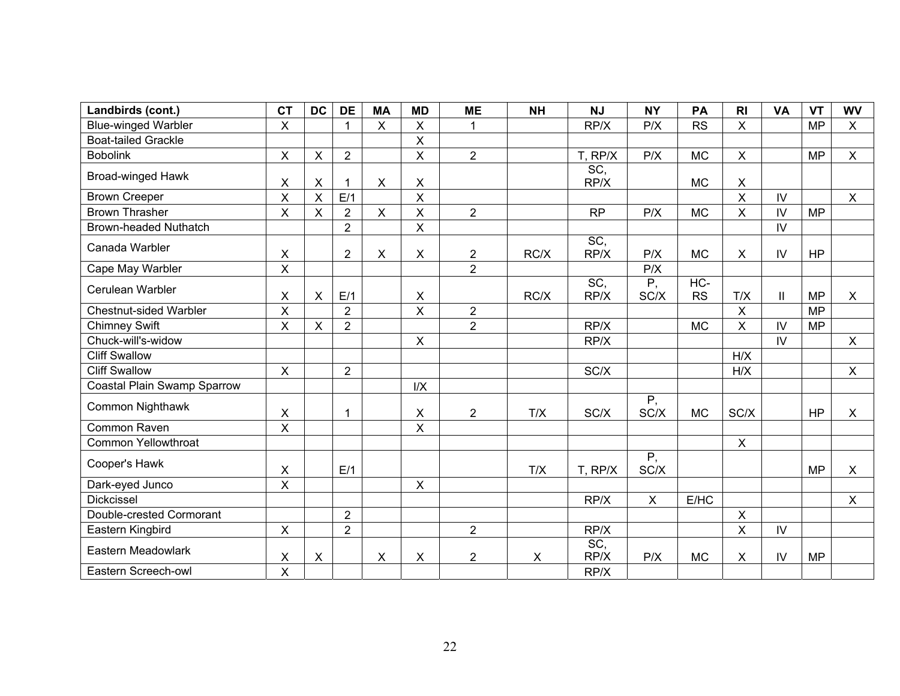| Landbirds (cont.) | CT | DC | DE | MA | MD | ME | NH | NJ | NY | PA | RI | VA | VT | WV |
|---|---|---|---|---|---|---|---|---|---|---|---|---|---|---|
| Blue-winged Warbler | X | | 1 | X | X | 1 | | RP/X | P/X | RS | X | | MP | X |
| Boat-tailed Grackle | | | | | X | | | | | | | | | |
| Bobolink | X | X | 2 | | X | 2 | | T, RP/X | P/X | MC | X | | MP | X |
| Broad-winged Hawk | X | X | 1 | X | X | | | SC, RP/X | | MC | X | | | |
| Brown Creeper | X | X | E/1 | | X | | | | | | X | IV | | X |
| Brown Thrasher | X | X | 2 | X | X | 2 | | RP | P/X | MC | X | IV | MP | |
| Brown-headed Nuthatch | | | 2 | | X | | | | | | | IV | | |
| Canada Warbler | X | | 2 | X | X | 2 | RC/X | SC, RP/X | P/X | MC | X | IV | HP | |
| Cape May Warbler | X | | | | | 2 | | | P/X | | | | | |
| Cerulean Warbler | X | X | E/1 | | X | | RC/X | SC, RP/X | P, SC/X | HC-RS | T/X | II | MP | X |
| Chestnut-sided Warbler | X | | 2 | | X | 2 | | | | | X | | MP | |
| Chimney Swift | X | X | 2 | | | 2 | | RP/X | | MC | X | IV | MP | |
| Chuck-will's-widow | | | | | X | | | RP/X | | | | IV | | X |
| Cliff Swallow | | | | | | | | | | | H/X | | | |
| Cliff Swallow | X | | 2 | | | | | SC/X | | | H/X | | | X |
| Coastal Plain Swamp Sparrow | | | | | I/X | | | | | | | | | |
| Common Nighthawk | X | | 1 | | X | 2 | T/X | SC/X | P, SC/X | MC | SC/X | | HP | X |
| Common Raven | X | | | | X | | | | | | | | | |
| Common Yellowthroat | | | | | | | | | | | X | | | |
| Cooper's Hawk | X | | E/1 | | | | T/X | T, RP/X | P, SC/X | | | | MP | X |
| Dark-eyed Junco | X | | | | X | | | | | | | | | |
| Dickcissel | | | | | | | | RP/X | X | E/HC | | | | X |
| Double-crested Cormorant | | | 2 | | | | | | | | X | | | |
| Eastern Kingbird | X | | 2 | | | 2 | | RP/X | | | X | IV | | |
| Eastern Meadowlark | X | X | | X | X | 2 | X | SC, RP/X | P/X | MC | X | IV | MP | |
| Eastern Screech-owl | X | | | | | | | RP/X | | | | | | |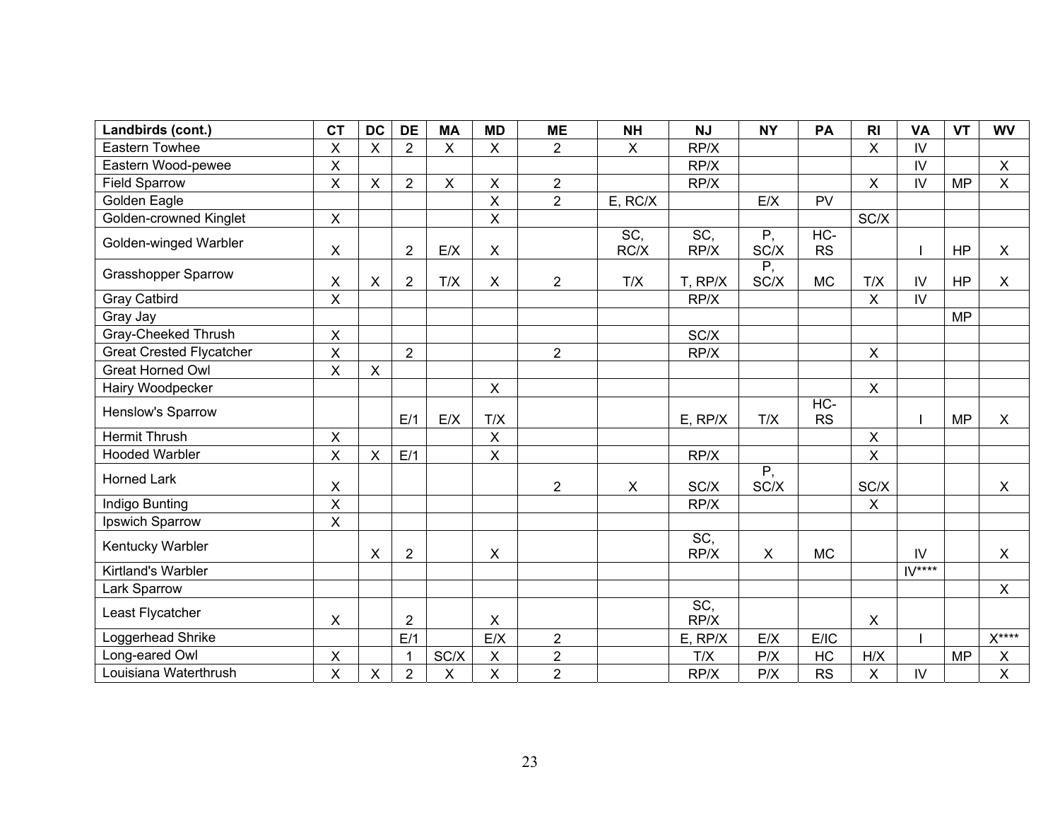| Landbirds (cont.) | CT | DC | DE | MA | MD | ME | NH | NJ | NY | PA | RI | VA | VT | WV |
|---|---|---|---|---|---|---|---|---|---|---|---|---|---|---|
| Eastern Towhee | X | X | 2 | X | X | 2 | X | RP/X | | | X | IV | | |
| Eastern Wood-pewee | X | | | | | | | RP/X | | | | IV | | X |
| Field Sparrow | X | X | 2 | X | X | 2 | | RP/X | | | X | IV | MP | X |
| Golden Eagle | | | | | X | 2 | E, RC/X | | E/X | PV | | | | |
| Golden-crowned Kinglet | X | | | | X | | | | | | SC/X | | | |
| Golden-winged Warbler | X | | 2 | E/X | X | | SC, RC/X | SC, RP/X | P, SC/X | HC-RS | | I | HP | X |
| Grasshopper Sparrow | X | X | 2 | T/X | X | 2 | T/X | T, RP/X | P, SC/X | MC | T/X | IV | HP | X |
| Gray Catbird | X | | | | | | | RP/X | | | X | IV | | |
| Gray Jay | | | | | | | | | | | | | MP | |
| Gray-Cheeked Thrush | X | | | | | | | SC/X | | | | | | |
| Great Crested Flycatcher | X | | 2 | | | 2 | | RP/X | | | X | | | |
| Great Horned Owl | X | X | | | | | | | | | | | | |
| Hairy Woodpecker | | | | | X | | | | | | X | | | |
| Henslow's Sparrow | | | E/1 | E/X | T/X | | | E, RP/X | T/X | HC-RS | | I | MP | X |
| Hermit Thrush | X | | | | X | | | | | | X | | | |
| Hooded Warbler | X | X | E/1 | | X | | | RP/X | | | X | | | |
| Horned Lark | X | | | | | 2 | X | SC/X | P, SC/X | | SC/X | | | X |
| Indigo Bunting | X | | | | | | | RP/X | | | X | | | |
| Ipswich Sparrow | X | | | | | | | | | | | | | |
| Kentucky Warbler | | X | 2 | | X | | | SC, RP/X | X | MC | | IV | | X |
| Kirtland's Warbler | | | | | | | | | | | | IV**** | | |
| Lark Sparrow | | | | | | | | | | | | | | X |
| Least Flycatcher | X | | 2 | | X | | | SC, RP/X | | | X | | | |
| Loggerhead Shrike | | | E/1 | | E/X | 2 | | E, RP/X | E/X | E/IC | | I | | X**** |
| Long-eared Owl | X | | 1 | SC/X | X | 2 | | T/X | P/X | HC | H/X | | MP | X |
| Louisiana Waterthrush | X | X | 2 | X | X | 2 | | RP/X | P/X | RS | X | IV | | X |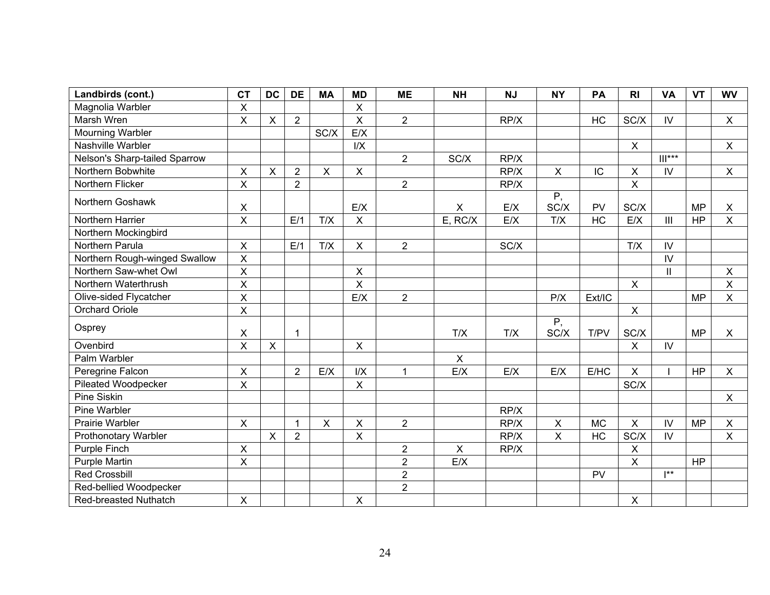| Landbirds (cont.) | CT | DC | DE | MA | MD | ME | NH | NJ | NY | PA | RI | VA | VT | WV |
|---|---|---|---|---|---|---|---|---|---|---|---|---|---|---|
| Magnolia Warbler | X | | | | X | | | | | | | | | |
| Marsh Wren | X | X | 2 | | X | 2 | | RP/X | | HC | SC/X | IV | | X |
| Mourning Warbler | | | | SC/X | E/X | | | | | | | | | |
| Nashville Warbler | | | | | I/X | | | | | | X | | | X |
| Nelson's Sharp-tailed Sparrow | | | | | | 2 | SC/X | RP/X | | | | III*** | | |
| Northern Bobwhite | X | X | 2 | X | X | | | RP/X | X | IC | X | IV | | X |
| Northern Flicker | X | | 2 | | | 2 | | RP/X | | | X | | | |
| Northern Goshawk | X | | | | E/X | | X | E/X | P, SC/X | PV | SC/X | | MP | X |
| Northern Harrier | X | | E/1 | T/X | X | | E, RC/X | E/X | T/X | HC | E/X | III | HP | X |
| Northern Mockingbird | | | | | | | | | | | | | | |
| Northern Parula | X | | E/1 | T/X | X | 2 | | SC/X | | | T/X | IV | | |
| Northern Rough-winged Swallow | X | | | | | | | | | | | IV | | |
| Northern Saw-whet Owl | X | | | | X | | | | | | | II | | X |
| Northern Waterthrush | X | | | | X | | | | | | X | | | X |
| Olive-sided Flycatcher | X | | | | E/X | 2 | | | P/X | Ext/IC | | | MP | X |
| Orchard Oriole | X | | | | | | | | | | X | | | |
| Osprey | X | | 1 | | | | T/X | T/X | P, SC/X | T/PV | SC/X | | MP | X |
| Ovenbird | X | X | | | X | | | | | | X | IV | | |
| Palm Warbler | | | | | | | X | | | | | | | |
| Peregrine Falcon | X | | 2 | E/X | I/X | 1 | E/X | E/X | E/X | E/HC | X | I | HP | X |
| Pileated Woodpecker | X | | | | X | | | | | | SC/X | | | |
| Pine Siskin | | | | | | | | | | | | | | X |
| Pine Warbler | | | | | | | | RP/X | | | | | | |
| Prairie Warbler | X | | 1 | X | X | 2 | | RP/X | X | MC | X | IV | MP | X |
| Prothonotary Warbler | | X | 2 | | X | | | RP/X | X | HC | SC/X | IV | | X |
| Purple Finch | X | | | | | 2 | X | RP/X | | | X | | | |
| Purple Martin | X | | | | | 2 | E/X | | | | X | | HP | |
| Red Crossbill | | | | | | 2 | | | | PV | | I** | | |
| Red-bellied Woodpecker | | | | | | 2 | | | | | | | | |
| Red-breasted Nuthatch | X | | | | X | | | | | | X | | | |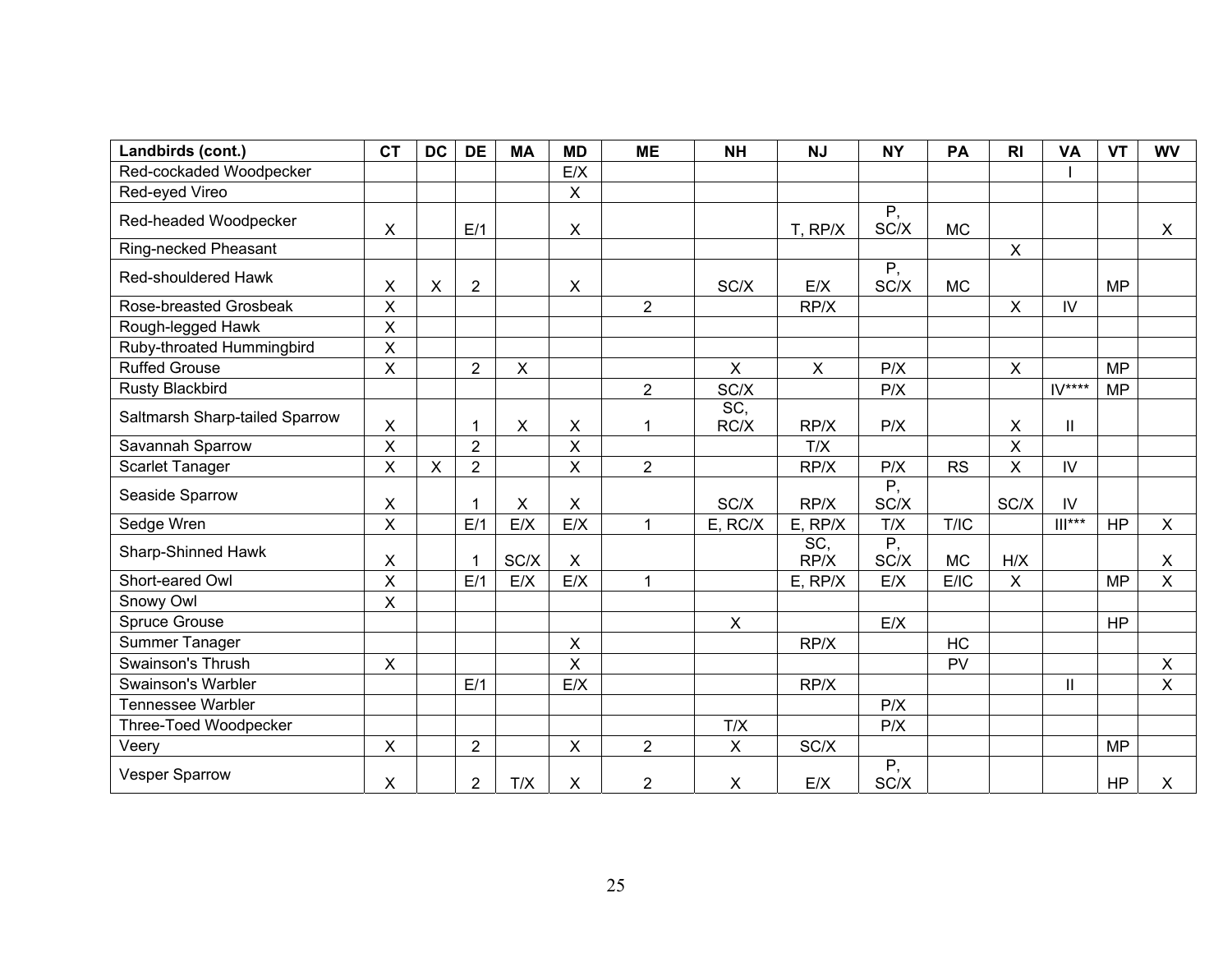| Landbirds (cont.) | CT | DC | DE | MA | MD | ME | NH | NJ | NY | PA | RI | VA | VT | WV |
|---|---|---|---|---|---|---|---|---|---|---|---|---|---|---|
| Red-cockaded Woodpecker | | | | | E/X | | | | | | | I | | |
| Red-eyed Vireo | | | | | X | | | | | | | | | |
| Red-headed Woodpecker | X | | E/1 | | X | | | T, RP/X | P, SC/X | MC | | | | X |
| Ring-necked Pheasant | | | | | | | | | | | X | | | |
| Red-shouldered Hawk | X | X | 2 | | X | | SC/X | E/X | P, SC/X | MC | | | MP | |
| Rose-breasted Grosbeak | X | | | | | 2 | | RP/X | | | X | IV | | |
| Rough-legged Hawk | X | | | | | | | | | | | | | |
| Ruby-throated Hummingbird | X | | | | | | | | | | | | | |
| Ruffed Grouse | X | | 2 | X | | | X | X | P/X | | X | | MP | |
| Rusty Blackbird | | | | | | 2 | SC/X | | P/X | | | IV**** | MP | |
| Saltmarsh Sharp-tailed Sparrow | X | | 1 | X | X | 1 | SC, RC/X | RP/X | P/X | | X | II | | |
| Savannah Sparrow | X | | 2 | | X | | | T/X | | | X | | | |
| Scarlet Tanager | X | X | 2 | | X | 2 | | RP/X | P/X | RS | X | IV | | |
| Seaside Sparrow | X | | 1 | X | X | | SC/X | RP/X | P, SC/X | | SC/X | IV | | |
| Sedge Wren | X | | E/1 | E/X | E/X | 1 | E, RC/X | E, RP/X | T/X | T/IC | | III*** | HP | X |
| Sharp-Shinned Hawk | X | | 1 | SC/X | X | | | SC, RP/X | P, SC/X | MC | H/X | | | X |
| Short-eared Owl | X | | E/1 | E/X | E/X | 1 | | E, RP/X | E/X | E/IC | X | | MP | X |
| Snowy Owl | X | | | | | | | | | | | | | |
| Spruce Grouse | | | | | | | X | | E/X | | | | HP | |
| Summer Tanager | | | | | X | | | RP/X | | HC | | | | |
| Swainson's Thrush | X | | | | X | | | | | PV | | | | X |
| Swainson's Warbler | | | E/1 | | E/X | | | RP/X | | | | II | | X |
| Tennessee Warbler | | | | | | | | | P/X | | | | | |
| Three-Toed Woodpecker | | | | | | | T/X | | P/X | | | | | |
| Veery | X | | 2 | | X | 2 | X | SC/X | | | | | MP | |
| Vesper Sparrow | X | | 2 | T/X | X | 2 | X | E/X | P, SC/X | | | | HP | X |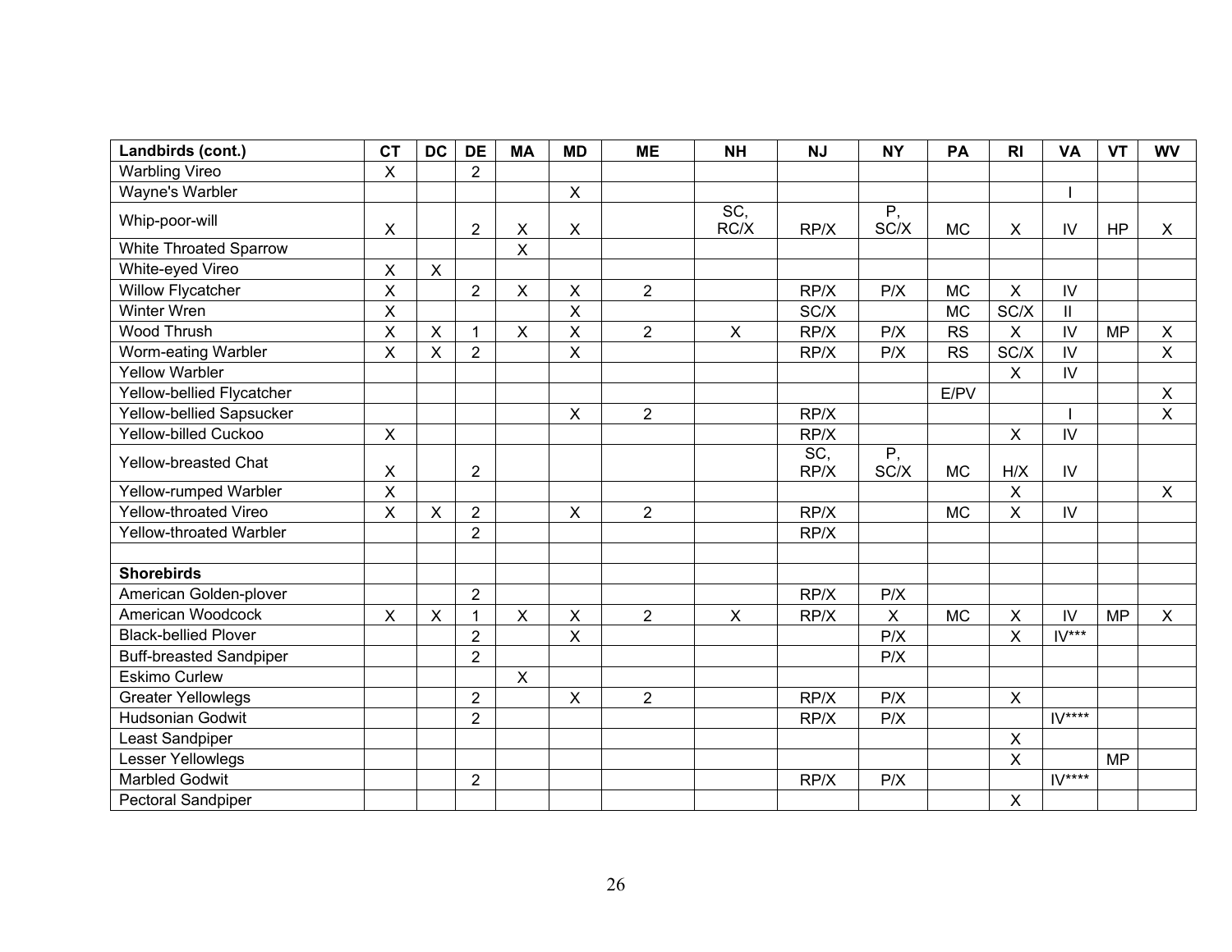| Landbirds (cont.) | CT | DC | DE | MA | MD | ME | NH | NJ | NY | PA | RI | VA | VT | WV |
|---|---|---|---|---|---|---|---|---|---|---|---|---|---|---|
| Warbling Vireo | X | | 2 | | | | | | | | | | | |
| Wayne's Warbler | | | | | X | | | | | | | I | | |
| Whip-poor-will | X | | 2 | X | X | | SC, RC/X | RP/X | P, SC/X | MC | X | IV | HP | X |
| White Throated Sparrow | | | | X | | | | | | | | | | |
| White-eyed Vireo | X | X | | | | | | | | | | | | |
| Willow Flycatcher | X | | 2 | X | X | 2 | | RP/X | P/X | MC | X | IV | | |
| Winter Wren | X | | | | X | | | SC/X | | MC | SC/X | II | | |
| Wood Thrush | X | X | 1 | X | X | 2 | X | RP/X | P/X | RS | X | IV | MP | X |
| Worm-eating Warbler | X | X | 2 | | X | | | RP/X | P/X | RS | SC/X | IV | | X |
| Yellow Warbler | | | | | | | | | | | X | IV | | |
| Yellow-bellied Flycatcher | | | | | | | | | | E/PV | | | | X |
| Yellow-bellied Sapsucker | | | | | X | 2 | | RP/X | | | | I | | X |
| Yellow-billed Cuckoo | X | | | | | | | RP/X | | | X | IV | | |
| Yellow-breasted Chat | X | | 2 | | | | | SC, RP/X | P, SC/X | MC | H/X | IV | | |
| Yellow-rumped Warbler | X | | | | | | | | | | X | | | X |
| Yellow-throated Vireo | X | X | 2 | | X | 2 | | RP/X | | MC | X | IV | | |
| Yellow-throated Warbler | | | 2 | | | | | RP/X | | | | | | |
| | | | | | | | | | | | | | | |
| **Shorebirds** | | | | | | | | | | | | | | |
| American Golden-plover | | | 2 | | | | | RP/X | P/X | | | | | |
| American Woodcock | X | X | 1 | X | X | 2 | X | RP/X | X | MC | X | IV | MP | X |
| Black-bellied Plover | | | 2 | | X | | | | P/X | | X | IV*** | | |
| Buff-breasted Sandpiper | | | 2 | | | | | | P/X | | | | | |
| Eskimo Curlew | | | | X | | | | | | | | | | |
| Greater Yellowlegs | | | 2 | | X | 2 | | RP/X | P/X | | X | | | |
| Hudsonian Godwit | | | 2 | | | | | RP/X | P/X | | | IV**** | | |
| Least Sandpiper | | | | | | | | | | | X | | | |
| Lesser Yellowlegs | | | | | | | | | | | X | | MP | |
| Marbled Godwit | | | 2 | | | | | RP/X | P/X | | | IV**** | | |
| Pectoral Sandpiper | | | | | | | | | | | X | | | |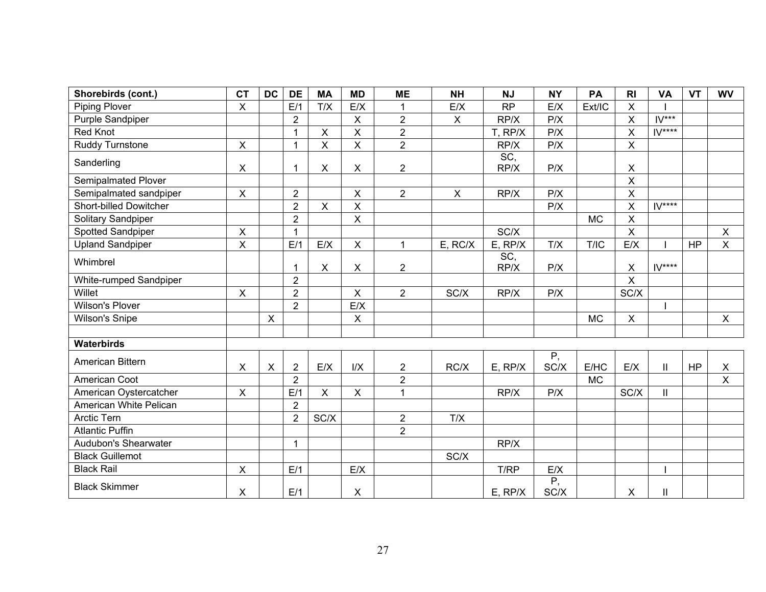| Shorebirds (cont.) | CT | DC | DE | MA | MD | ME | NH | NJ | NY | PA | RI | VA | VT | WV |
|---|---|---|---|---|---|---|---|---|---|---|---|---|---|---|
| Piping Plover | X | | E/1 | T/X | E/X | 1 | E/X | RP | E/X | Ext/IC | X | I | | |
| Purple Sandpiper | | | 2 | | X | 2 | X | RP/X | P/X | | X | IV*** | | |
| Red Knot | | | 1 | X | X | 2 | | T, RP/X | P/X | | X | IV**** | | |
| Ruddy Turnstone | X | | 1 | X | X | 2 | | RP/X | P/X | | X | | | |
| Sanderling | X | | 1 | X | X | 2 | | SC, RP/X | P/X | | X | | | |
| Semipalmated Plover | | | | | | | | | | | X | | | |
| Semipalmated sandpiper | X | | 2 | | X | 2 | X | RP/X | P/X | | X | | | |
| Short-billed Dowitcher | | | 2 | X | X | | | | P/X | | X | IV**** | | |
| Solitary Sandpiper | | | 2 | | X | | | | | MC | X | | | |
| Spotted Sandpiper | X | | 1 | | | | | SC/X | | | X | | | X |
| Upland Sandpiper | X | | E/1 | E/X | X | 1 | E, RC/X | E, RP/X | T/X | T/IC | E/X | I | HP | X |
| Whimbrel | | | 1 | X | X | 2 | | SC, RP/X | P/X | | X | IV**** | | |
| White-rumped Sandpiper | | | 2 | | | | | | | | X | | | |
| Willet | X | | 2 | | X | 2 | SC/X | RP/X | P/X | | SC/X | | | |
| Wilson's Plover | | | 2 | | E/X | | | | | | | I | | |
| Wilson's Snipe | | X | | | X | | | | | MC | X | | | X |
| | | | | | | | | | | | | | | |
| **Waterbirds** | | | | | | | | | | | | | | |
| American Bittern | X | X | 2 | E/X | I/X | 2 | RC/X | E, RP/X | P, SC/X | E/HC | E/X | II | HP | X |
| American Coot | | | 2 | | | 2 | | | | MC | | | | X |
| American Oystercatcher | X | | E/1 | X | X | 1 | | RP/X | P/X | | SC/X | II | | |
| American White Pelican | | | 2 | | | | | | | | | | | |
| Arctic Tern | | | 2 | SC/X | | 2 | T/X | | | | | | | |
| Atlantic Puffin | | | | | | 2 | | | | | | | | |
| Audubon's Shearwater | | | 1 | | | | | RP/X | | | | | | |
| Black Guillemot | | | | | | | SC/X | | | | | | | |
| Black Rail | X | | E/1 | | E/X | | | T/RP | E/X | | | I | | |
| Black Skimmer | X | | E/1 | | X | | | E, RP/X | P, SC/X | | X | II | | |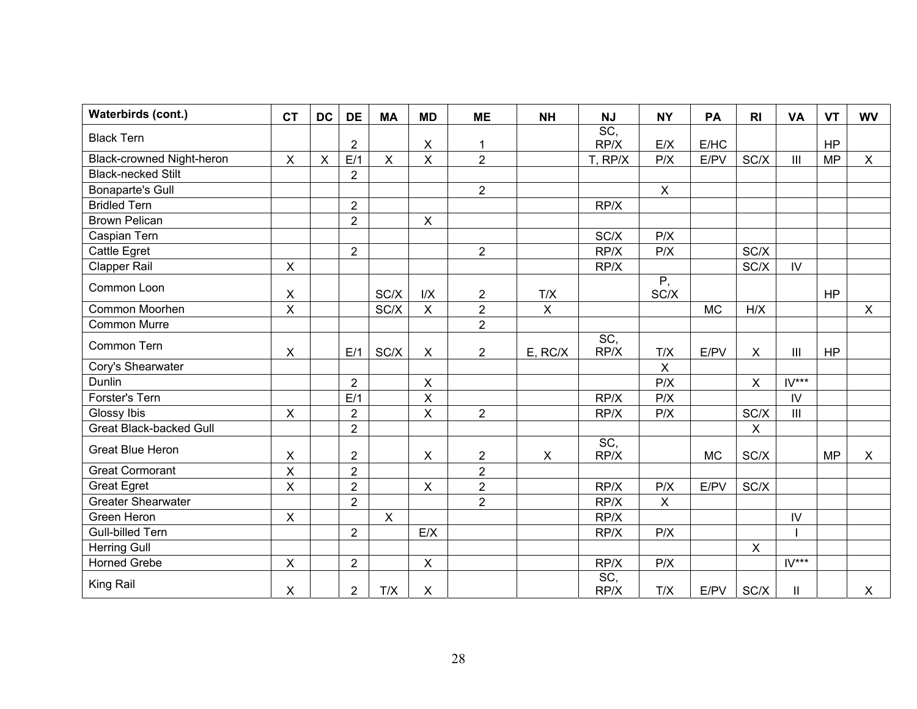| Waterbirds (cont.) | CT | DC | DE | MA | MD | ME | NH | NJ | NY | PA | RI | VA | VT | WV |
|---|---|---|---|---|---|---|---|---|---|---|---|---|---|---|
| Black Tern | | | 2 | | X | 1 | | SC, RP/X | E/X | E/HC | | | HP | |
| Black-crowned Night-heron | X | X | E/1 | X | X | 2 | | T, RP/X | P/X | E/PV | SC/X | III | MP | X |
| Black-necked Stilt | | | 2 | | | | | | | | | | | |
| Bonaparte's Gull | | | | | | 2 | | | X | | | | | |
| Bridled Tern | | | 2 | | | | | RP/X | | | | | | |
| Brown Pelican | | | 2 | | X | | | | | | | | | |
| Caspian Tern | | | | | | | | SC/X | P/X | | | | | |
| Cattle Egret | | | 2 | | | 2 | | RP/X | P/X | | SC/X | | | |
| Clapper Rail | X | | | | | | | RP/X | | | SC/X | IV | | |
| Common Loon | X | | | SC/X | I/X | 2 | T/X | | P, SC/X | | | | HP | |
| Common Moorhen | X | | | SC/X | X | 2 | X | | | MC | H/X | | | X |
| Common Murre | | | | | | 2 | | | | | | | | |
| Common Tern | X | | E/1 | SC/X | X | 2 | E, RC/X | SC, RP/X | T/X | E/PV | X | III | HP | |
| Cory's Shearwater | | | | | | | | | X | | | | | |
| Dunlin | | | 2 | | X | | | | P/X | | X | IV*** | | |
| Forster's Tern | | | E/1 | | X | | | RP/X | P/X | | | IV | | |
| Glossy Ibis | X | | 2 | | X | 2 | | RP/X | P/X | | SC/X | III | | |
| Great Black-backed Gull | | | 2 | | | | | | | | X | | | |
| Great Blue Heron | X | | 2 | | X | 2 | X | SC, RP/X | | MC | SC/X | | MP | X |
| Great Cormorant | X | | 2 | | | 2 | | | | | | | | |
| Great Egret | X | | 2 | | X | 2 | | RP/X | P/X | E/PV | SC/X | | | |
| Greater Shearwater | | | 2 | | | 2 | | RP/X | X | | | | | |
| Green Heron | X | | | X | | | | RP/X | | | | IV | | |
| Gull-billed Tern | | | 2 | | E/X | | | RP/X | P/X | | | I | | |
| Herring Gull | | | | | | | | | | | X | | | |
| Horned Grebe | X | | 2 | | X | | | RP/X | P/X | | | IV*** | | |
| King Rail | X | | 2 | T/X | X | | | SC, RP/X | T/X | E/PV | SC/X | II | | X |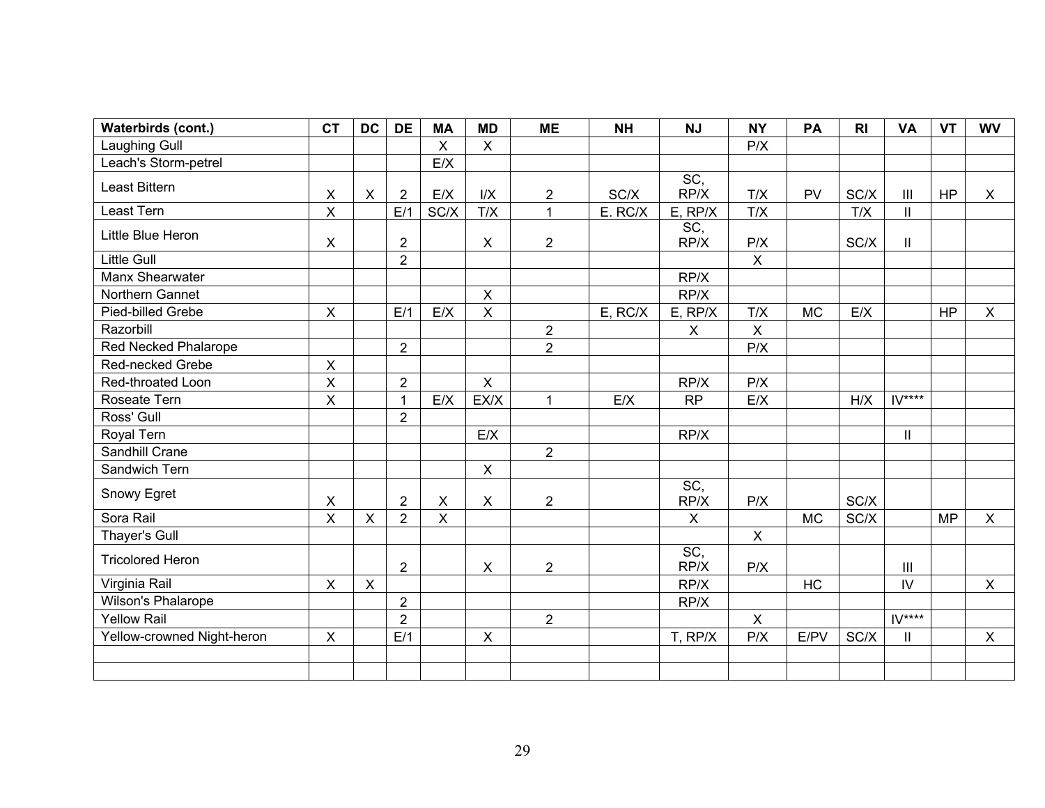| Waterbirds (cont.) | CT | DC | DE | MA | MD | ME | NH | NJ | NY | PA | RI | VA | VT | WV |
|---|---|---|---|---|---|---|---|---|---|---|---|---|---|---|
| Laughing Gull | | | | X | X | | | | P/X | | | | | |
| Leach's Storm-petrel | | | | E/X | | | | | | | | | | |
| Least Bittern | X | X | 2 | E/X | I/X | 2 | SC/X | SC, RP/X | T/X | PV | SC/X | III | HP | X |
| Least Tern | X | | E/1 | SC/X | T/X | 1 | E. RC/X | E, RP/X | T/X | | T/X | II | | |
| Little Blue Heron | X | | 2 | | X | 2 | | SC, RP/X | P/X | | SC/X | II | | |
| Little Gull | | | 2 | | | | | | X | | | | | |
| Manx Shearwater | | | | | | | | RP/X | | | | | | |
| Northern Gannet | | | | | X | | | RP/X | | | | | | |
| Pied-billed Grebe | X | | E/1 | E/X | X | | E, RC/X | E, RP/X | T/X | MC | E/X | | HP | X |
| Razorbill | | | | | | 2 | | X | X | | | | | |
| Red Necked Phalarope | | | 2 | | | 2 | | | P/X | | | | | |
| Red-necked Grebe | X | | | | | | | | | | | | | |
| Red-throated Loon | X | | 2 | | X | | | RP/X | P/X | | | | | |
| Roseate Tern | X | | 1 | E/X | EX/X | 1 | E/X | RP | E/X | | H/X | IV**** | | |
| Ross' Gull | | | 2 | | | | | | | | | | | |
| Royal Tern | | | | | E/X | | | RP/X | | | | II | | |
| Sandhill Crane | | | | | | 2 | | | | | | | | |
| Sandwich Tern | | | | | X | | | | | | | | | |
| Snowy Egret | X | | 2 | X | X | 2 | | SC, RP/X | P/X | | SC/X | | | |
| Sora Rail | X | X | 2 | X | | | | X | | MC | SC/X | | MP | X |
| Thayer's Gull | | | | | | | | | X | | | | | |
| Tricolored Heron | | | 2 | | X | 2 | | SC, RP/X | P/X | | | III | | |
| Virginia Rail | X | X | | | | | | RP/X | | HC | | IV | | X |
| Wilson's Phalarope | | | 2 | | | | | RP/X | | | | | | |
| Yellow Rail | | | 2 | | | 2 | | | X | | | IV**** | | |
| Yellow-crowned Night-heron | X | | E/1 | | X | | | T, RP/X | P/X | E/PV | SC/X | II | | X |
| | | | | | | | | | | | | | | |
| | | | | | | | | | | | | | | |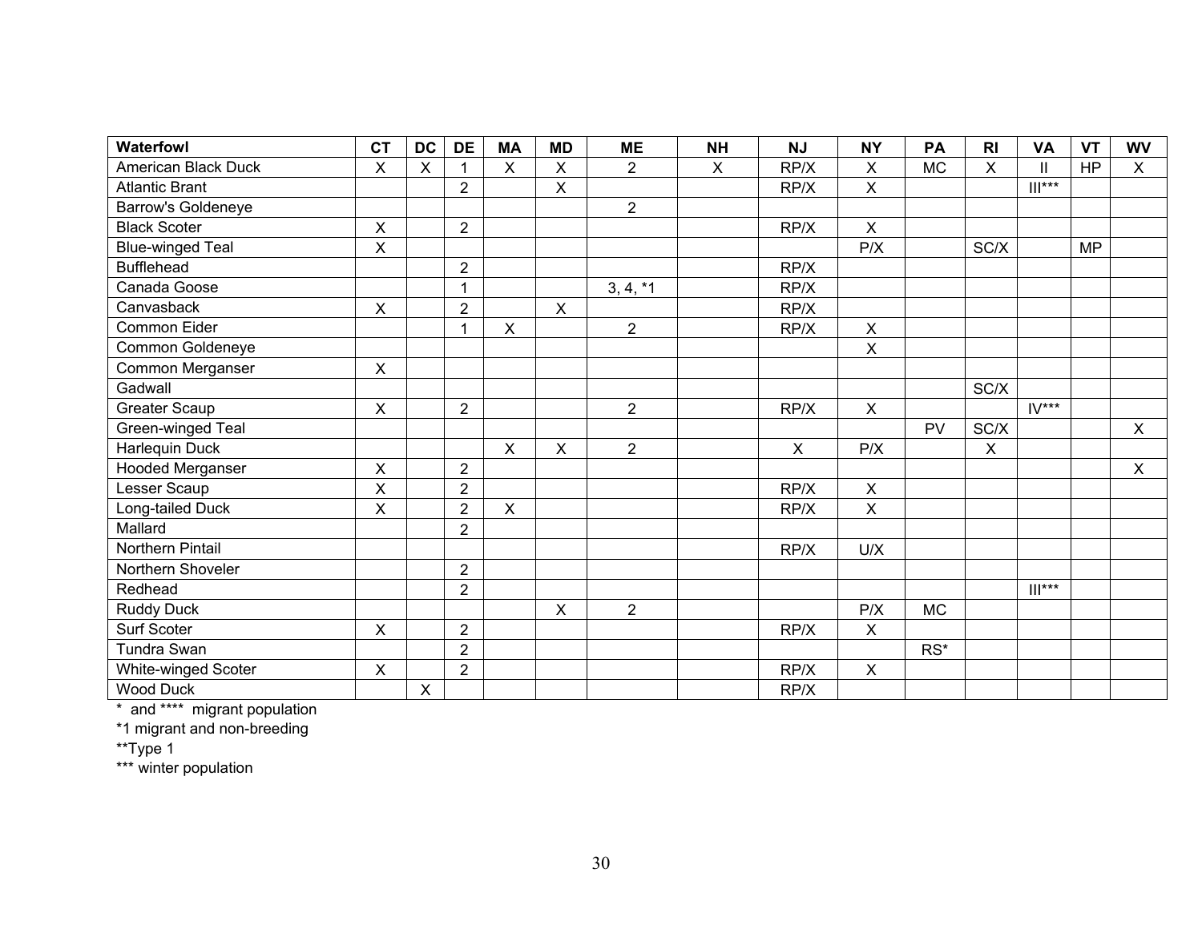| Waterfowl | CT | DC | DE | MA | MD | ME | NH | NJ | NY | PA | RI | VA | VT | WV |
|---|---|---|---|---|---|---|---|---|---|---|---|---|---|---|
| American Black Duck | X | X | 1 | X | X | 2 | X | RP/X | X | MC | X | II | HP | X |
| Atlantic Brant | | | 2 | | X | | | RP/X | X | | | III*** | | |
| Barrow's Goldeneye | | | | | | 2 | | | | | | | | |
| Black Scoter | X | | 2 | | | | | RP/X | X | | | | | |
| Blue-winged Teal | X | | | | | | | | P/X | | SC/X | | MP | |
| Bufflehead | | | 2 | | | | | RP/X | | | | | | |
| Canada Goose | | | 1 | | | 3, 4, *1 | | RP/X | | | | | | |
| Canvasback | X | | 2 | | X | | | RP/X | | | | | | |
| Common Eider | | | 1 | X | | 2 | | RP/X | X | | | | | |
| Common Goldeneye | | | | | | | | | X | | | | | |
| Common Merganser | X | | | | | | | | | | | | | |
| Gadwall | | | | | | | | | | | SC/X | | | |
| Greater Scaup | X | | 2 | | | 2 | | RP/X | X | | | IV*** | | |
| Green-winged Teal | | | | | | | | | | PV | SC/X | | | X |
| Harlequin Duck | | | | X | X | 2 | | X | P/X | | X | | | |
| Hooded Merganser | X | | 2 | | | | | | | | | | | X |
| Lesser Scaup | X | | 2 | | | | | RP/X | X | | | | | |
| Long-tailed Duck | X | | 2 | X | | | | RP/X | X | | | | | |
| Mallard | | | 2 | | | | | | | | | | | |
| Northern Pintail | | | | | | | | RP/X | U/X | | | | | |
| Northern Shoveler | | | 2 | | | | | | | | | | | |
| Redhead | | | 2 | | | | | | | | | III*** | | |
| Ruddy Duck | | | | | X | 2 | | | P/X | MC | | | | |
| Surf Scoter | X | | 2 | | | | | RP/X | X | | | | | |
| Tundra Swan | | | 2 | | | | | | | RS* | | | | |
| White-winged Scoter | X | | 2 | | | | | RP/X | X | | | | | |
| Wood Duck | | X | | | | | | RP/X | | | | | | |

\* and **** migrant population

*1 migrant and non-breeding

**Type 1

*** winter population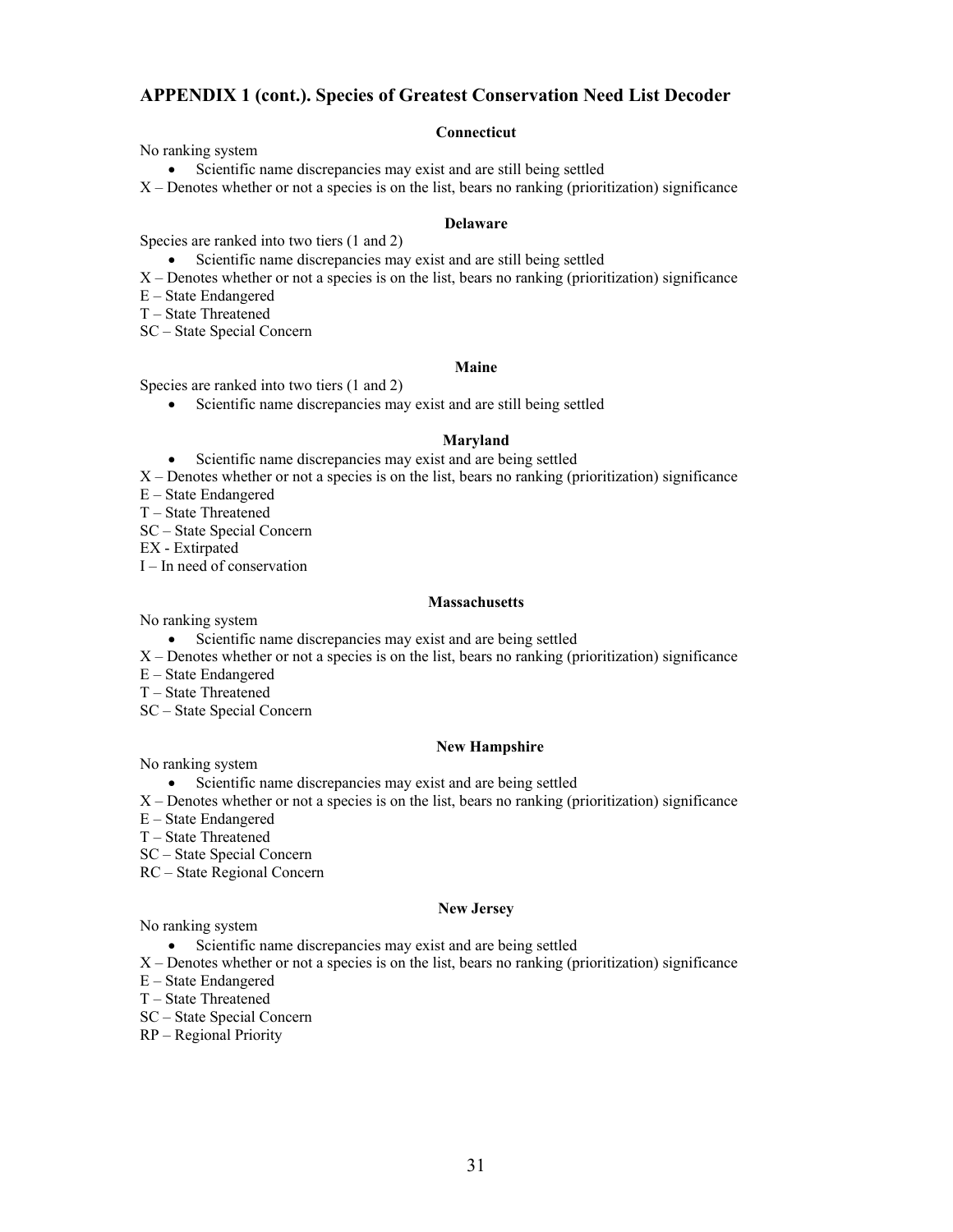## APPENDIX 1 (cont.). Species of Greatest Conservation Need List Decoder

### Connecticut

No ranking system

- Scientific name discrepancies may exist and are still being settled

X – Denotes whether or not a species is on the list, bears no ranking (prioritization) significance

### Delaware

Species are ranked into two tiers (1 and 2)

- Scientific name discrepancies may exist and are still being settled

X – Denotes whether or not a species is on the list, bears no ranking (prioritization) significance
E – State Endangered
T – State Threatened
SC – State Special Concern

### Maine

Species are ranked into two tiers (1 and 2)

- Scientific name discrepancies may exist and are still being settled

### Maryland

- Scientific name discrepancies may exist and are being settled

X – Denotes whether or not a species is on the list, bears no ranking (prioritization) significance
E – State Endangered
T – State Threatened
SC – State Special Concern
EX - Extirpated
I – In need of conservation

### Massachusetts

No ranking system

- Scientific name discrepancies may exist and are being settled

X – Denotes whether or not a species is on the list, bears no ranking (prioritization) significance
E – State Endangered
T – State Threatened
SC – State Special Concern

### New Hampshire

No ranking system

- Scientific name discrepancies may exist and are being settled

X – Denotes whether or not a species is on the list, bears no ranking (prioritization) significance
E – State Endangered
T – State Threatened
SC – State Special Concern
RC – State Regional Concern

### New Jersey

No ranking system

- Scientific name discrepancies may exist and are being settled

X – Denotes whether or not a species is on the list, bears no ranking (prioritization) significance
E – State Endangered
T – State Threatened
SC – State Special Concern
RP – Regional Priority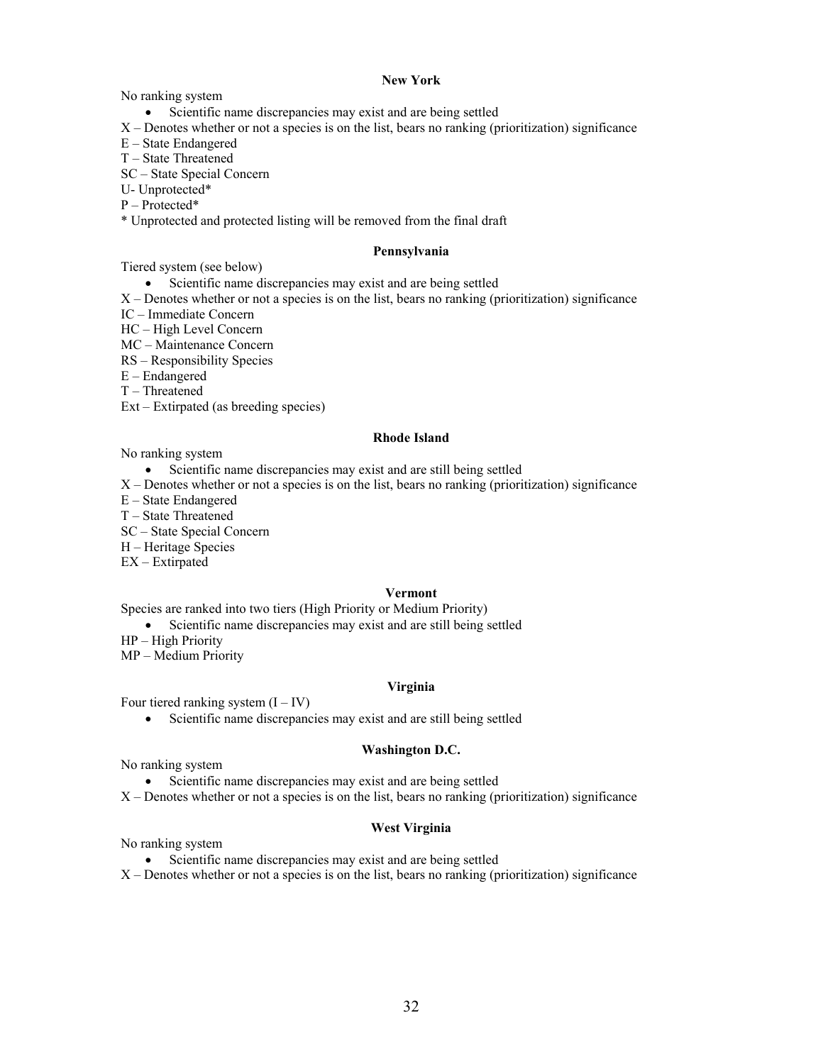### New York

No ranking system

- Scientific name discrepancies may exist and are being settled

X – Denotes whether or not a species is on the list, bears no ranking (prioritization) significance

E – State Endangered

T – State Threatened

SC – State Special Concern

U- Unprotected*

P – Protected*

* Unprotected and protected listing will be removed from the final draft

### Pennsylvania

Tiered system (see below)

- Scientific name discrepancies may exist and are being settled

X – Denotes whether or not a species is on the list, bears no ranking (prioritization) significance

IC – Immediate Concern

HC – High Level Concern

MC – Maintenance Concern

RS – Responsibility Species

E – Endangered

T – Threatened

Ext – Extirpated (as breeding species)

### Rhode Island

No ranking system

- Scientific name discrepancies may exist and are still being settled

X – Denotes whether or not a species is on the list, bears no ranking (prioritization) significance

E – State Endangered

T – State Threatened

SC – State Special Concern

H – Heritage Species

EX – Extirpated

### Vermont

Species are ranked into two tiers (High Priority or Medium Priority)

- Scientific name discrepancies may exist and are still being settled

HP – High Priority

MP – Medium Priority

### Virginia

Four tiered ranking system (I – IV)

- Scientific name discrepancies may exist and are still being settled

### Washington D.C.

No ranking system

- Scientific name discrepancies may exist and are being settled

X – Denotes whether or not a species is on the list, bears no ranking (prioritization) significance

### West Virginia

No ranking system

- Scientific name discrepancies may exist and are being settled

X – Denotes whether or not a species is on the list, bears no ranking (prioritization) significance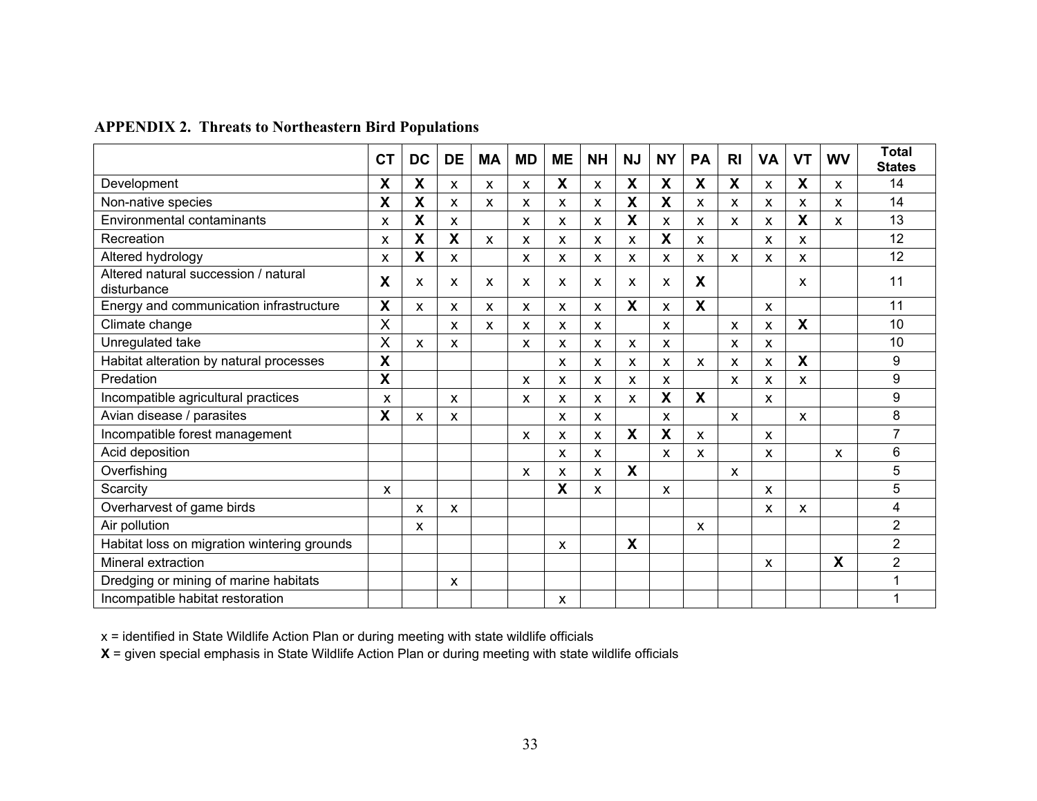**APPENDIX 2. Threats to Northeastern Bird Populations**

| | CT | DC | DE | MA | MD | ME | NH | NJ | NY | PA | RI | VA | VT | WV | Total States |
|---|---|---|---|---|---|---|---|---|---|---|---|---|---|---|---|
| Development | **X** | **X** | x | x | x | **X** | x | **X** | **X** | **X** | **X** | x | **X** | x | 14 |
| Non-native species | **X** | **X** | x | x | x | x | x | **X** | **X** | x | x | x | x | x | 14 |
| Environmental contaminants | x | **X** | x | | x | x | x | **X** | x | x | x | x | **X** | x | 13 |
| Recreation | x | **X** | **X** | x | x | x | x | x | **X** | x | | x | x | | 12 |
| Altered hydrology | x | **X** | x | | x | x | x | x | x | x | x | x | x | | 12 |
| Altered natural succession / natural disturbance | **X** | x | x | x | x | x | x | x | x | **X** | | | x | | 11 |
| Energy and communication infrastructure | **X** | x | x | x | x | x | x | **X** | x | **X** | | x | | | 11 |
| Climate change | X | | x | x | x | x | x | | x | | x | x | **X** | | 10 |
| Unregulated take | X | x | x | | x | x | x | x | x | | x | x | | | 10 |
| Habitat alteration by natural processes | **X** | | | | | x | x | x | x | x | x | x | **X** | | 9 |
| Predation | **X** | | | | x | x | x | x | x | | x | x | x | | 9 |
| Incompatible agricultural practices | x | | x | | x | x | x | x | **X** | **X** | | x | | | 9 |
| Avian disease / parasites | **X** | x | x | | | x | x | | x | | x | | x | | 8 |
| Incompatible forest management | | | | | x | x | x | **X** | **X** | x | | x | | | 7 |
| Acid deposition | | | | | | x | x | | x | x | | x | | x | 6 |
| Overfishing | | | | | x | x | x | **X** | | | x | | | | 5 |
| Scarcity | x | | | | | **X** | x | | x | | | x | | | 5 |
| Overharvest of game birds | | x | x | | | | | | | | | x | x | | 4 |
| Air pollution | | x | | | | | | | | x | | | | | 2 |
| Habitat loss on migration wintering grounds | | | | | | x | | **X** | | | | | | | 2 |
| Mineral extraction | | | | | | | | | | | | x | | **X** | 2 |
| Dredging or mining of marine habitats | | | x | | | | | | | | | | | | 1 |
| Incompatible habitat restoration | | | | | | x | | | | | | | | | 1 |

x = identified in State Wildlife Action Plan or during meeting with state wildlife officials

**X** = given special emphasis in State Wildlife Action Plan or during meeting with state wildlife officials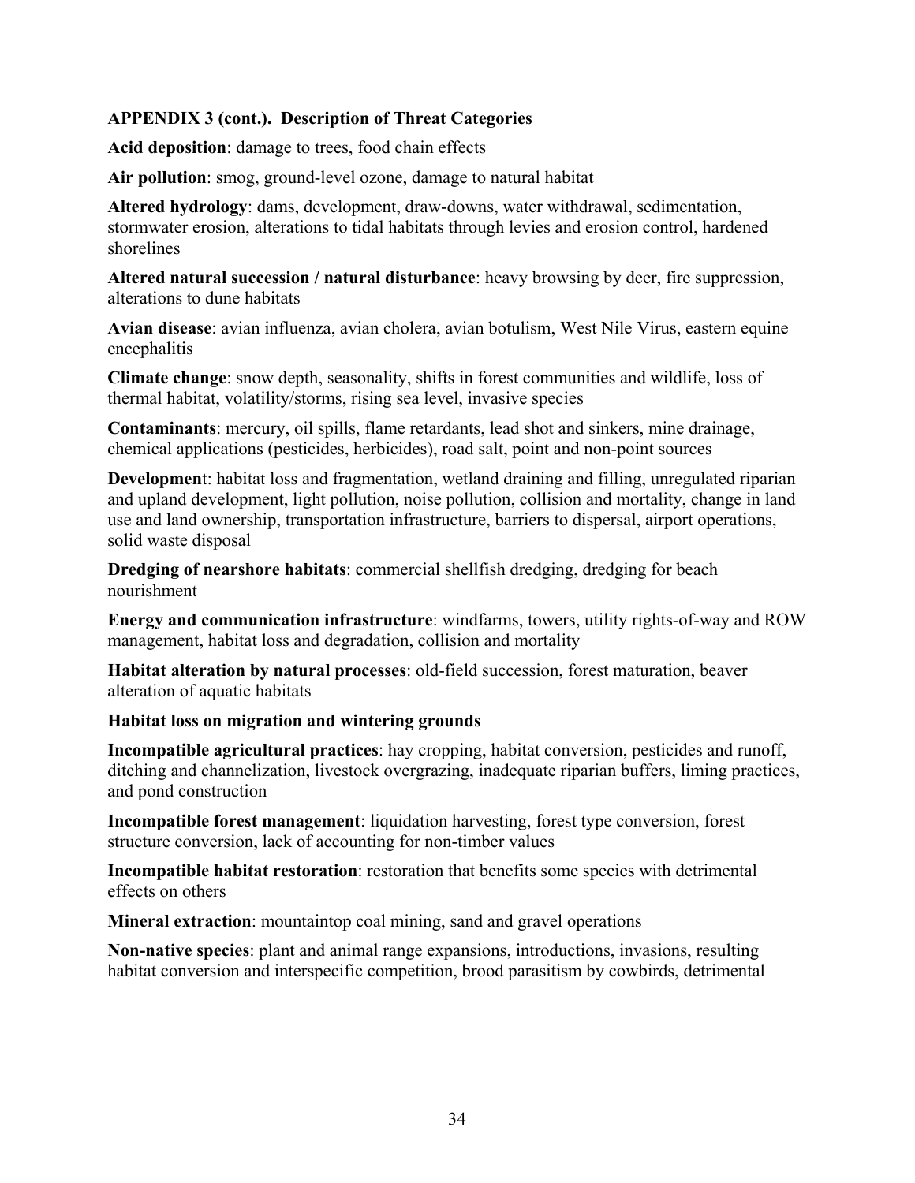**APPENDIX 3 (cont.). Description of Threat Categories**

**Acid deposition**: damage to trees, food chain effects

**Air pollution**: smog, ground-level ozone, damage to natural habitat

**Altered hydrology**: dams, development, draw-downs, water withdrawal, sedimentation, stormwater erosion, alterations to tidal habitats through levies and erosion control, hardened shorelines

**Altered natural succession / natural disturbance**: heavy browsing by deer, fire suppression, alterations to dune habitats

**Avian disease**: avian influenza, avian cholera, avian botulism, West Nile Virus, eastern equine encephalitis

**Climate change**: snow depth, seasonality, shifts in forest communities and wildlife, loss of thermal habitat, volatility/storms, rising sea level, invasive species

**Contaminants**: mercury, oil spills, flame retardants, lead shot and sinkers, mine drainage, chemical applications (pesticides, herbicides), road salt, point and non-point sources

**Developmen**t: habitat loss and fragmentation, wetland draining and filling, unregulated riparian and upland development, light pollution, noise pollution, collision and mortality, change in land use and land ownership, transportation infrastructure, barriers to dispersal, airport operations, solid waste disposal

**Dredging of nearshore habitats**: commercial shellfish dredging, dredging for beach nourishment

**Energy and communication infrastructure**: windfarms, towers, utility rights-of-way and ROW management, habitat loss and degradation, collision and mortality

**Habitat alteration by natural processes**: old-field succession, forest maturation, beaver alteration of aquatic habitats

**Habitat loss on migration and wintering grounds**

**Incompatible agricultural practices**: hay cropping, habitat conversion, pesticides and runoff, ditching and channelization, livestock overgrazing, inadequate riparian buffers, liming practices, and pond construction

**Incompatible forest management**: liquidation harvesting, forest type conversion, forest structure conversion, lack of accounting for non-timber values

**Incompatible habitat restoration**: restoration that benefits some species with detrimental effects on others

**Mineral extraction**: mountaintop coal mining, sand and gravel operations

**Non-native species**: plant and animal range expansions, introductions, invasions, resulting habitat conversion and interspecific competition, brood parasitism by cowbirds, detrimental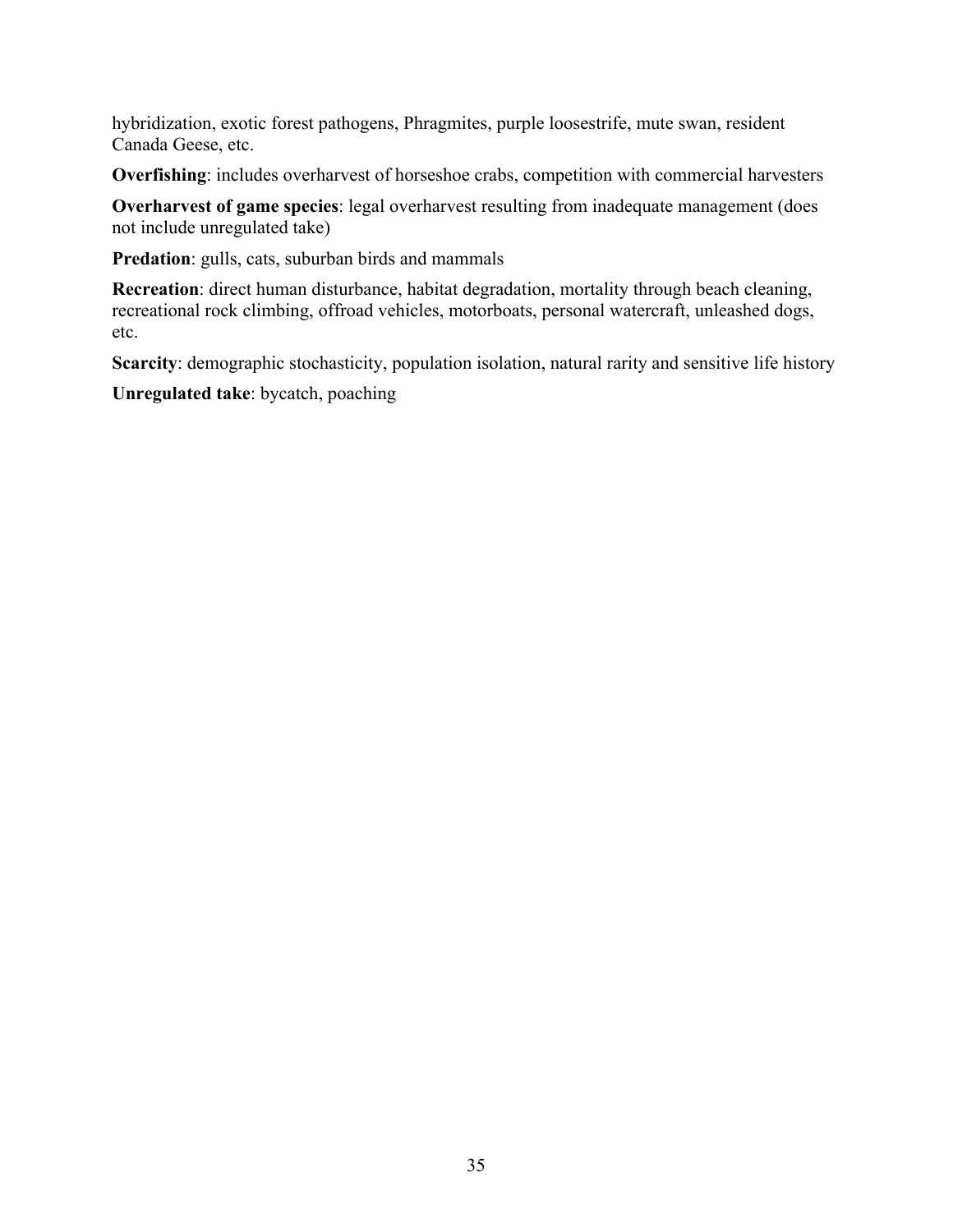hybridization, exotic forest pathogens, Phragmites, purple loosestrife, mute swan, resident Canada Geese, etc.

**Overfishing**: includes overharvest of horseshoe crabs, competition with commercial harvesters

**Overharvest of game species**: legal overharvest resulting from inadequate management (does not include unregulated take)

**Predation**: gulls, cats, suburban birds and mammals

**Recreation**: direct human disturbance, habitat degradation, mortality through beach cleaning, recreational rock climbing, offroad vehicles, motorboats, personal watercraft, unleashed dogs, etc.

**Scarcity**: demographic stochasticity, population isolation, natural rarity and sensitive life history

**Unregulated take**: bycatch, poaching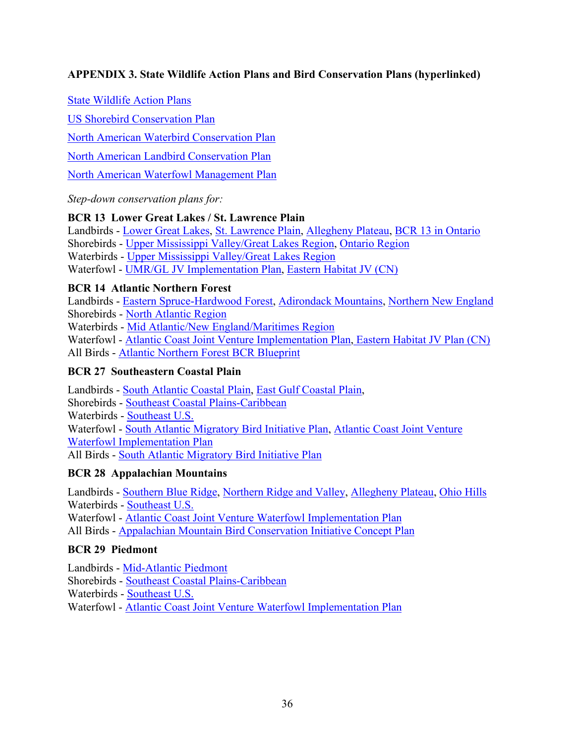## APPENDIX 3. State Wildlife Action Plans and Bird Conservation Plans (hyperlinked)

State Wildlife Action Plans

US Shorebird Conservation Plan

North American Waterbird Conservation Plan

North American Landbird Conservation Plan

North American Waterfowl Management Plan

*Step-down conservation plans for:*

**BCR 13 Lower Great Lakes / St. Lawrence Plain**

Landbirds - Lower Great Lakes, St. Lawrence Plain, Allegheny Plateau, BCR 13 in Ontario
Shorebirds - Upper Mississippi Valley/Great Lakes Region, Ontario Region
Waterbirds - Upper Mississippi Valley/Great Lakes Region
Waterfowl - UMR/GL JV Implementation Plan, Eastern Habitat JV (CN)

**BCR 14 Atlantic Northern Forest**

Landbirds - Eastern Spruce-Hardwood Forest, Adirondack Mountains, Northern New England
Shorebirds - North Atlantic Region
Waterbirds - Mid Atlantic/New England/Maritimes Region
Waterfowl - Atlantic Coast Joint Venture Implementation Plan, Eastern Habitat JV Plan (CN)
All Birds - Atlantic Northern Forest BCR Blueprint

**BCR 27 Southeastern Coastal Plain**

Landbirds - South Atlantic Coastal Plain, East Gulf Coastal Plain,
Shorebirds - Southeast Coastal Plains-Caribbean
Waterbirds - Southeast U.S.
Waterfowl - South Atlantic Migratory Bird Initiative Plan, Atlantic Coast Joint Venture Waterfowl Implementation Plan
All Birds - South Atlantic Migratory Bird Initiative Plan

**BCR 28 Appalachian Mountains**

Landbirds - Southern Blue Ridge, Northern Ridge and Valley, Allegheny Plateau, Ohio Hills
Waterbirds - Southeast U.S.
Waterfowl - Atlantic Coast Joint Venture Waterfowl Implementation Plan
All Birds - Appalachian Mountain Bird Conservation Initiative Concept Plan

**BCR 29 Piedmont**

Landbirds - Mid-Atlantic Piedmont
Shorebirds - Southeast Coastal Plains-Caribbean
Waterbirds - Southeast U.S.
Waterfowl - Atlantic Coast Joint Venture Waterfowl Implementation Plan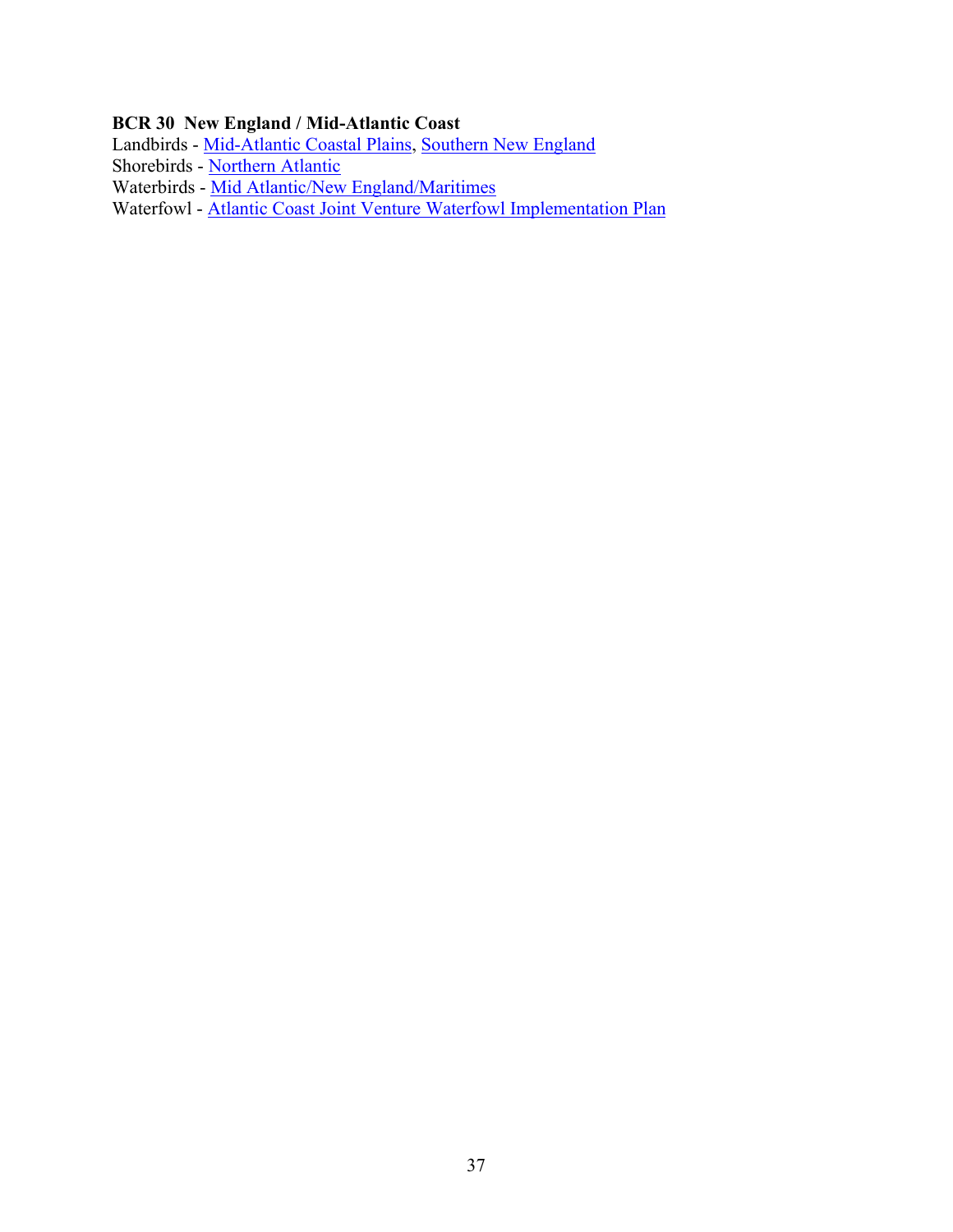**BCR 30 New England / Mid-Atlantic Coast**

Landbirds - Mid-Atlantic Coastal Plains, Southern New England

Shorebirds - Northern Atlantic

Waterbirds - Mid Atlantic/New England/Maritimes

Waterfowl - Atlantic Coast Joint Venture Waterfowl Implementation Plan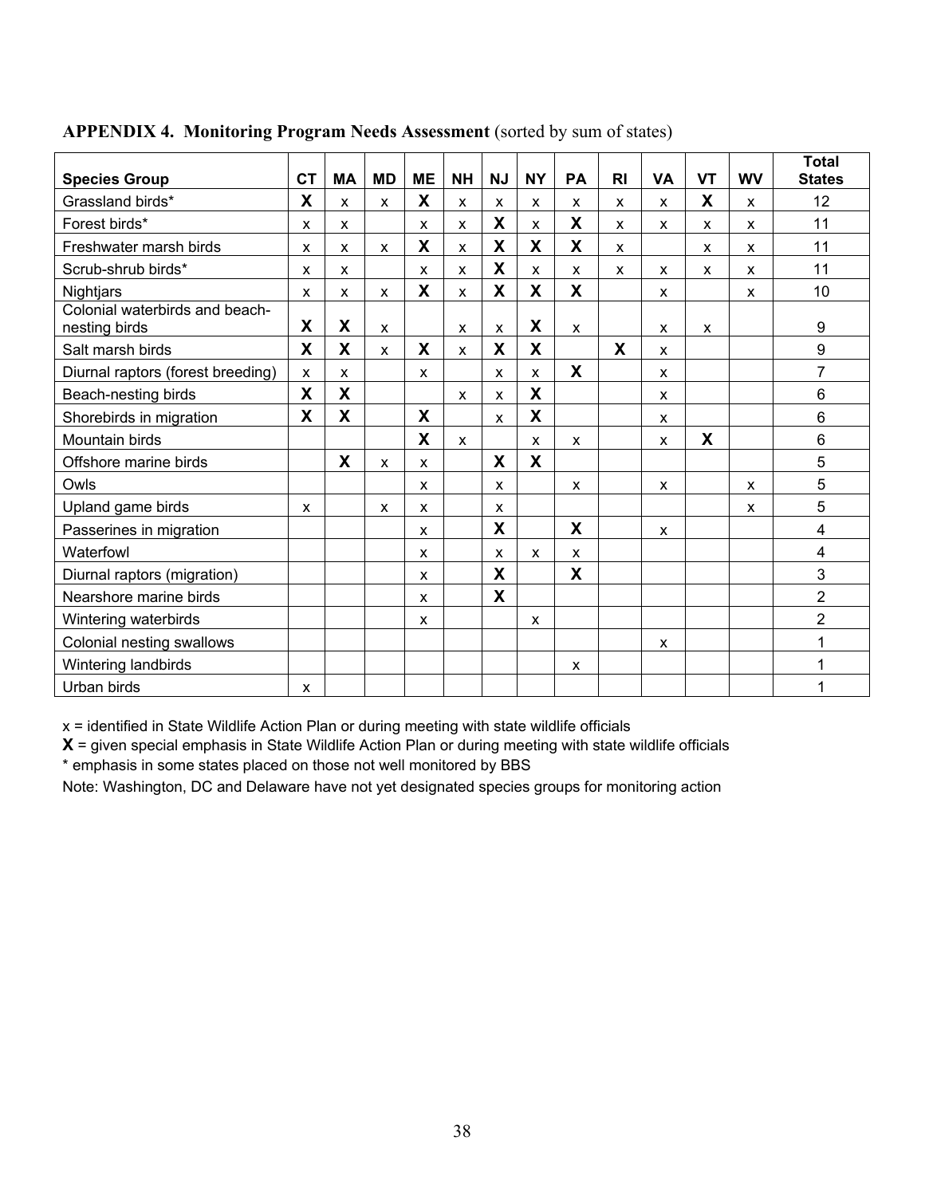**APPENDIX 4. Monitoring Program Needs Assessment** (sorted by sum of states)

| Species Group | CT | MA | MD | ME | NH | NJ | NY | PA | RI | VA | VT | WV | Total States |
|---|---|---|---|---|---|---|---|---|---|---|---|---|---|
| Grassland birds* | **X** | x | x | **X** | x | x | x | x | x | x | **X** | x | 12 |
| Forest birds* | x | x | | x | x | **X** | x | **X** | x | x | x | x | 11 |
| Freshwater marsh birds | x | x | x | **X** | x | **X** | **X** | **X** | x | | x | x | 11 |
| Scrub-shrub birds* | x | x | | x | x | **X** | x | x | x | x | x | x | 11 |
| Nightjars | x | x | x | **X** | x | **X** | **X** | **X** | | x | | x | 10 |
| Colonial waterbirds and beach-nesting birds | **X** | **X** | x | | x | x | **X** | x | | x | x | | 9 |
| Salt marsh birds | **X** | **X** | x | **X** | x | **X** | **X** | | **X** | x | | | 9 |
| Diurnal raptors (forest breeding) | x | x | | x | | x | x | **X** | | x | | | 7 |
| Beach-nesting birds | **X** | **X** | | | x | x | **X** | | | x | | | 6 |
| Shorebirds in migration | **X** | **X** | | **X** | | x | **X** | | | x | | | 6 |
| Mountain birds | | | | **X** | x | | x | x | | x | **X** | | 6 |
| Offshore marine birds | | **X** | x | x | | **X** | **X** | | | | | | 5 |
| Owls | | | | x | | x | | x | | x | | x | 5 |
| Upland game birds | x | | x | x | | x | | | | | | x | 5 |
| Passerines in migration | | | | x | | **X** | | **X** | | x | | | 4 |
| Waterfowl | | | | x | | x | x | x | | | | | 4 |
| Diurnal raptors (migration) | | | | x | | **X** | | **X** | | | | | 3 |
| Nearshore marine birds | | | | x | | **X** | | | | | | | 2 |
| Wintering waterbirds | | | | x | | | x | | | | | | 2 |
| Colonial nesting swallows | | | | | | | | | | x | | | 1 |
| Wintering landbirds | | | | | | | | x | | | | | 1 |
| Urban birds | x | | | | | | | | | | | | 1 |

x = identified in State Wildlife Action Plan or during meeting with state wildlife officials

**X** = given special emphasis in State Wildlife Action Plan or during meeting with state wildlife officials

* emphasis in some states placed on those not well monitored by BBS

Note: Washington, DC and Delaware have not yet designated species groups for monitoring action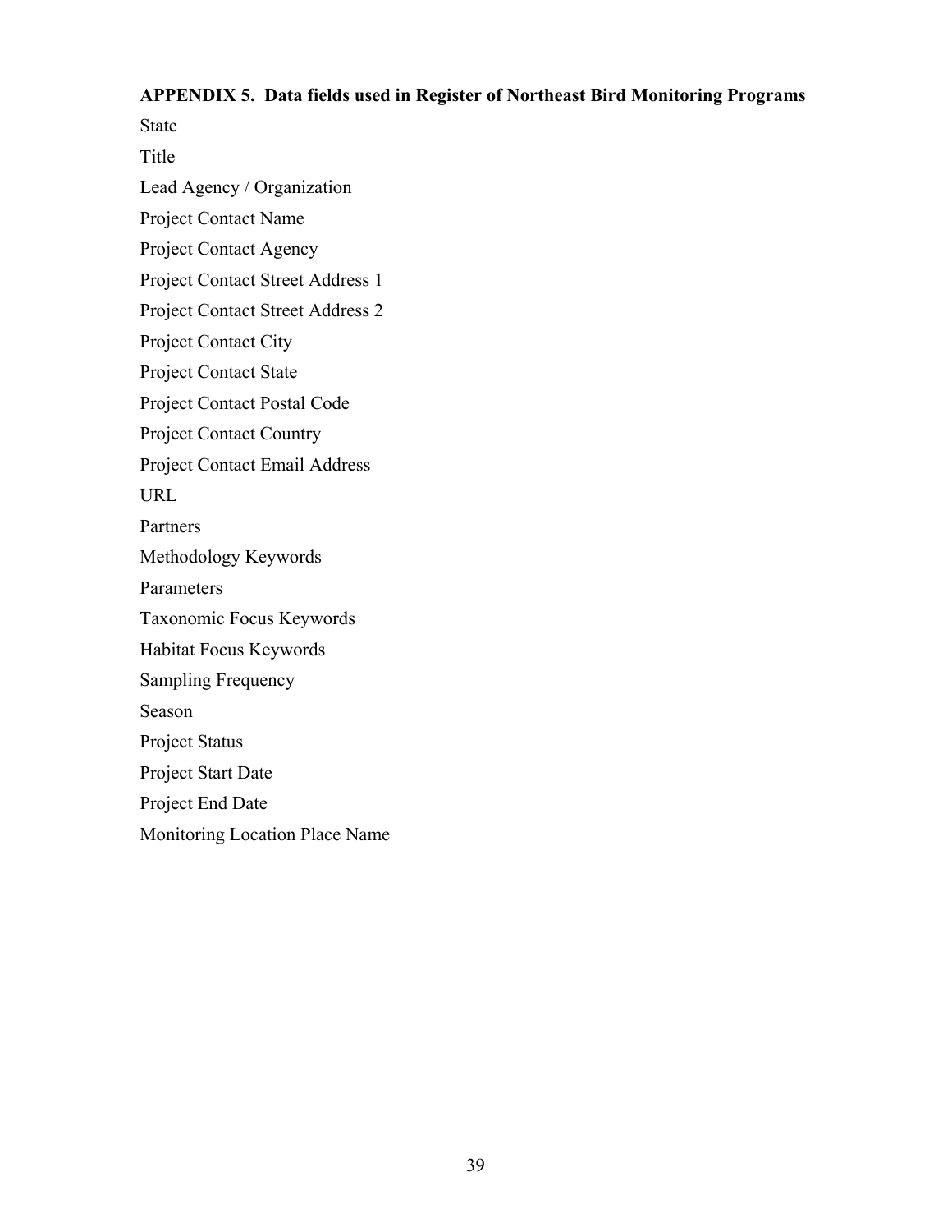**APPENDIX 5. Data fields used in Register of Northeast Bird Monitoring Programs**

State

Title

Lead Agency / Organization

Project Contact Name

Project Contact Agency

Project Contact Street Address 1

Project Contact Street Address 2

Project Contact City

Project Contact State

Project Contact Postal Code

Project Contact Country

Project Contact Email Address

URL

Partners

Methodology Keywords

Parameters

Taxonomic Focus Keywords

Habitat Focus Keywords

Sampling Frequency

Season

Project Status

Project Start Date

Project End Date

Monitoring Location Place Name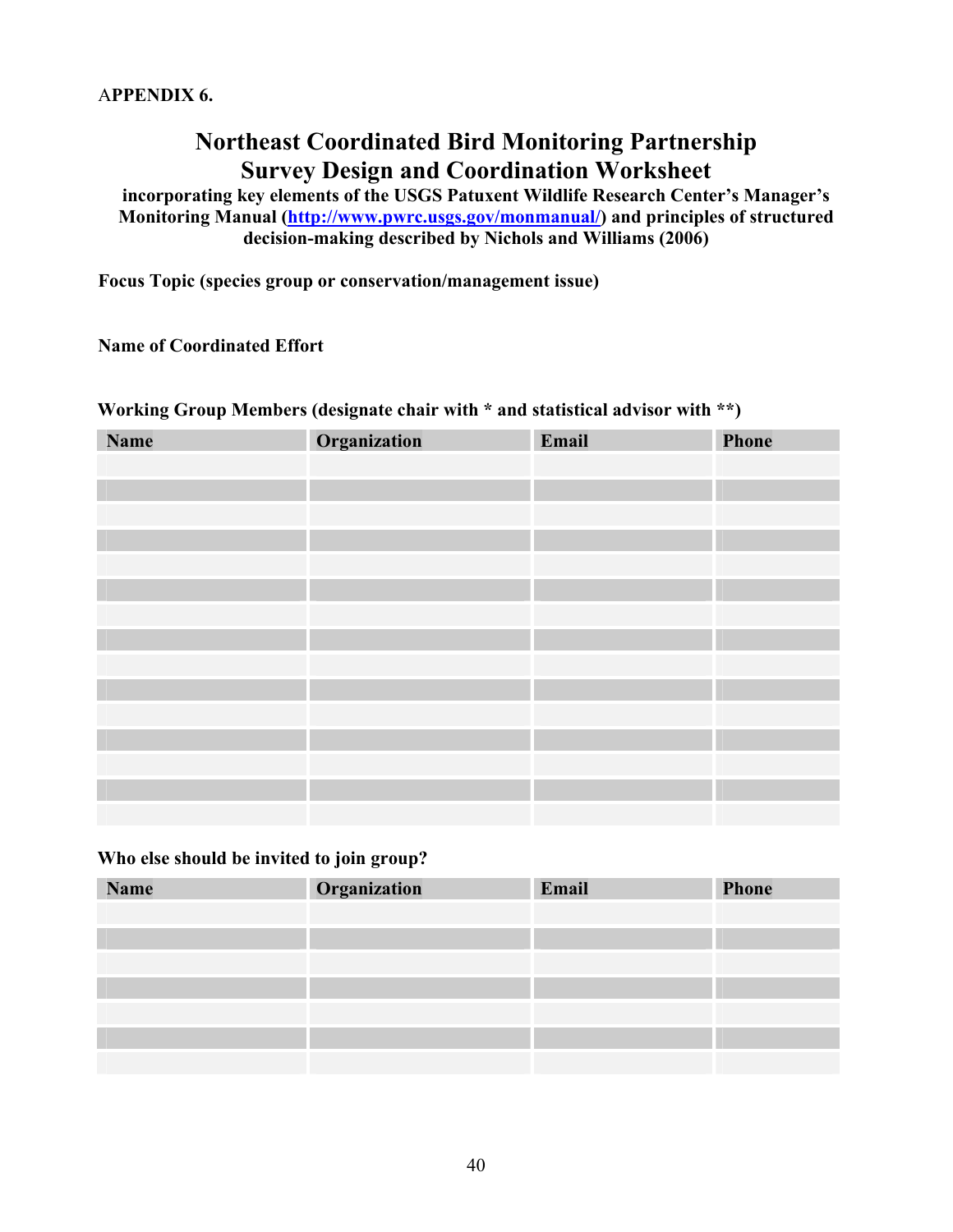APPENDIX 6.

# Northeast Coordinated Bird Monitoring Partnership Survey Design and Coordination Worksheet

**incorporating key elements of the USGS Patuxent Wildlife Research Center's Manager's Monitoring Manual ([http://www.pwrc.usgs.gov/monmanual/](http://www.pwrc.usgs.gov/monmanual/)) and principles of structured decision-making described by Nichols and Williams (2006)**

**Focus Topic (species group or conservation/management issue)**

**Name of Coordinated Effort**

**Working Group Members (designate chair with * and statistical advisor with **)**

| Name | Organization | Email | Phone |
|---|---|---|---|
| | | | |
| | | | |
| | | | |
| | | | |
| | | | |
| | | | |
| | | | |
| | | | |
| | | | |
| | | | |
| | | | |
| | | | |
| | | | |
| | | | |
| | | | |

**Who else should be invited to join group?**

| Name | Organization | Email | Phone |
|---|---|---|---|
| | | | |
| | | | |
| | | | |
| | | | |
| | | | |
| | | | |
| | | | |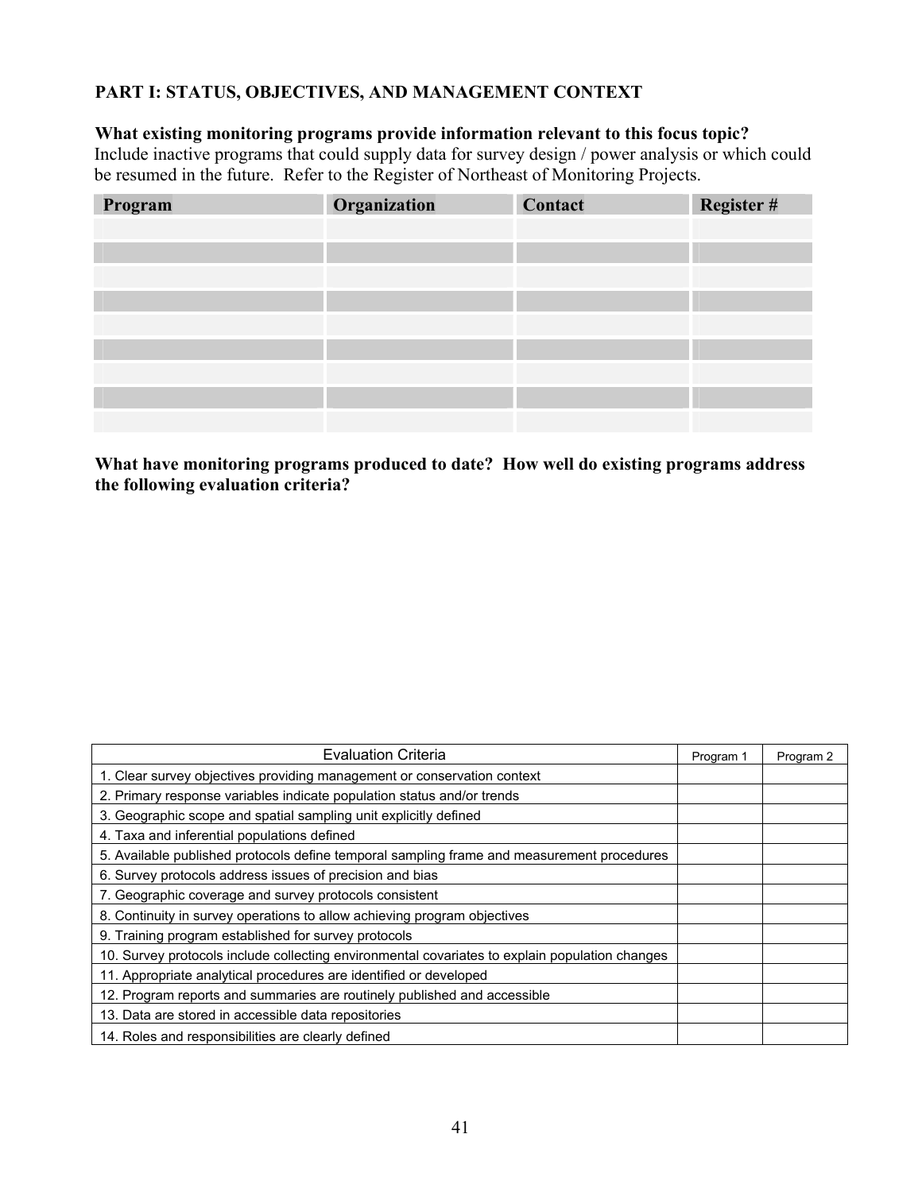## PART I: STATUS, OBJECTIVES, AND MANAGEMENT CONTEXT

**What existing monitoring programs provide information relevant to this focus topic?**
Include inactive programs that could supply data for survey design / power analysis or which could be resumed in the future. Refer to the Register of Northeast of Monitoring Projects.

| Program | Organization | Contact | Register # |
|---|---|---|---|
| | | | |
| | | | |
| | | | |
| | | | |
| | | | |
| | | | |
| | | | |
| | | | |
| | | | |

**What have monitoring programs produced to date? How well do existing programs address the following evaluation criteria?**

| Evaluation Criteria | Program 1 | Program 2 |
|---|---|---|
| 1. Clear survey objectives providing management or conservation context | | |
| 2. Primary response variables indicate population status and/or trends | | |
| 3. Geographic scope and spatial sampling unit explicitly defined | | |
| 4. Taxa and inferential populations defined | | |
| 5. Available published protocols define temporal sampling frame and measurement procedures | | |
| 6. Survey protocols address issues of precision and bias | | |
| 7. Geographic coverage and survey protocols consistent | | |
| 8. Continuity in survey operations to allow achieving program objectives | | |
| 9. Training program established for survey protocols | | |
| 10. Survey protocols include collecting environmental covariates to explain population changes | | |
| 11. Appropriate analytical procedures are identified or developed | | |
| 12. Program reports and summaries are routinely published and accessible | | |
| 13. Data are stored in accessible data repositories | | |
| 14. Roles and responsibilities are clearly defined | | |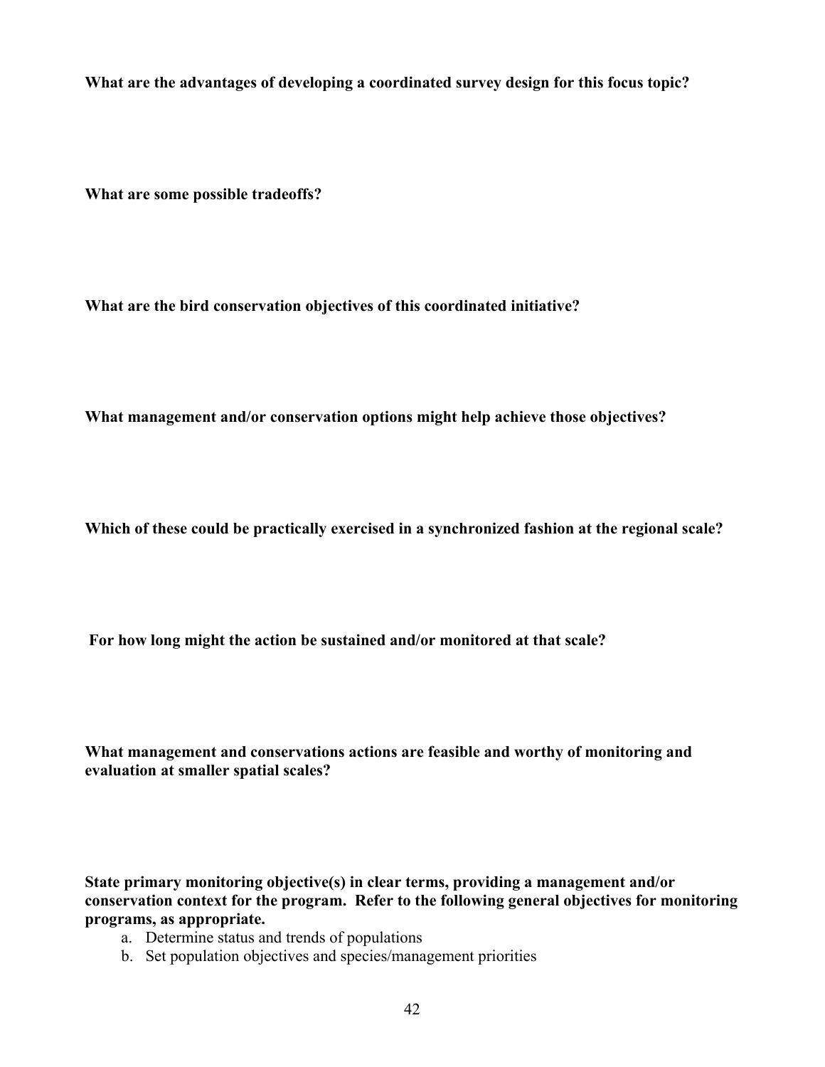**What are the advantages of developing a coordinated survey design for this focus topic?**

**What are some possible tradeoffs?**

**What are the bird conservation objectives of this coordinated initiative?**

**What management and/or conservation options might help achieve those objectives?**

**Which of these could be practically exercised in a synchronized fashion at the regional scale?**

**For how long might the action be sustained and/or monitored at that scale?**

**What management and conservations actions are feasible and worthy of monitoring and evaluation at smaller spatial scales?**

**State primary monitoring objective(s) in clear terms, providing a management and/or conservation context for the program. Refer to the following general objectives for monitoring programs, as appropriate.**

a. Determine status and trends of populations
b. Set population objectives and species/management priorities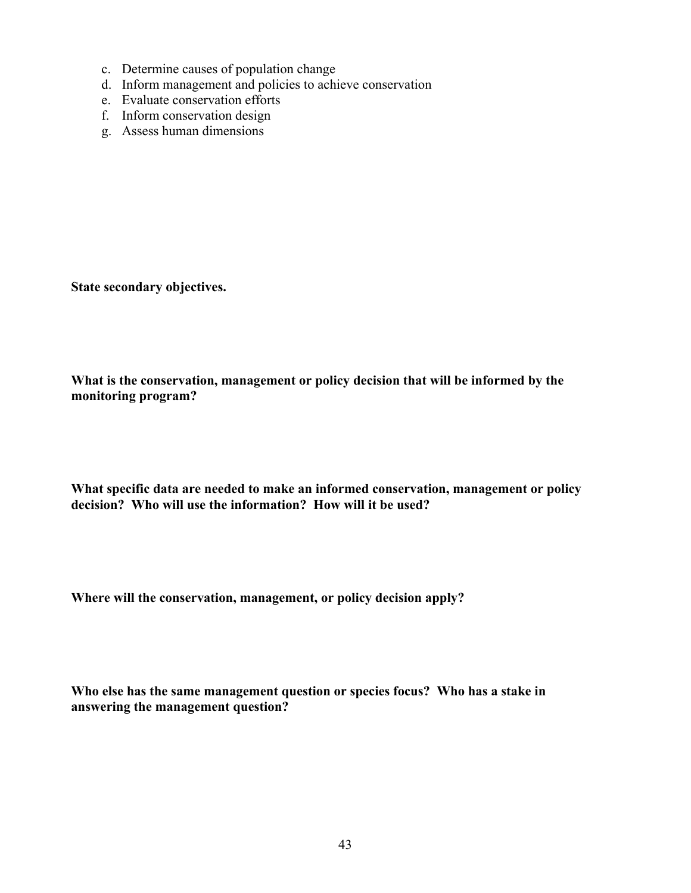c. Determine causes of population change
d. Inform management and policies to achieve conservation
e. Evaluate conservation efforts
f. Inform conservation design
g. Assess human dimensions

**State secondary objectives.**

**What is the conservation, management or policy decision that will be informed by the monitoring program?**

**What specific data are needed to make an informed conservation, management or policy decision? Who will use the information? How will it be used?**

**Where will the conservation, management, or policy decision apply?**

**Who else has the same management question or species focus? Who has a stake in answering the management question?**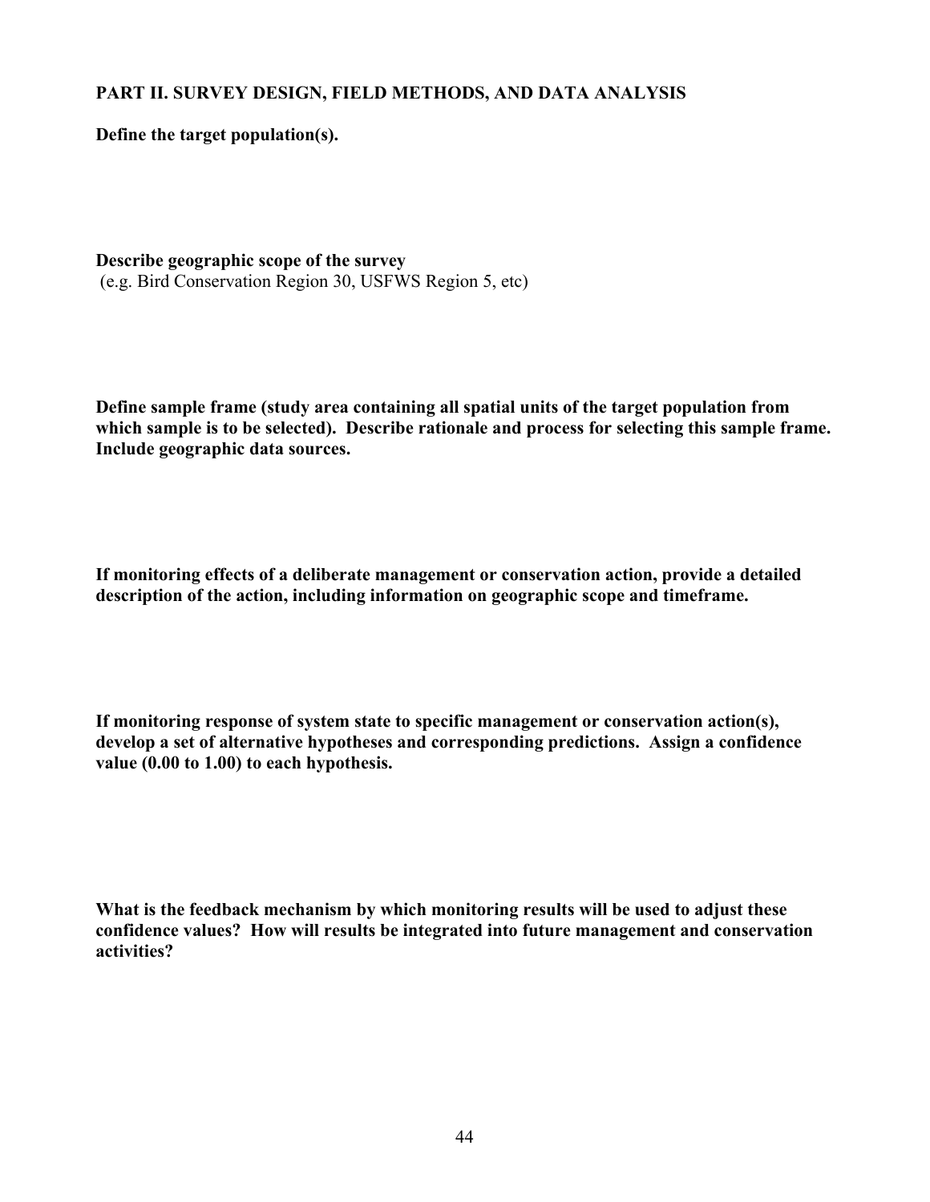## PART II. SURVEY DESIGN, FIELD METHODS, AND DATA ANALYSIS

**Define the target population(s).**

**Describe geographic scope of the survey**
(e.g. Bird Conservation Region 30, USFWS Region 5, etc)

**Define sample frame (study area containing all spatial units of the target population from which sample is to be selected). Describe rationale and process for selecting this sample frame. Include geographic data sources.**

**If monitoring effects of a deliberate management or conservation action, provide a detailed description of the action, including information on geographic scope and timeframe.**

**If monitoring response of system state to specific management or conservation action(s), develop a set of alternative hypotheses and corresponding predictions. Assign a confidence value (0.00 to 1.00) to each hypothesis.**

**What is the feedback mechanism by which monitoring results will be used to adjust these confidence values? How will results be integrated into future management and conservation activities?**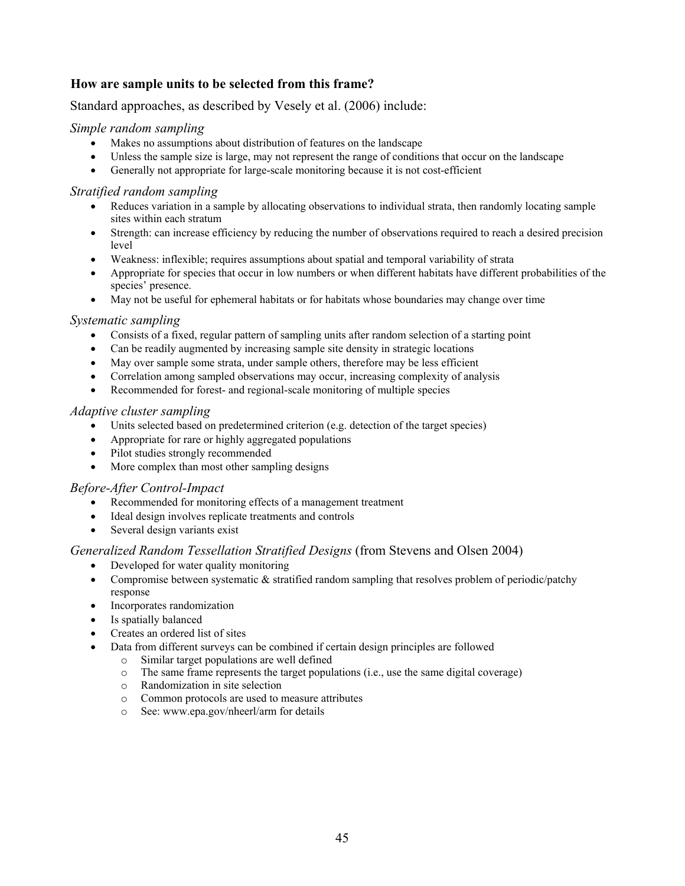### How are sample units to be selected from this frame?

Standard approaches, as described by Vesely et al. (2006) include:

*Simple random sampling*

- Makes no assumptions about distribution of features on the landscape
- Unless the sample size is large, may not represent the range of conditions that occur on the landscape
- Generally not appropriate for large-scale monitoring because it is not cost-efficient

*Stratified random sampling*

- Reduces variation in a sample by allocating observations to individual strata, then randomly locating sample sites within each stratum
- Strength: can increase efficiency by reducing the number of observations required to reach a desired precision level
- Weakness: inflexible; requires assumptions about spatial and temporal variability of strata
- Appropriate for species that occur in low numbers or when different habitats have different probabilities of the species' presence.
- May not be useful for ephemeral habitats or for habitats whose boundaries may change over time

*Systematic sampling*

- Consists of a fixed, regular pattern of sampling units after random selection of a starting point
- Can be readily augmented by increasing sample site density in strategic locations
- May over sample some strata, under sample others, therefore may be less efficient
- Correlation among sampled observations may occur, increasing complexity of analysis
- Recommended for forest- and regional-scale monitoring of multiple species

*Adaptive cluster sampling*

- Units selected based on predetermined criterion (e.g. detection of the target species)
- Appropriate for rare or highly aggregated populations
- Pilot studies strongly recommended
- More complex than most other sampling designs

*Before-After Control-Impact*

- Recommended for monitoring effects of a management treatment
- Ideal design involves replicate treatments and controls
- Several design variants exist

*Generalized Random Tessellation Stratified Designs* (from Stevens and Olsen 2004)

- Developed for water quality monitoring
- Compromise between systematic & stratified random sampling that resolves problem of periodic/patchy response
- Incorporates randomization
- Is spatially balanced
- Creates an ordered list of sites
- Data from different surveys can be combined if certain design principles are followed
  - Similar target populations are well defined
  - The same frame represents the target populations (i.e., use the same digital coverage)
  - Randomization in site selection
  - Common protocols are used to measure attributes
  - See: www.epa.gov/nheerl/arm for details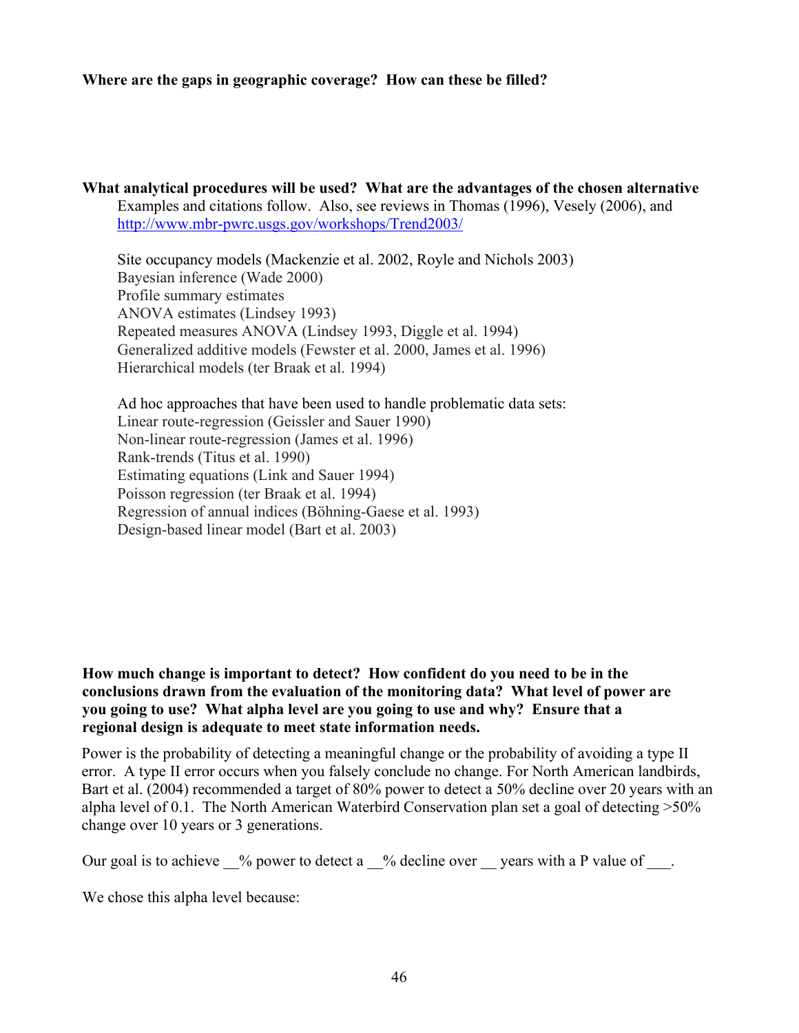**Where are the gaps in geographic coverage? How can these be filled?**

**What analytical procedures will be used? What are the advantages of the chosen alternative**

Examples and citations follow. Also, see reviews in Thomas (1996), Vesely (2006), and http://www.mbr-pwrc.usgs.gov/workshops/Trend2003/

Site occupancy models (Mackenzie et al. 2002, Royle and Nichols 2003)
Bayesian inference (Wade 2000)
Profile summary estimates
ANOVA estimates (Lindsey 1993)
Repeated measures ANOVA (Lindsey 1993, Diggle et al. 1994)
Generalized additive models (Fewster et al. 2000, James et al. 1996)
Hierarchical models (ter Braak et al. 1994)

Ad hoc approaches that have been used to handle problematic data sets:
Linear route-regression (Geissler and Sauer 1990)
Non-linear route-regression (James et al. 1996)
Rank-trends (Titus et al. 1990)
Estimating equations (Link and Sauer 1994)
Poisson regression (ter Braak et al. 1994)
Regression of annual indices (Böhning-Gaese et al. 1993)
Design-based linear model (Bart et al. 2003)

**How much change is important to detect? How confident do you need to be in the conclusions drawn from the evaluation of the monitoring data? What level of power are you going to use? What alpha level are you going to use and why? Ensure that a regional design is adequate to meet state information needs.**

Power is the probability of detecting a meaningful change or the probability of avoiding a type II error. A type II error occurs when you falsely conclude no change. For North American landbirds, Bart et al. (2004) recommended a target of 80% power to detect a 50% decline over 20 years with an alpha level of 0.1. The North American Waterbird Conservation plan set a goal of detecting >50% change over 10 years or 3 generations.

Our goal is to achieve __% power to detect a __% decline over __ years with a P value of ___.

We chose this alpha level because: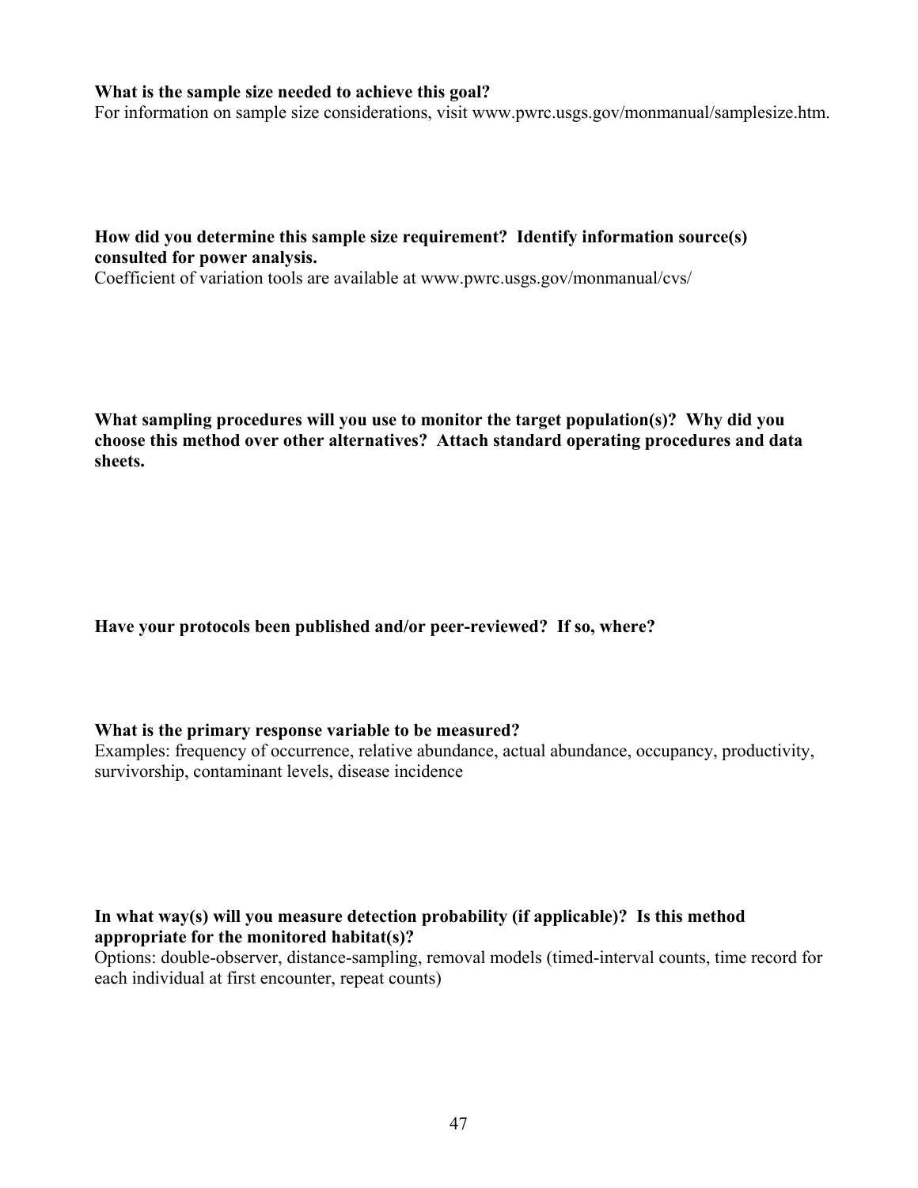**What is the sample size needed to achieve this goal?**
For information on sample size considerations, visit www.pwrc.usgs.gov/monmanual/samplesize.htm.

**How did you determine this sample size requirement? Identify information source(s) consulted for power analysis.**
Coefficient of variation tools are available at www.pwrc.usgs.gov/monmanual/cvs/

**What sampling procedures will you use to monitor the target population(s)? Why did you choose this method over other alternatives? Attach standard operating procedures and data sheets.**

**Have your protocols been published and/or peer-reviewed? If so, where?**

**What is the primary response variable to be measured?**
Examples: frequency of occurrence, relative abundance, actual abundance, occupancy, productivity, survivorship, contaminant levels, disease incidence

**In what way(s) will you measure detection probability (if applicable)? Is this method appropriate for the monitored habitat(s)?**
Options: double-observer, distance-sampling, removal models (timed-interval counts, time record for each individual at first encounter, repeat counts)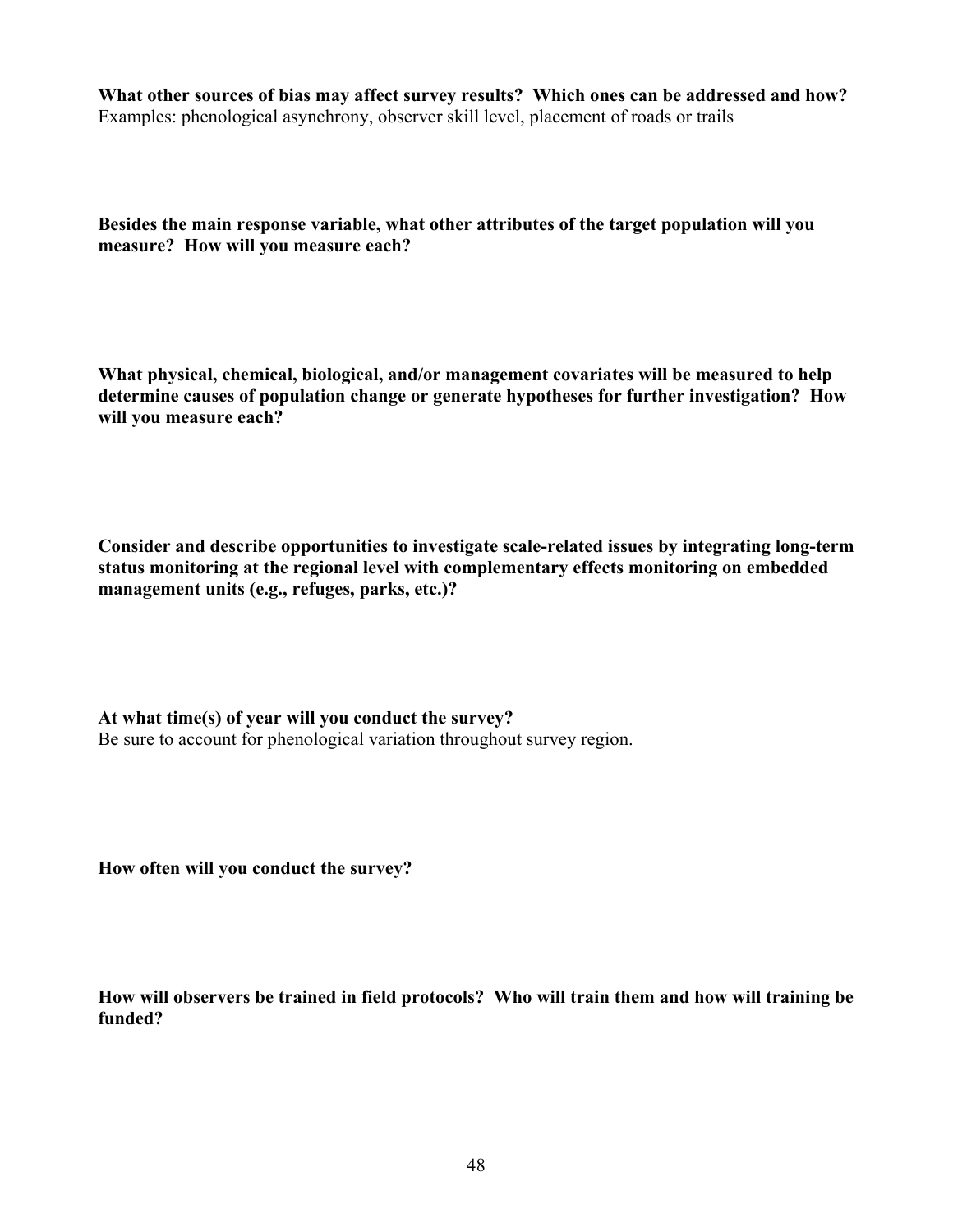**What other sources of bias may affect survey results? Which ones can be addressed and how?**
Examples: phenological asynchrony, observer skill level, placement of roads or trails

**Besides the main response variable, what other attributes of the target population will you measure? How will you measure each?**

**What physical, chemical, biological, and/or management covariates will be measured to help determine causes of population change or generate hypotheses for further investigation? How will you measure each?**

**Consider and describe opportunities to investigate scale-related issues by integrating long-term status monitoring at the regional level with complementary effects monitoring on embedded management units (e.g., refuges, parks, etc.)?**

**At what time(s) of year will you conduct the survey?**
Be sure to account for phenological variation throughout survey region.

**How often will you conduct the survey?**

**How will observers be trained in field protocols? Who will train them and how will training be funded?**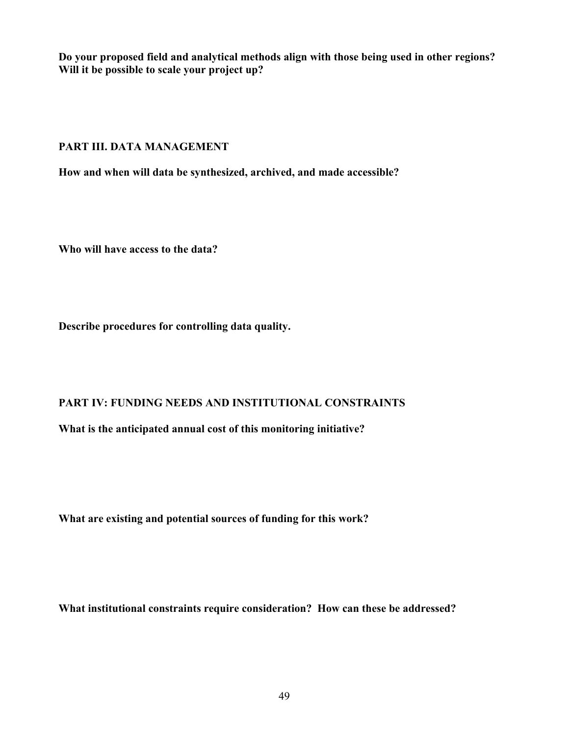**Do your proposed field and analytical methods align with those being used in other regions? Will it be possible to scale your project up?**

## PART III. DATA MANAGEMENT

**How and when will data be synthesized, archived, and made accessible?**

**Who will have access to the data?**

**Describe procedures for controlling data quality.**

## PART IV: FUNDING NEEDS AND INSTITUTIONAL CONSTRAINTS

**What is the anticipated annual cost of this monitoring initiative?**

**What are existing and potential sources of funding for this work?**

**What institutional constraints require consideration? How can these be addressed?**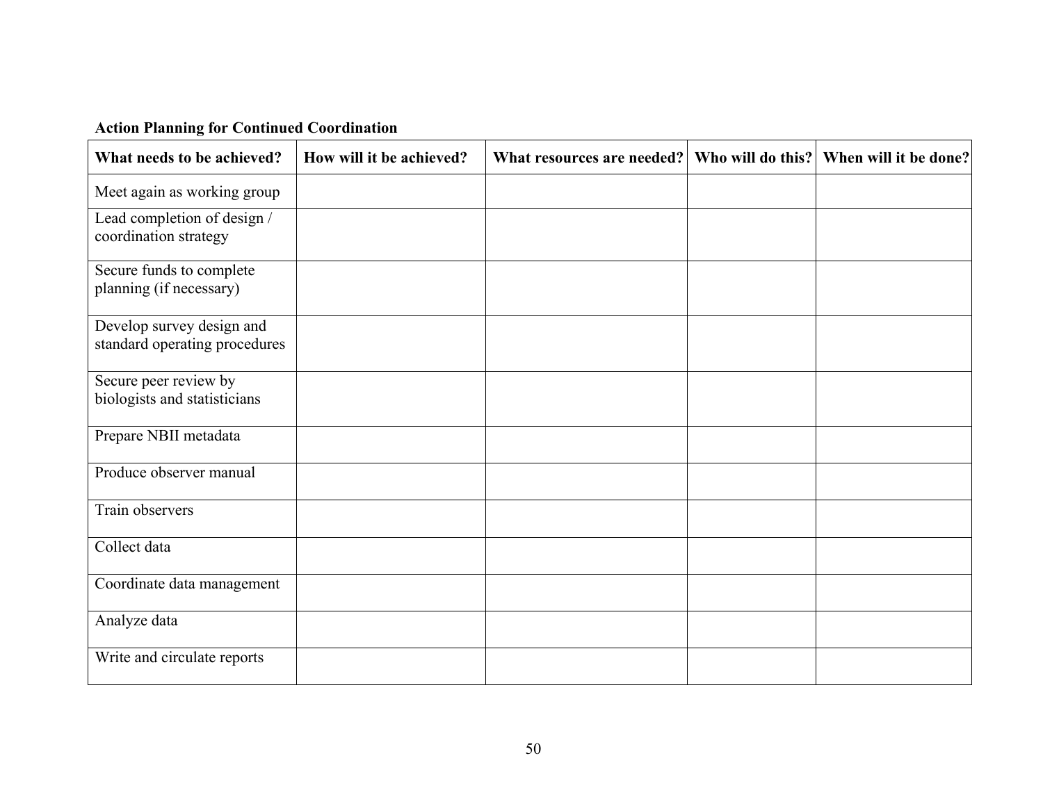**Action Planning for Continued Coordination**

| What needs to be achieved? | How will it be achieved? | What resources are needed? | Who will do this? | When will it be done? |
|---|---|---|---|---|
| Meet again as working group | | | | |
| Lead completion of design / coordination strategy | | | | |
| Secure funds to complete planning (if necessary) | | | | |
| Develop survey design and standard operating procedures | | | | |
| Secure peer review by biologists and statisticians | | | | |
| Prepare NBII metadata | | | | |
| Produce observer manual | | | | |
| Train observers | | | | |
| Collect data | | | | |
| Coordinate data management | | | | |
| Analyze data | | | | |
| Write and circulate reports | | | | |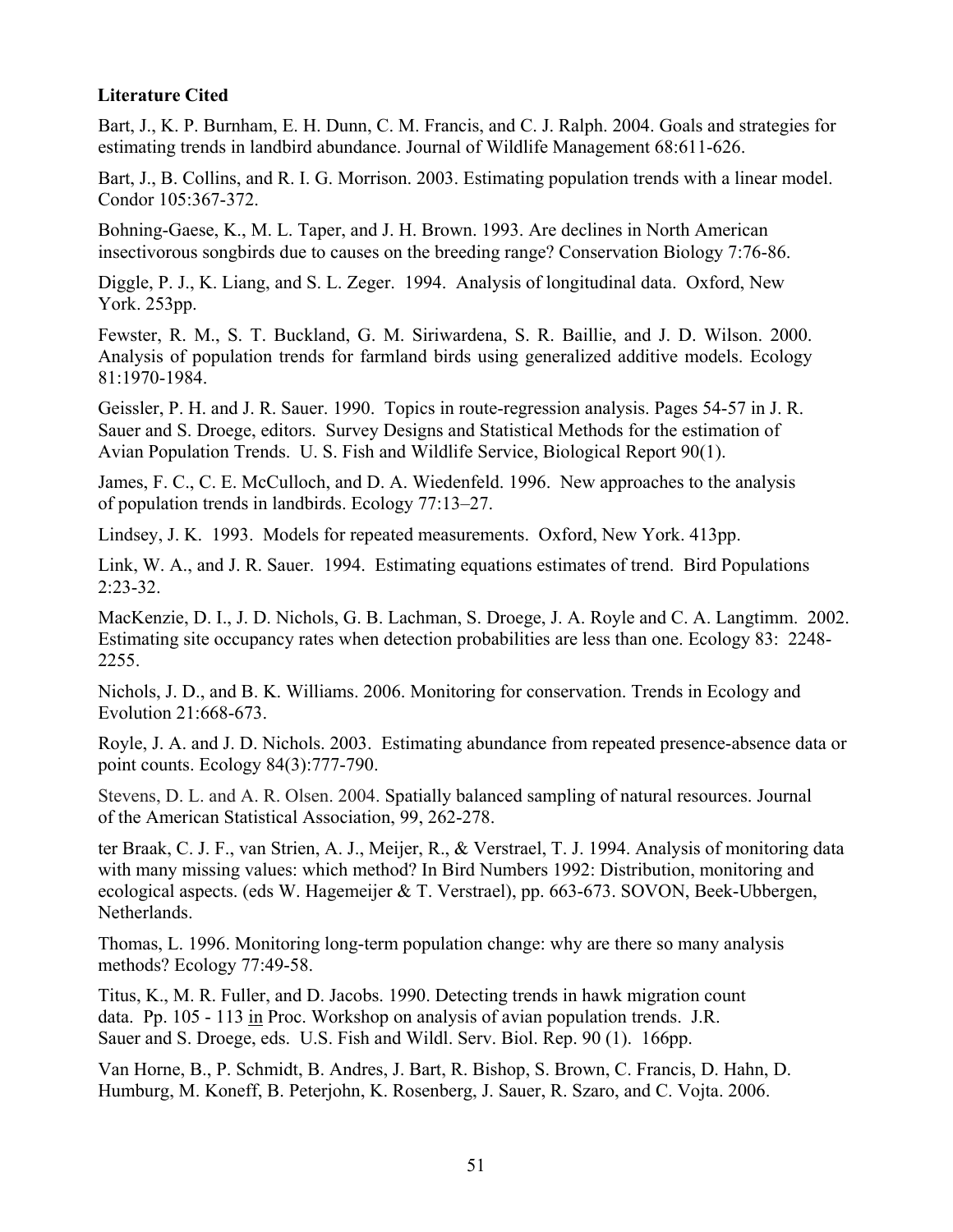**Literature Cited**

Bart, J., K. P. Burnham, E. H. Dunn, C. M. Francis, and C. J. Ralph. 2004. Goals and strategies for estimating trends in landbird abundance. Journal of Wildlife Management 68:611-626.

Bart, J., B. Collins, and R. I. G. Morrison. 2003. Estimating population trends with a linear model. Condor 105:367-372.

Bohning-Gaese, K., M. L. Taper, and J. H. Brown. 1993. Are declines in North American insectivorous songbirds due to causes on the breeding range? Conservation Biology 7:76-86.

Diggle, P. J., K. Liang, and S. L. Zeger. 1994. Analysis of longitudinal data. Oxford, New York. 253pp.

Fewster, R. M., S. T. Buckland, G. M. Siriwardena, S. R. Baillie, and J. D. Wilson. 2000. Analysis of population trends for farmland birds using generalized additive models. Ecology 81:1970-1984.

Geissler, P. H. and J. R. Sauer. 1990. Topics in route-regression analysis. Pages 54-57 in J. R. Sauer and S. Droege, editors. Survey Designs and Statistical Methods for the estimation of Avian Population Trends. U. S. Fish and Wildlife Service, Biological Report 90(1).

James, F. C., C. E. McCulloch, and D. A. Wiedenfeld. 1996. New approaches to the analysis of population trends in landbirds. Ecology 77:13–27.

Lindsey, J. K. 1993. Models for repeated measurements. Oxford, New York. 413pp.

Link, W. A., and J. R. Sauer. 1994. Estimating equations estimates of trend. Bird Populations 2:23-32.

MacKenzie, D. I., J. D. Nichols, G. B. Lachman, S. Droege, J. A. Royle and C. A. Langtimm. 2002. Estimating site occupancy rates when detection probabilities are less than one. Ecology 83: 2248-2255.

Nichols, J. D., and B. K. Williams. 2006. Monitoring for conservation. Trends in Ecology and Evolution 21:668-673.

Royle, J. A. and J. D. Nichols. 2003. Estimating abundance from repeated presence-absence data or point counts. Ecology 84(3):777-790.

Stevens, D. L. and A. R. Olsen. 2004. Spatially balanced sampling of natural resources. Journal of the American Statistical Association, 99, 262-278.

ter Braak, C. J. F., van Strien, A. J., Meijer, R., & Verstrael, T. J. 1994. Analysis of monitoring data with many missing values: which method? In Bird Numbers 1992: Distribution, monitoring and ecological aspects. (eds W. Hagemeijer & T. Verstrael), pp. 663-673. SOVON, Beek-Ubbergen, Netherlands.

Thomas, L. 1996. Monitoring long-term population change: why are there so many analysis methods? Ecology 77:49-58.

Titus, K., M. R. Fuller, and D. Jacobs. 1990. Detecting trends in hawk migration count data. Pp. 105 - 113 in Proc. Workshop on analysis of avian population trends. J.R. Sauer and S. Droege, eds. U.S. Fish and Wildl. Serv. Biol. Rep. 90 (1). 166pp.

Van Horne, B., P. Schmidt, B. Andres, J. Bart, R. Bishop, S. Brown, C. Francis, D. Hahn, D. Humburg, M. Koneff, B. Peterjohn, K. Rosenberg, J. Sauer, R. Szaro, and C. Vojta. 2006.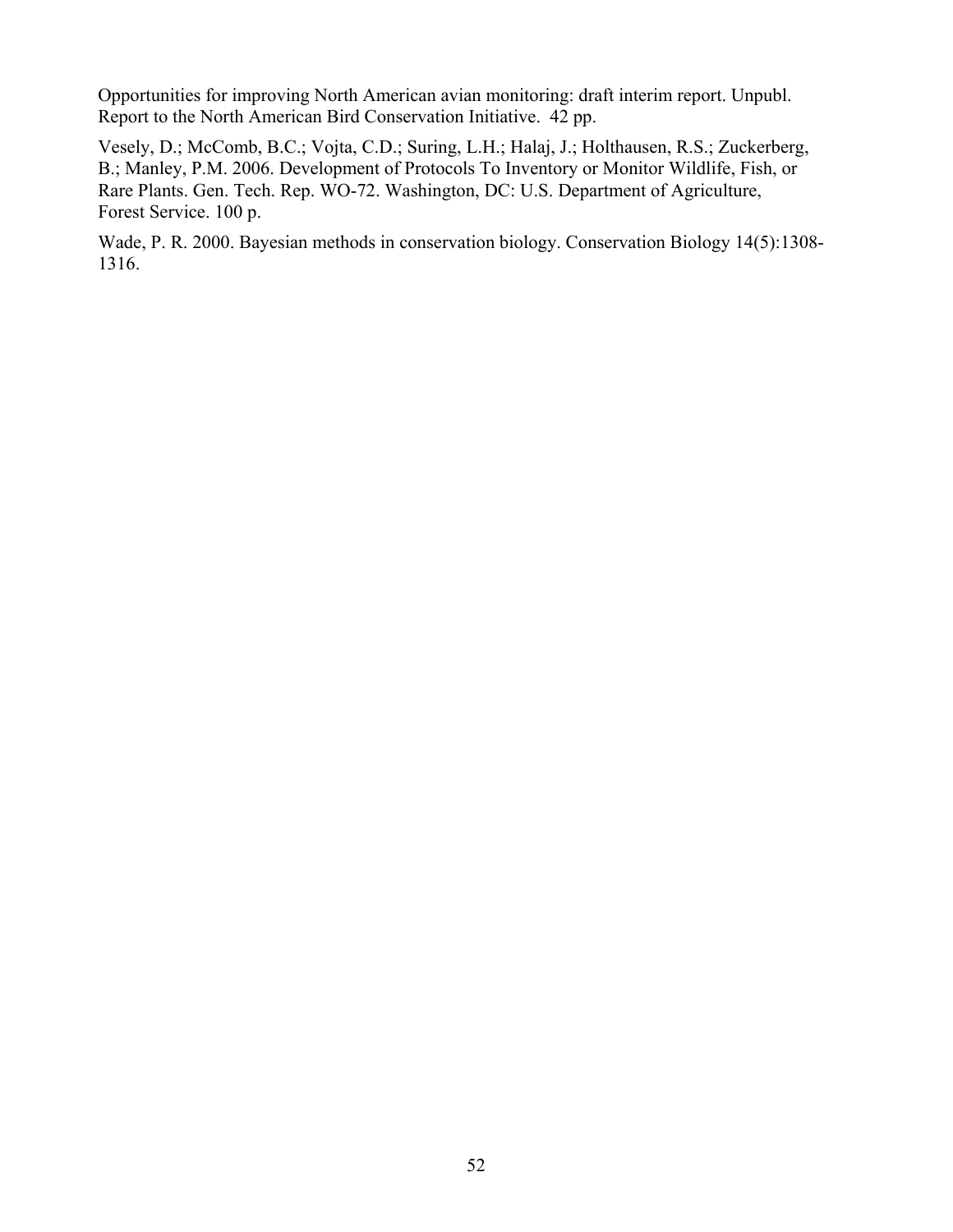Opportunities for improving North American avian monitoring: draft interim report. Unpubl. Report to the North American Bird Conservation Initiative. 42 pp.

Vesely, D.; McComb, B.C.; Vojta, C.D.; Suring, L.H.; Halaj, J.; Holthausen, R.S.; Zuckerberg, B.; Manley, P.M. 2006. Development of Protocols To Inventory or Monitor Wildlife, Fish, or Rare Plants. Gen. Tech. Rep. WO-72. Washington, DC: U.S. Department of Agriculture, Forest Service. 100 p.

Wade, P. R. 2000. Bayesian methods in conservation biology. Conservation Biology 14(5):1308-1316.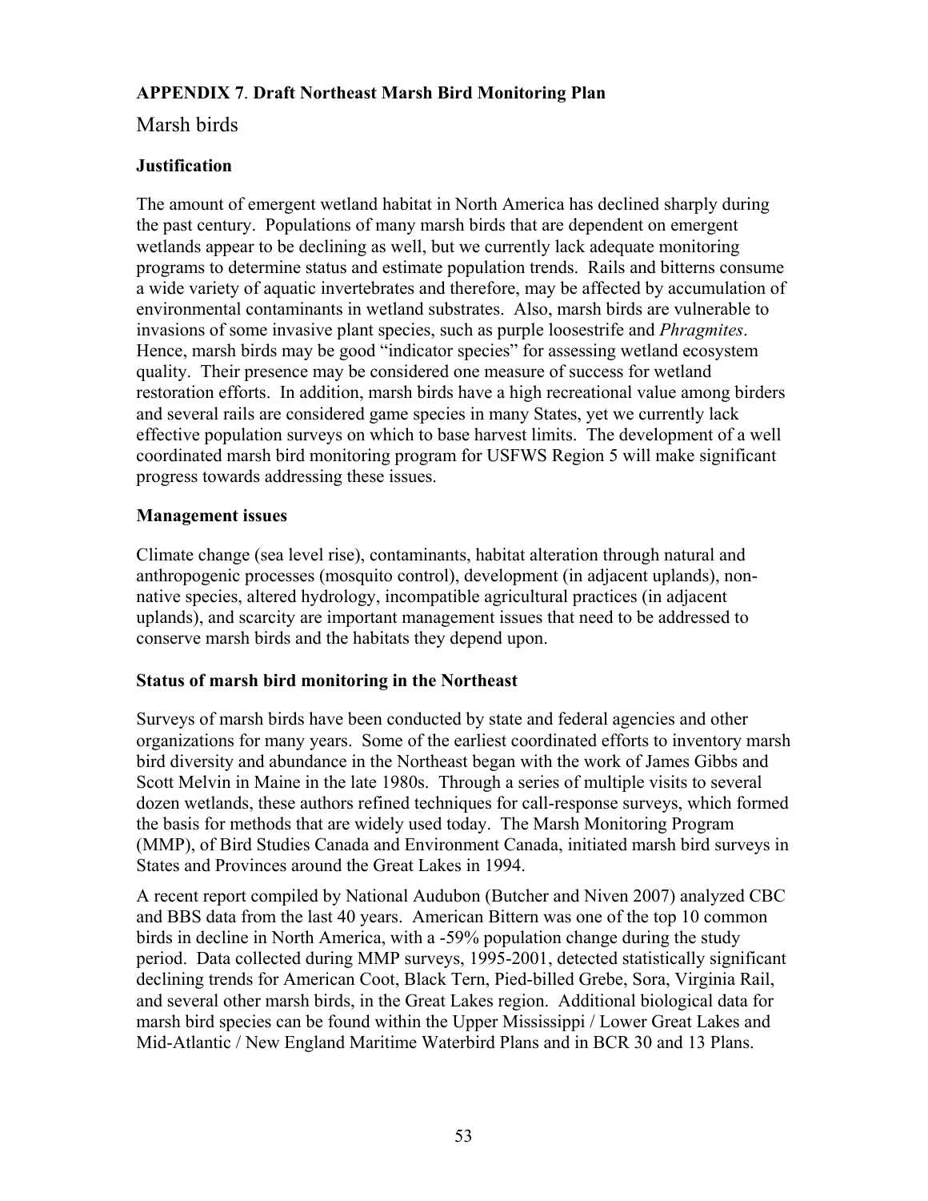### APPENDIX 7. Draft Northeast Marsh Bird Monitoring Plan

## Marsh birds

### Justification

The amount of emergent wetland habitat in North America has declined sharply during the past century. Populations of many marsh birds that are dependent on emergent wetlands appear to be declining as well, but we currently lack adequate monitoring programs to determine status and estimate population trends. Rails and bitterns consume a wide variety of aquatic invertebrates and therefore, may be affected by accumulation of environmental contaminants in wetland substrates. Also, marsh birds are vulnerable to invasions of some invasive plant species, such as purple loosestrife and *Phragmites*. Hence, marsh birds may be good "indicator species" for assessing wetland ecosystem quality. Their presence may be considered one measure of success for wetland restoration efforts. In addition, marsh birds have a high recreational value among birders and several rails are considered game species in many States, yet we currently lack effective population surveys on which to base harvest limits. The development of a well coordinated marsh bird monitoring program for USFWS Region 5 will make significant progress towards addressing these issues.

### Management issues

Climate change (sea level rise), contaminants, habitat alteration through natural and anthropogenic processes (mosquito control), development (in adjacent uplands), non-native species, altered hydrology, incompatible agricultural practices (in adjacent uplands), and scarcity are important management issues that need to be addressed to conserve marsh birds and the habitats they depend upon.

### Status of marsh bird monitoring in the Northeast

Surveys of marsh birds have been conducted by state and federal agencies and other organizations for many years. Some of the earliest coordinated efforts to inventory marsh bird diversity and abundance in the Northeast began with the work of James Gibbs and Scott Melvin in Maine in the late 1980s. Through a series of multiple visits to several dozen wetlands, these authors refined techniques for call-response surveys, which formed the basis for methods that are widely used today. The Marsh Monitoring Program (MMP), of Bird Studies Canada and Environment Canada, initiated marsh bird surveys in States and Provinces around the Great Lakes in 1994.

A recent report compiled by National Audubon (Butcher and Niven 2007) analyzed CBC and BBS data from the last 40 years. American Bittern was one of the top 10 common birds in decline in North America, with a -59% population change during the study period. Data collected during MMP surveys, 1995-2001, detected statistically significant declining trends for American Coot, Black Tern, Pied-billed Grebe, Sora, Virginia Rail, and several other marsh birds, in the Great Lakes region. Additional biological data for marsh bird species can be found within the Upper Mississippi / Lower Great Lakes and Mid-Atlantic / New England Maritime Waterbird Plans and in BCR 30 and 13 Plans.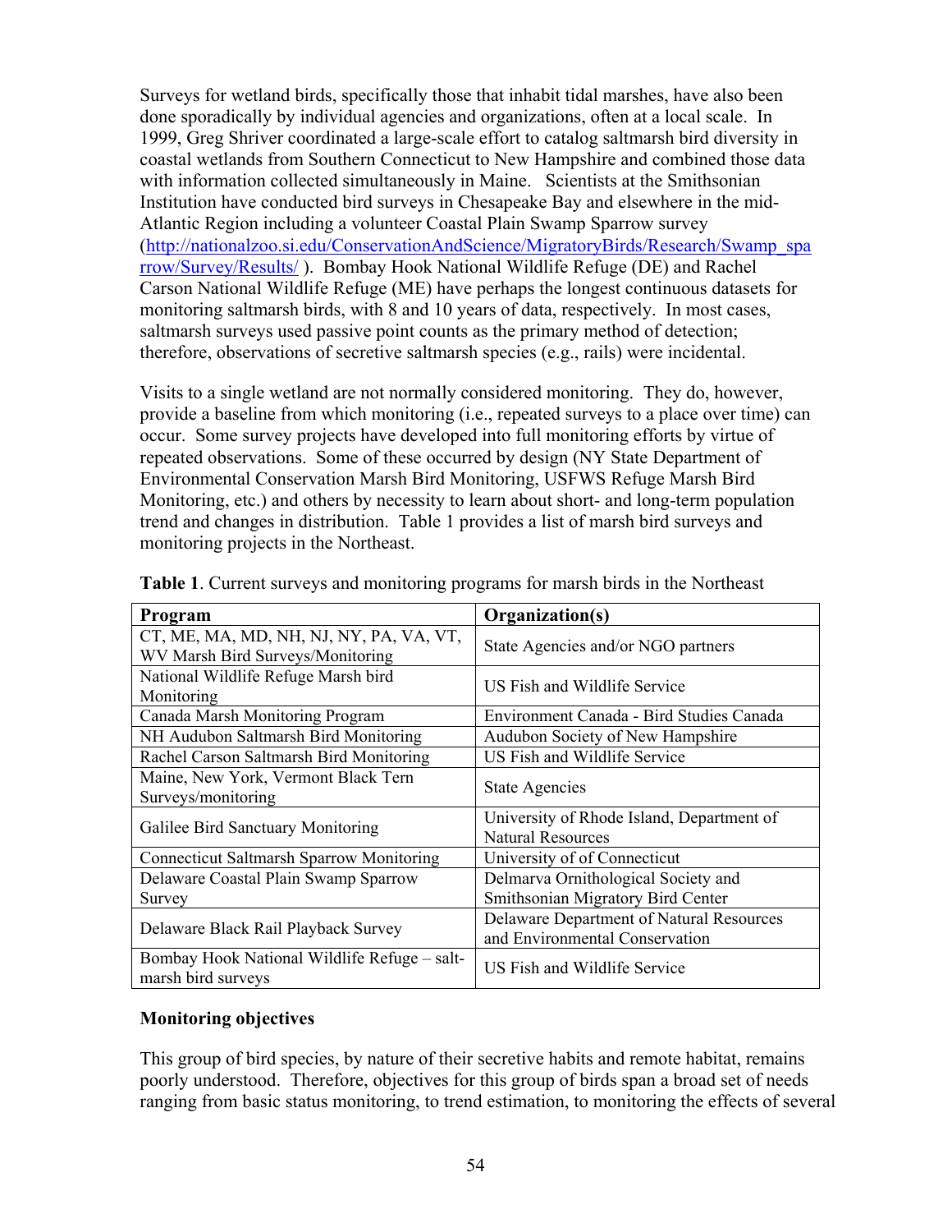Surveys for wetland birds, specifically those that inhabit tidal marshes, have also been done sporadically by individual agencies and organizations, often at a local scale. In 1999, Greg Shriver coordinated a large-scale effort to catalog saltmarsh bird diversity in coastal wetlands from Southern Connecticut to New Hampshire and combined those data with information collected simultaneously in Maine. Scientists at the Smithsonian Institution have conducted bird surveys in Chesapeake Bay and elsewhere in the mid-Atlantic Region including a volunteer Coastal Plain Swamp Sparrow survey (http://nationalzoo.si.edu/ConservationAndScience/MigratoryBirds/Research/Swamp_sparrow/Survey/Results/ ). Bombay Hook National Wildlife Refuge (DE) and Rachel Carson National Wildlife Refuge (ME) have perhaps the longest continuous datasets for monitoring saltmarsh birds, with 8 and 10 years of data, respectively. In most cases, saltmarsh surveys used passive point counts as the primary method of detection; therefore, observations of secretive saltmarsh species (e.g., rails) were incidental.

Visits to a single wetland are not normally considered monitoring. They do, however, provide a baseline from which monitoring (i.e., repeated surveys to a place over time) can occur. Some survey projects have developed into full monitoring efforts by virtue of repeated observations. Some of these occurred by design (NY State Department of Environmental Conservation Marsh Bird Monitoring, USFWS Refuge Marsh Bird Monitoring, etc.) and others by necessity to learn about short- and long-term population trend and changes in distribution. Table 1 provides a list of marsh bird surveys and monitoring projects in the Northeast.

**Table 1**. Current surveys and monitoring programs for marsh birds in the Northeast

| Program | Organization(s) |
|---|---|
| CT, ME, MA, MD, NH, NJ, NY, PA, VA, VT, WV Marsh Bird Surveys/Monitoring | State Agencies and/or NGO partners |
| National Wildlife Refuge Marsh bird Monitoring | US Fish and Wildlife Service |
| Canada Marsh Monitoring Program | Environment Canada - Bird Studies Canada |
| NH Audubon Saltmarsh Bird Monitoring | Audubon Society of New Hampshire |
| Rachel Carson Saltmarsh Bird Monitoring | US Fish and Wildlife Service |
| Maine, New York, Vermont Black Tern Surveys/monitoring | State Agencies |
| Galilee Bird Sanctuary Monitoring | University of Rhode Island, Department of Natural Resources |
| Connecticut Saltmarsh Sparrow Monitoring | University of Connecticut |
| Delaware Coastal Plain Swamp Sparrow Survey | Delmarva Ornithological Society and Smithsonian Migratory Bird Center |
| Delaware Black Rail Playback Survey | Delaware Department of Natural Resources and Environmental Conservation |
| Bombay Hook National Wildlife Refuge – salt-marsh bird surveys | US Fish and Wildlife Service |

**Monitoring objectives**

This group of bird species, by nature of their secretive habits and remote habitat, remains poorly understood. Therefore, objectives for this group of birds span a broad set of needs ranging from basic status monitoring, to trend estimation, to monitoring the effects of several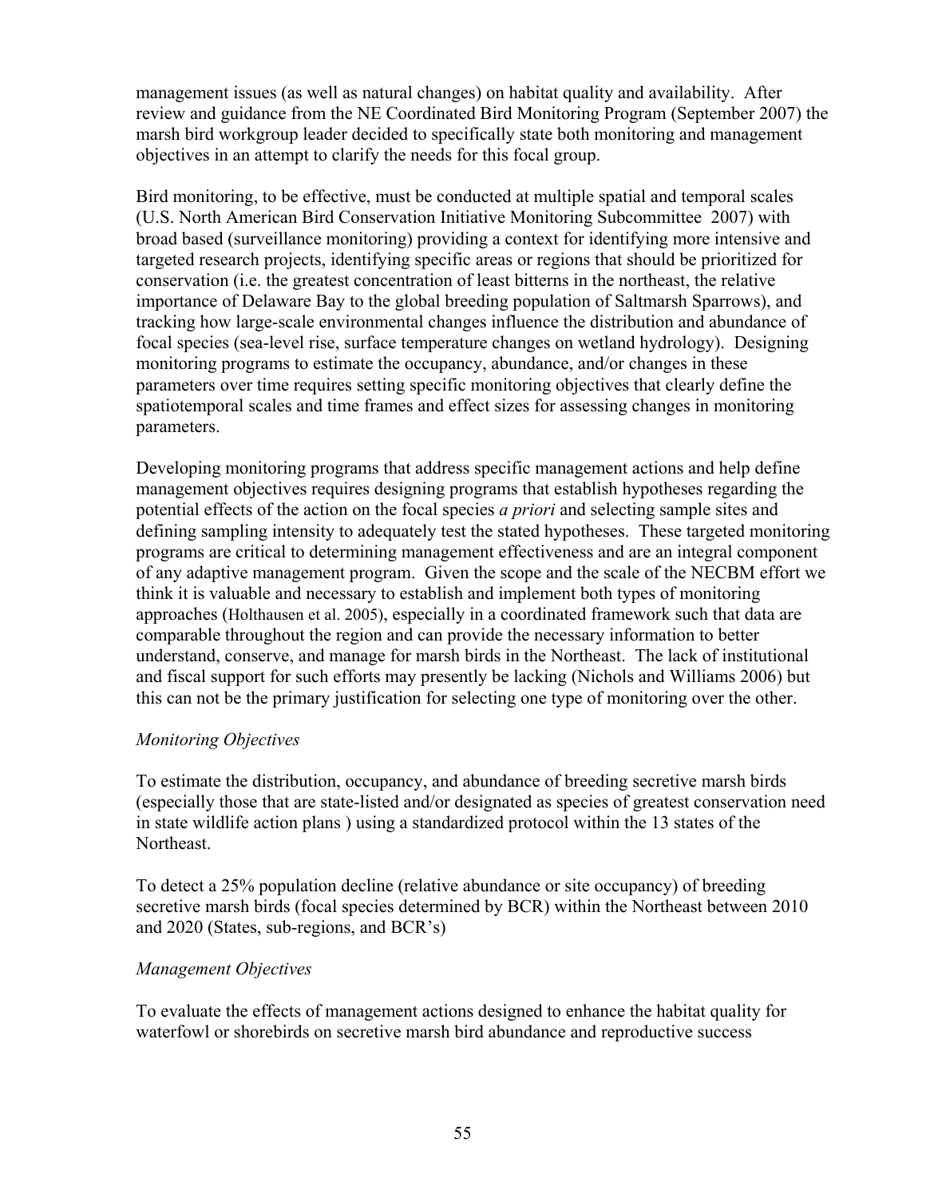management issues (as well as natural changes) on habitat quality and availability. After review and guidance from the NE Coordinated Bird Monitoring Program (September 2007) the marsh bird workgroup leader decided to specifically state both monitoring and management objectives in an attempt to clarify the needs for this focal group.

Bird monitoring, to be effective, must be conducted at multiple spatial and temporal scales (U.S. North American Bird Conservation Initiative Monitoring Subcommittee 2007) with broad based (surveillance monitoring) providing a context for identifying more intensive and targeted research projects, identifying specific areas or regions that should be prioritized for conservation (i.e. the greatest concentration of least bitterns in the northeast, the relative importance of Delaware Bay to the global breeding population of Saltmarsh Sparrows), and tracking how large-scale environmental changes influence the distribution and abundance of focal species (sea-level rise, surface temperature changes on wetland hydrology). Designing monitoring programs to estimate the occupancy, abundance, and/or changes in these parameters over time requires setting specific monitoring objectives that clearly define the spatiotemporal scales and time frames and effect sizes for assessing changes in monitoring parameters.

Developing monitoring programs that address specific management actions and help define management objectives requires designing programs that establish hypotheses regarding the potential effects of the action on the focal species *a priori* and selecting sample sites and defining sampling intensity to adequately test the stated hypotheses. These targeted monitoring programs are critical to determining management effectiveness and are an integral component of any adaptive management program. Given the scope and the scale of the NECBM effort we think it is valuable and necessary to establish and implement both types of monitoring approaches (Holthausen et al. 2005), especially in a coordinated framework such that data are comparable throughout the region and can provide the necessary information to better understand, conserve, and manage for marsh birds in the Northeast. The lack of institutional and fiscal support for such efforts may presently be lacking (Nichols and Williams 2006) but this can not be the primary justification for selecting one type of monitoring over the other.

*Monitoring Objectives*

To estimate the distribution, occupancy, and abundance of breeding secretive marsh birds (especially those that are state-listed and/or designated as species of greatest conservation need in state wildlife action plans ) using a standardized protocol within the 13 states of the Northeast.

To detect a 25% population decline (relative abundance or site occupancy) of breeding secretive marsh birds (focal species determined by BCR) within the Northeast between 2010 and 2020 (States, sub-regions, and BCR's)

*Management Objectives*

To evaluate the effects of management actions designed to enhance the habitat quality for waterfowl or shorebirds on secretive marsh bird abundance and reproductive success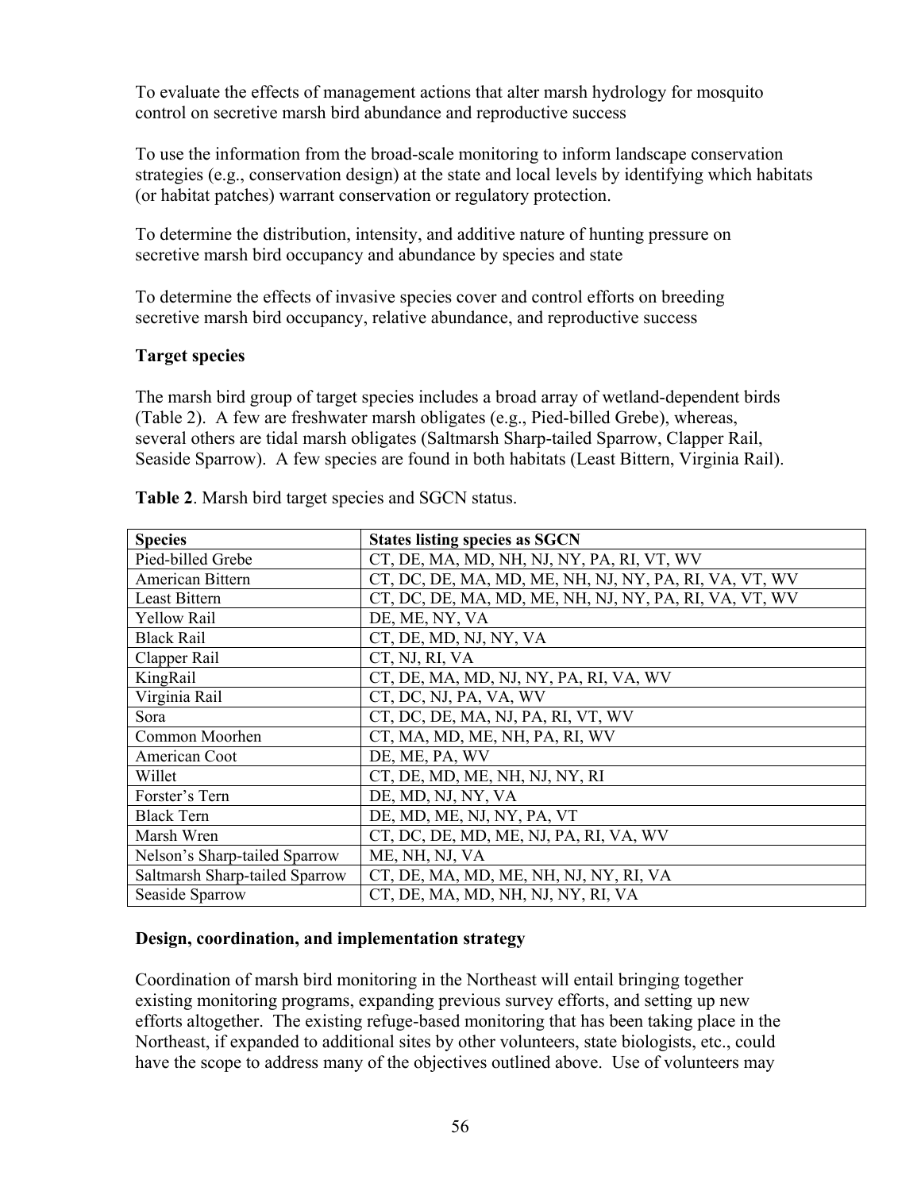To evaluate the effects of management actions that alter marsh hydrology for mosquito control on secretive marsh bird abundance and reproductive success

To use the information from the broad-scale monitoring to inform landscape conservation strategies (e.g., conservation design) at the state and local levels by identifying which habitats (or habitat patches) warrant conservation or regulatory protection.

To determine the distribution, intensity, and additive nature of hunting pressure on secretive marsh bird occupancy and abundance by species and state

To determine the effects of invasive species cover and control efforts on breeding secretive marsh bird occupancy, relative abundance, and reproductive success

**Target species**

The marsh bird group of target species includes a broad array of wetland-dependent birds (Table 2). A few are freshwater marsh obligates (e.g., Pied-billed Grebe), whereas, several others are tidal marsh obligates (Saltmarsh Sharp-tailed Sparrow, Clapper Rail, Seaside Sparrow). A few species are found in both habitats (Least Bittern, Virginia Rail).

**Table 2**. Marsh bird target species and SGCN status.

| Species | States listing species as SGCN |
|---|---|
| Pied-billed Grebe | CT, DE, MA, MD, NH, NJ, NY, PA, RI, VT, WV |
| American Bittern | CT, DC, DE, MA, MD, ME, NH, NJ, NY, PA, RI, VA, VT, WV |
| Least Bittern | CT, DC, DE, MA, MD, ME, NH, NJ, NY, PA, RI, VA, VT, WV |
| Yellow Rail | DE, ME, NY, VA |
| Black Rail | CT, DE, MD, NJ, NY, VA |
| Clapper Rail | CT, NJ, RI, VA |
| KingRail | CT, DE, MA, MD, NJ, NY, PA, RI, VA, WV |
| Virginia Rail | CT, DC, NJ, PA, VA, WV |
| Sora | CT, DC, DE, MA, NJ, PA, RI, VT, WV |
| Common Moorhen | CT, MA, MD, ME, NH, PA, RI, WV |
| American Coot | DE, ME, PA, WV |
| Willet | CT, DE, MD, ME, NH, NJ, NY, RI |
| Forster's Tern | DE, MD, NJ, NY, VA |
| Black Tern | DE, MD, ME, NJ, NY, PA, VT |
| Marsh Wren | CT, DC, DE, MD, ME, NJ, PA, RI, VA, WV |
| Nelson's Sharp-tailed Sparrow | ME, NH, NJ, VA |
| Saltmarsh Sharp-tailed Sparrow | CT, DE, MA, MD, ME, NH, NJ, NY, RI, VA |
| Seaside Sparrow | CT, DE, MA, MD, NH, NJ, NY, RI, VA |

**Design, coordination, and implementation strategy**

Coordination of marsh bird monitoring in the Northeast will entail bringing together existing monitoring programs, expanding previous survey efforts, and setting up new efforts altogether. The existing refuge-based monitoring that has been taking place in the Northeast, if expanded to additional sites by other volunteers, state biologists, etc., could have the scope to address many of the objectives outlined above. Use of volunteers may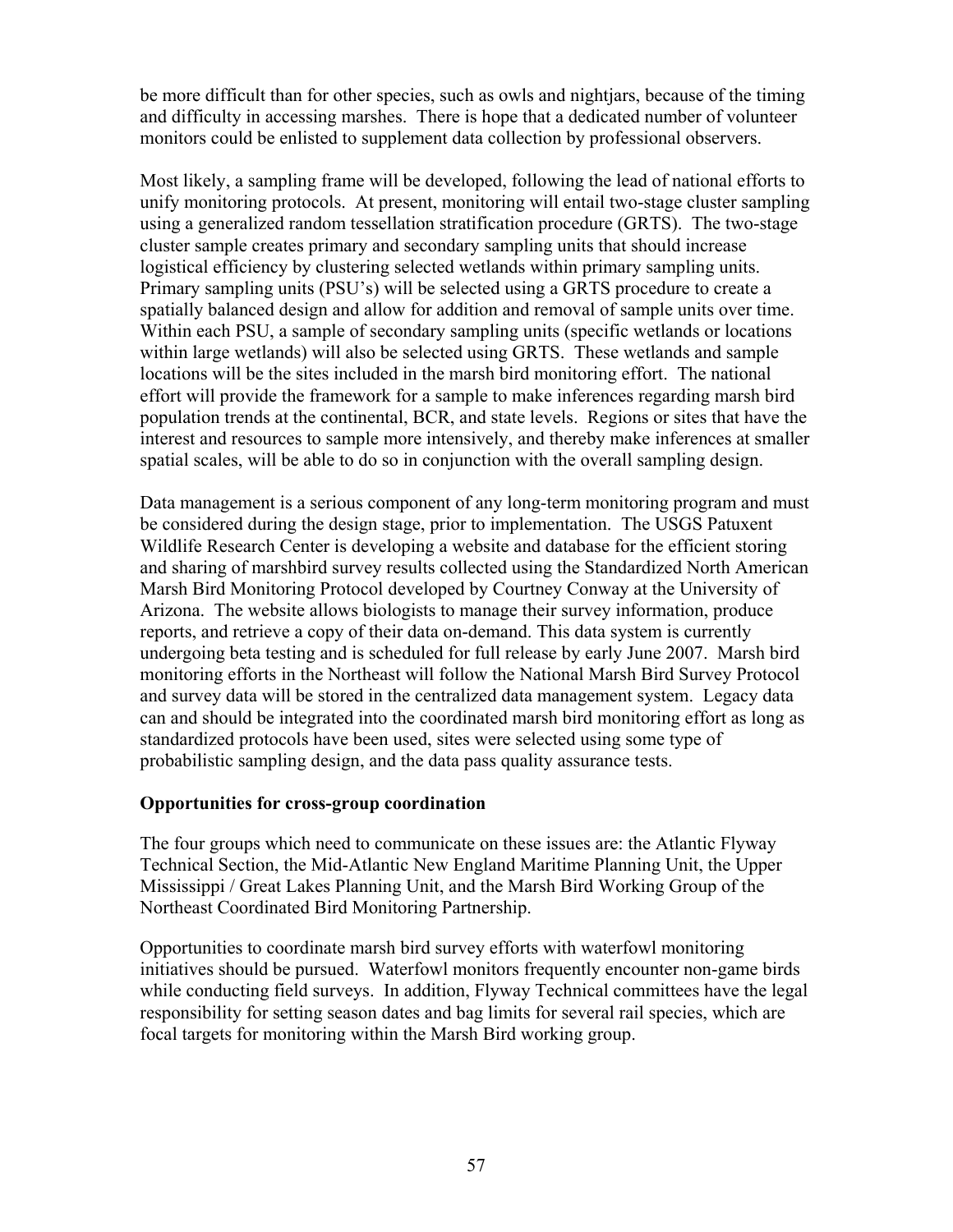be more difficult than for other species, such as owls and nightjars, because of the timing and difficulty in accessing marshes. There is hope that a dedicated number of volunteer monitors could be enlisted to supplement data collection by professional observers.

Most likely, a sampling frame will be developed, following the lead of national efforts to unify monitoring protocols. At present, monitoring will entail two-stage cluster sampling using a generalized random tessellation stratification procedure (GRTS). The two-stage cluster sample creates primary and secondary sampling units that should increase logistical efficiency by clustering selected wetlands within primary sampling units. Primary sampling units (PSU's) will be selected using a GRTS procedure to create a spatially balanced design and allow for addition and removal of sample units over time. Within each PSU, a sample of secondary sampling units (specific wetlands or locations within large wetlands) will also be selected using GRTS. These wetlands and sample locations will be the sites included in the marsh bird monitoring effort. The national effort will provide the framework for a sample to make inferences regarding marsh bird population trends at the continental, BCR, and state levels. Regions or sites that have the interest and resources to sample more intensively, and thereby make inferences at smaller spatial scales, will be able to do so in conjunction with the overall sampling design.

Data management is a serious component of any long-term monitoring program and must be considered during the design stage, prior to implementation. The USGS Patuxent Wildlife Research Center is developing a website and database for the efficient storing and sharing of marshbird survey results collected using the Standardized North American Marsh Bird Monitoring Protocol developed by Courtney Conway at the University of Arizona. The website allows biologists to manage their survey information, produce reports, and retrieve a copy of their data on-demand. This data system is currently undergoing beta testing and is scheduled for full release by early June 2007. Marsh bird monitoring efforts in the Northeast will follow the National Marsh Bird Survey Protocol and survey data will be stored in the centralized data management system. Legacy data can and should be integrated into the coordinated marsh bird monitoring effort as long as standardized protocols have been used, sites were selected using some type of probabilistic sampling design, and the data pass quality assurance tests.

**Opportunities for cross-group coordination**

The four groups which need to communicate on these issues are: the Atlantic Flyway Technical Section, the Mid-Atlantic New England Maritime Planning Unit, the Upper Mississippi / Great Lakes Planning Unit, and the Marsh Bird Working Group of the Northeast Coordinated Bird Monitoring Partnership.

Opportunities to coordinate marsh bird survey efforts with waterfowl monitoring initiatives should be pursued. Waterfowl monitors frequently encounter non-game birds while conducting field surveys. In addition, Flyway Technical committees have the legal responsibility for setting season dates and bag limits for several rail species, which are focal targets for monitoring within the Marsh Bird working group.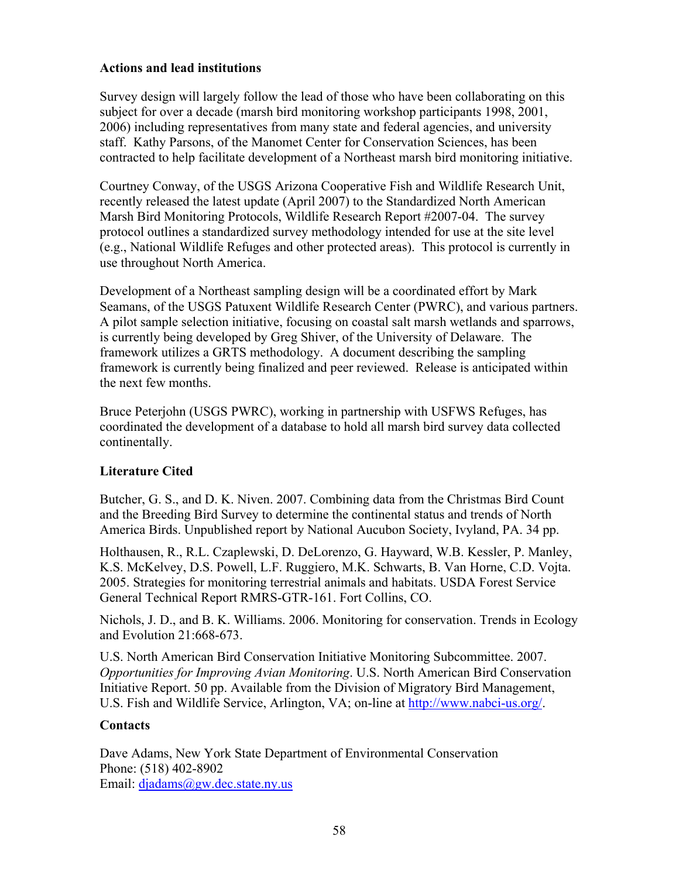### Actions and lead institutions

Survey design will largely follow the lead of those who have been collaborating on this subject for over a decade (marsh bird monitoring workshop participants 1998, 2001, 2006) including representatives from many state and federal agencies, and university staff. Kathy Parsons, of the Manomet Center for Conservation Sciences, has been contracted to help facilitate development of a Northeast marsh bird monitoring initiative.

Courtney Conway, of the USGS Arizona Cooperative Fish and Wildlife Research Unit, recently released the latest update (April 2007) to the Standardized North American Marsh Bird Monitoring Protocols, Wildlife Research Report #2007-04. The survey protocol outlines a standardized survey methodology intended for use at the site level (e.g., National Wildlife Refuges and other protected areas). This protocol is currently in use throughout North America.

Development of a Northeast sampling design will be a coordinated effort by Mark Seamans, of the USGS Patuxent Wildlife Research Center (PWRC), and various partners. A pilot sample selection initiative, focusing on coastal salt marsh wetlands and sparrows, is currently being developed by Greg Shiver, of the University of Delaware. The framework utilizes a GRTS methodology. A document describing the sampling framework is currently being finalized and peer reviewed. Release is anticipated within the next few months.

Bruce Peterjohn (USGS PWRC), working in partnership with USFWS Refuges, has coordinated the development of a database to hold all marsh bird survey data collected continentally.

### Literature Cited

Butcher, G. S., and D. K. Niven. 2007. Combining data from the Christmas Bird Count and the Breeding Bird Survey to determine the continental status and trends of North America Birds. Unpublished report by National Aucubon Society, Ivyland, PA. 34 pp.

Holthausen, R., R.L. Czaplewski, D. DeLorenzo, G. Hayward, W.B. Kessler, P. Manley, K.S. McKelvey, D.S. Powell, L.F. Ruggiero, M.K. Schwarts, B. Van Horne, C.D. Vojta. 2005. Strategies for monitoring terrestrial animals and habitats. USDA Forest Service General Technical Report RMRS-GTR-161. Fort Collins, CO.

Nichols, J. D., and B. K. Williams. 2006. Monitoring for conservation. Trends in Ecology and Evolution 21:668-673.

U.S. North American Bird Conservation Initiative Monitoring Subcommittee. 2007. *Opportunities for Improving Avian Monitoring*. U.S. North American Bird Conservation Initiative Report. 50 pp. Available from the Division of Migratory Bird Management, U.S. Fish and Wildlife Service, Arlington, VA; on-line at http://www.nabci-us.org/.

### Contacts

Dave Adams, New York State Department of Environmental Conservation
Phone: (518) 402-8902
Email: djadams@gw.dec.state.ny.us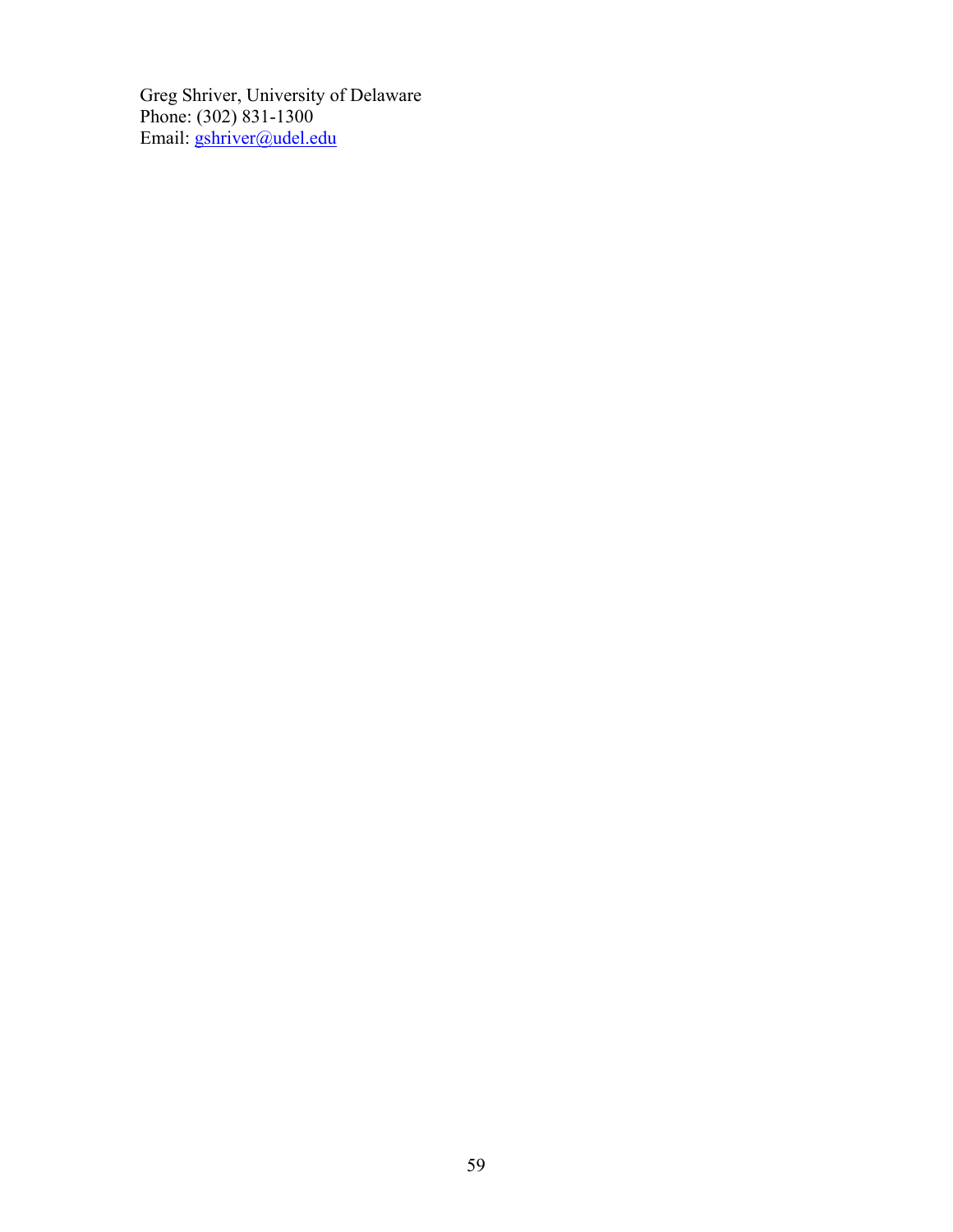Greg Shriver, University of Delaware
Phone: (302) 831-1300
Email: gshriver@udel.edu